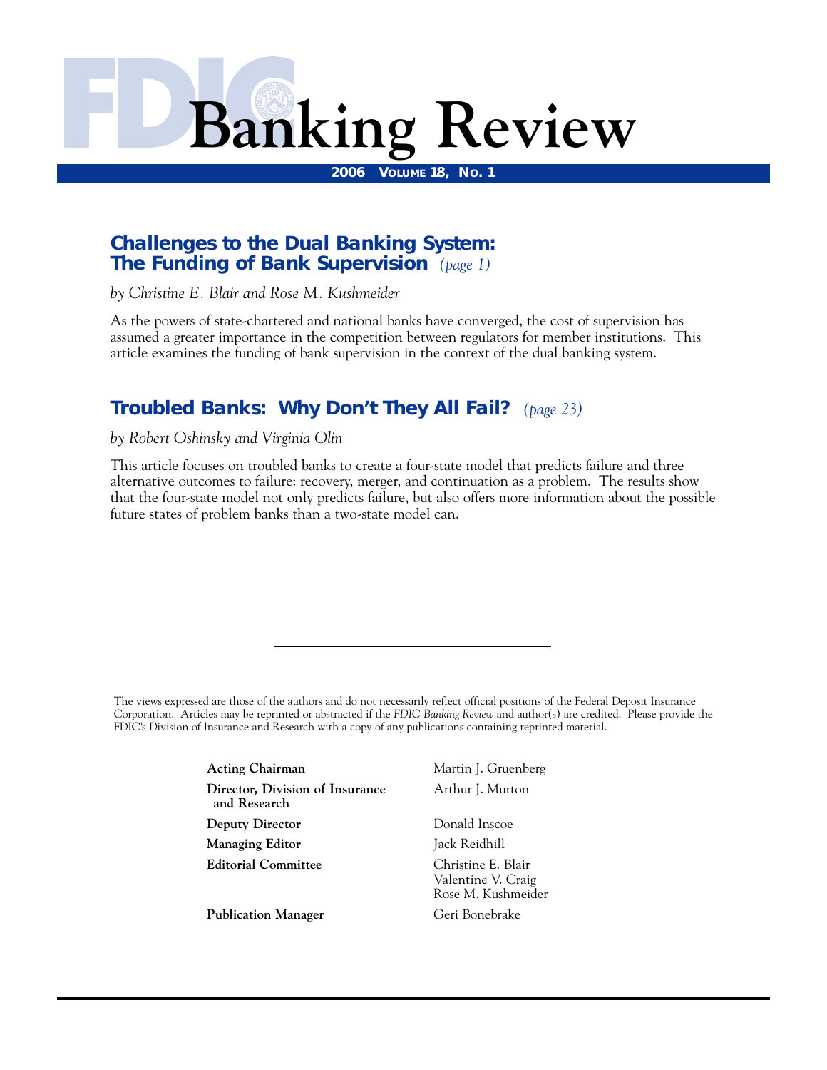# FDIC Banking Review

**2006 Volume 18, No. 1**

## Challenges to the Dual Banking System: The Funding of Bank Supervision *(page 1)*

*by Christine E. Blair and Rose M. Kushmeider*

As the powers of state-chartered and national banks have converged, the cost of supervision has assumed a greater importance in the competition between regulators for member institutions. This article examines the funding of bank supervision in the context of the dual banking system.

## Troubled Banks: Why Don't They All Fail? *(page 23)*

*by Robert Oshinsky and Virginia Olin*

This article focuses on troubled banks to create a four-state model that predicts failure and three alternative outcomes to failure: recovery, merger, and continuation as a problem. The results show that the four-state model not only predicts failure, but also offers more information about the possible future states of problem banks than a two-state model can.

---

The views expressed are those of the authors and do not necessarily reflect official positions of the Federal Deposit Insurance Corporation. Articles may be reprinted or abstracted if the *FDIC Banking Review* and author(s) are credited. Please provide the FDIC's Division of Insurance and Research with a copy of any publications containing reprinted material.

| | |
|---|---|
| **Acting Chairman** | Martin J. Gruenberg |
| **Director, Division of Insurance and Research** | Arthur J. Murton |
| **Deputy Director** | Donald Inscoe |
| **Managing Editor** | Jack Reidhill |
| **Editorial Committee** | Christine E. Blair<br>Valentine V. Craig<br>Rose M. Kushmeider |
| **Publication Manager** | Geri Bonebrake |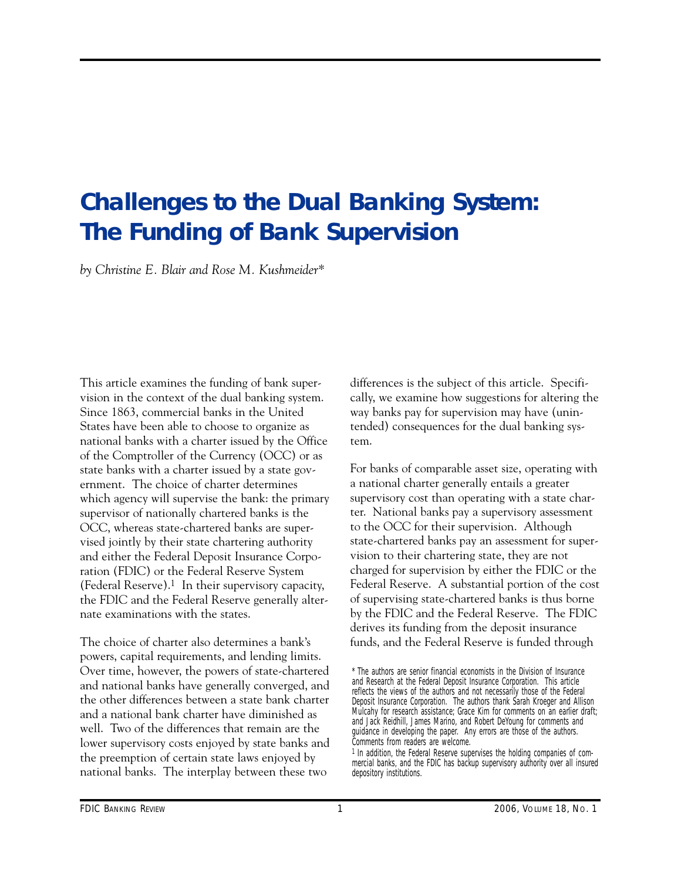# Challenges to the Dual Banking System: The Funding of Bank Supervision

*by Christine E. Blair and Rose M. Kushmeider\**

This article examines the funding of bank supervision in the context of the dual banking system. Since 1863, commercial banks in the United States have been able to choose to organize as national banks with a charter issued by the Office of the Comptroller of the Currency (OCC) or as state banks with a charter issued by a state government. The choice of charter determines which agency will supervise the bank: the primary supervisor of nationally chartered banks is the OCC, whereas state-chartered banks are supervised jointly by their state chartering authority and either the Federal Deposit Insurance Corporation (FDIC) or the Federal Reserve System (Federal Reserve).[1] In their supervisory capacity, the FDIC and the Federal Reserve generally alternate examinations with the states.

The choice of charter also determines a bank's powers, capital requirements, and lending limits. Over time, however, the powers of state-chartered and national banks have generally converged, and the other differences between a state bank charter and a national bank charter have diminished as well. Two of the differences that remain are the lower supervisory costs enjoyed by state banks and the preemption of certain state laws enjoyed by national banks. The interplay between these two differences is the subject of this article. Specifically, we examine how suggestions for altering the way banks pay for supervision may have (unintended) consequences for the dual banking system.

For banks of comparable asset size, operating with a national charter generally entails a greater supervisory cost than operating with a state charter. National banks pay a supervisory assessment to the OCC for their supervision. Although state-chartered banks pay an assessment for supervision to their chartering state, they are not charged for supervision by either the FDIC or the Federal Reserve. A substantial portion of the cost of supervising state-chartered banks is thus borne by the FDIC and the Federal Reserve. The FDIC derives its funding from the deposit insurance funds, and the Federal Reserve is funded through

\* The authors are senior financial economists in the Division of Insurance and Research at the Federal Deposit Insurance Corporation. This article reflects the views of the authors and not necessarily those of the Federal Deposit Insurance Corporation. The authors thank Sarah Kroeger and Allison Mulcahy for research assistance; Grace Kim for comments on an earlier draft; and Jack Reidhill, James Marino, and Robert DeYoung for comments and guidance in developing the paper. Any errors are those of the authors. Comments from readers are welcome.

[1] In addition, the Federal Reserve supervises the holding companies of commercial banks, and the FDIC has backup supervisory authority over all insured depository institutions.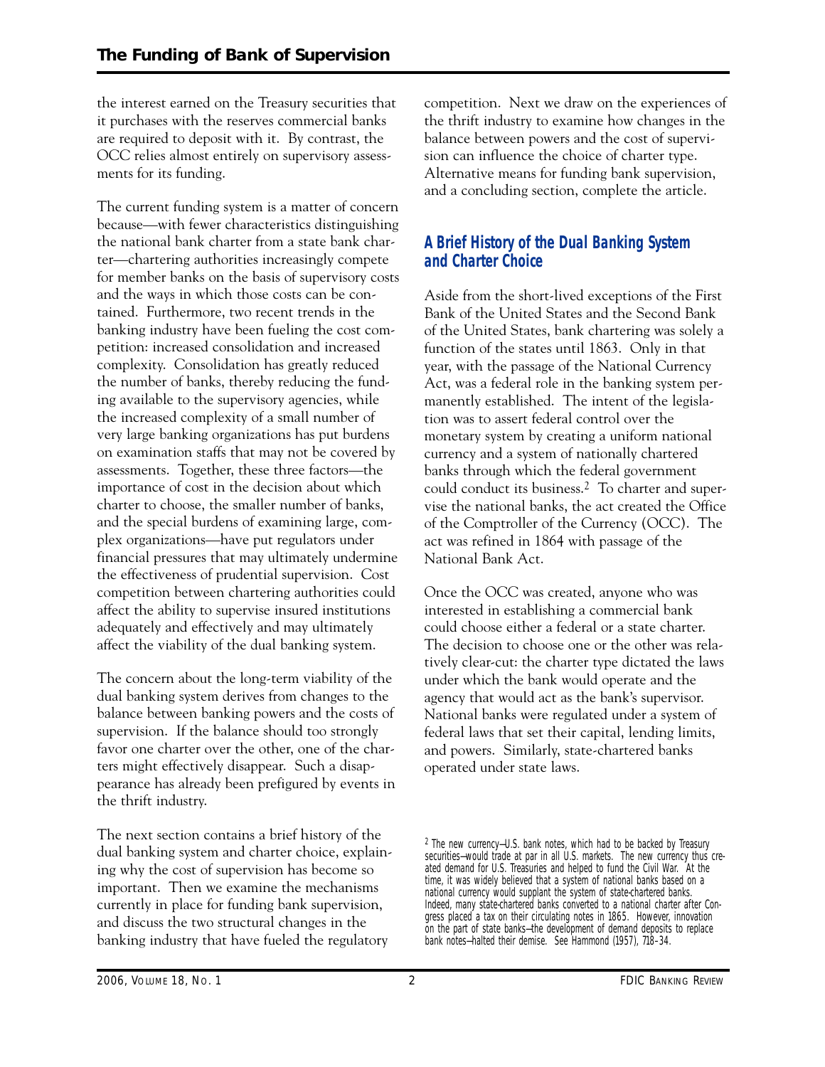the interest earned on the Treasury securities that it purchases with the reserves commercial banks are required to deposit with it. By contrast, the OCC relies almost entirely on supervisory assessments for its funding.

The current funding system is a matter of concern because—with fewer characteristics distinguishing the national bank charter from a state bank charter—chartering authorities increasingly compete for member banks on the basis of supervisory costs and the ways in which those costs can be contained. Furthermore, two recent trends in the banking industry have been fueling the cost competition: increased consolidation and increased complexity. Consolidation has greatly reduced the number of banks, thereby reducing the funding available to the supervisory agencies, while the increased complexity of a small number of very large banking organizations has put burdens on examination staffs that may not be covered by assessments. Together, these three factors—the importance of cost in the decision about which charter to choose, the smaller number of banks, and the special burdens of examining large, complex organizations—have put regulators under financial pressures that may ultimately undermine the effectiveness of prudential supervision. Cost competition between chartering authorities could affect the ability to supervise insured institutions adequately and effectively and may ultimately affect the viability of the dual banking system.

The concern about the long-term viability of the dual banking system derives from changes to the balance between banking powers and the costs of supervision. If the balance should too strongly favor one charter over the other, one of the charters might effectively disappear. Such a disappearance has already been prefigured by events in the thrift industry.

The next section contains a brief history of the dual banking system and charter choice, explaining why the cost of supervision has become so important. Then we examine the mechanisms currently in place for funding bank supervision, and discuss the two structural changes in the banking industry that have fueled the regulatory competition. Next we draw on the experiences of the thrift industry to examine how changes in the balance between powers and the cost of supervision can influence the choice of charter type. Alternative means for funding bank supervision, and a concluding section, complete the article.

## A Brief History of the Dual Banking System and Charter Choice

Aside from the short-lived exceptions of the First Bank of the United States and the Second Bank of the United States, bank chartering was solely a function of the states until 1863. Only in that year, with the passage of the National Currency Act, was a federal role in the banking system permanently established. The intent of the legislation was to assert federal control over the monetary system by creating a uniform national currency and a system of nationally chartered banks through which the federal government could conduct its business.[2] To charter and supervise the national banks, the act created the Office of the Comptroller of the Currency (OCC). The act was refined in 1864 with passage of the National Bank Act.

Once the OCC was created, anyone who was interested in establishing a commercial bank could choose either a federal or a state charter. The decision to choose one or the other was relatively clear-cut: the charter type dictated the laws under which the bank would operate and the agency that would act as the bank's supervisor. National banks were regulated under a system of federal laws that set their capital, lending limits, and powers. Similarly, state-chartered banks operated under state laws.

[2] The new currency—U.S. bank notes, which had to be backed by Treasury securities—would trade at par in all U.S. markets. The new currency thus created demand for U.S. Treasuries and helped to fund the Civil War. At the time, it was widely believed that a system of national banks based on a national currency would supplant the system of state-chartered banks. Indeed, many state-chartered banks converted to a national charter after Congress placed a tax on their circulating notes in 1865. However, innovation on the part of state banks—the development of demand deposits to replace bank notes—halted their demise. See Hammond (1957), 718–34.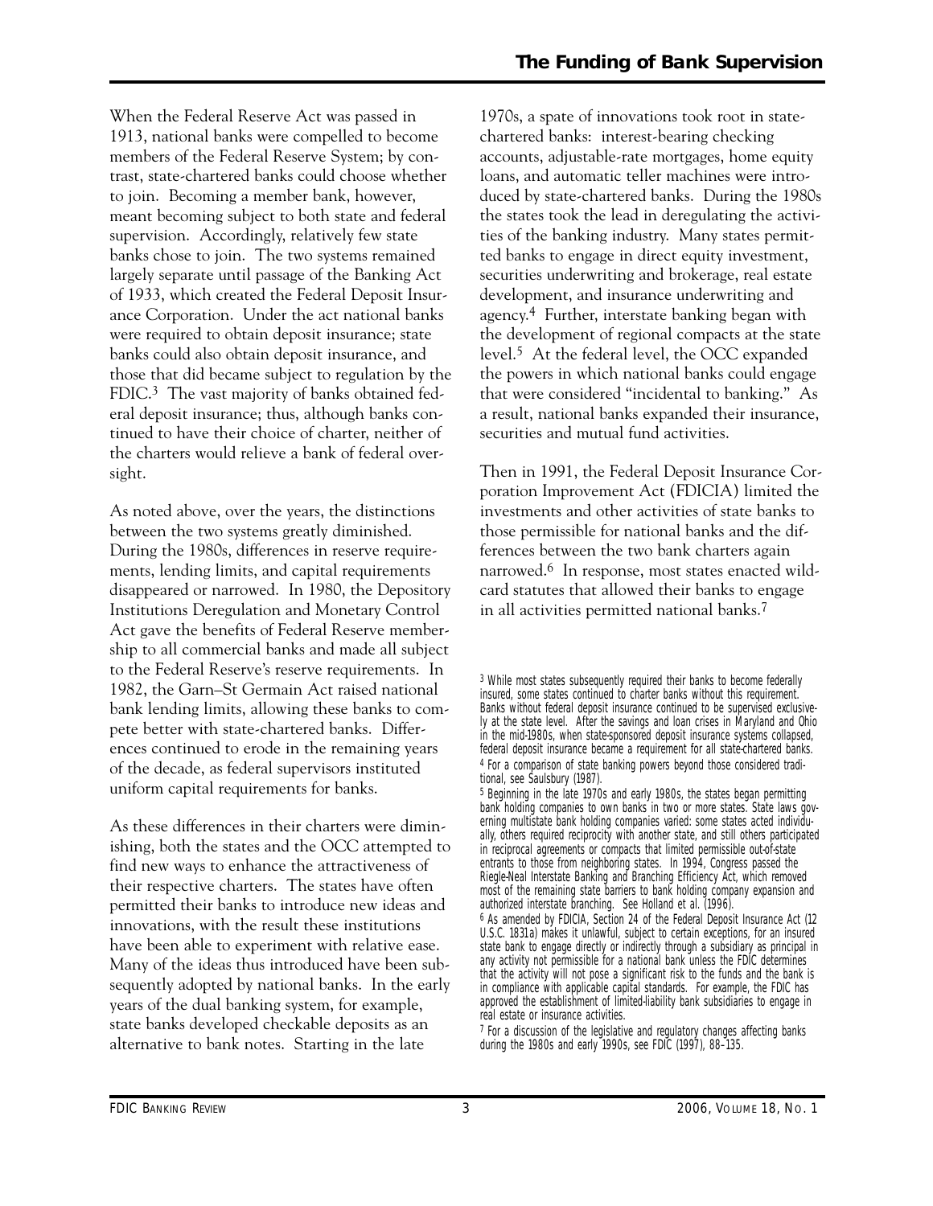When the Federal Reserve Act was passed in 1913, national banks were compelled to become members of the Federal Reserve System; by contrast, state-chartered banks could choose whether to join. Becoming a member bank, however, meant becoming subject to both state and federal supervision. Accordingly, relatively few state banks chose to join. The two systems remained largely separate until passage of the Banking Act of 1933, which created the Federal Deposit Insurance Corporation. Under the act national banks were required to obtain deposit insurance; state banks could also obtain deposit insurance, and those that did became subject to regulation by the FDIC.[3] The vast majority of banks obtained federal deposit insurance; thus, although banks continued to have their choice of charter, neither of the charters would relieve a bank of federal oversight.

As noted above, over the years, the distinctions between the two systems greatly diminished. During the 1980s, differences in reserve requirements, lending limits, and capital requirements disappeared or narrowed. In 1980, the Depository Institutions Deregulation and Monetary Control Act gave the benefits of Federal Reserve membership to all commercial banks and made all subject to the Federal Reserve's reserve requirements. In 1982, the Garn–St Germain Act raised national bank lending limits, allowing these banks to compete better with state-chartered banks. Differences continued to erode in the remaining years of the decade, as federal supervisors instituted uniform capital requirements for banks.

As these differences in their charters were diminishing, both the states and the OCC attempted to find new ways to enhance the attractiveness of their respective charters. The states have often permitted their banks to introduce new ideas and innovations, with the result these institutions have been able to experiment with relative ease. Many of the ideas thus introduced have been subsequently adopted by national banks. In the early years of the dual banking system, for example, state banks developed checkable deposits as an alternative to bank notes. Starting in the late 1970s, a spate of innovations took root in state-chartered banks: interest-bearing checking accounts, adjustable-rate mortgages, home equity loans, and automatic teller machines were introduced by state-chartered banks. During the 1980s the states took the lead in deregulating the activities of the banking industry. Many states permitted banks to engage in direct equity investment, securities underwriting and brokerage, real estate development, and insurance underwriting and agency.[4] Further, interstate banking began with the development of regional compacts at the state level.[5] At the federal level, the OCC expanded the powers in which national banks could engage that were considered "incidental to banking." As a result, national banks expanded their insurance, securities and mutual fund activities.

Then in 1991, the Federal Deposit Insurance Corporation Improvement Act (FDICIA) limited the investments and other activities of state banks to those permissible for national banks and the differences between the two bank charters again narrowed.[6] In response, most states enacted wildcard statutes that allowed their banks to engage in all activities permitted national banks.[7]

[3] While most states subsequently required their banks to become federally insured, some states continued to charter banks without this requirement. Banks without federal deposit insurance continued to be supervised exclusively at the state level. After the savings and loan crises in Maryland and Ohio in the mid-1980s, when state-sponsored deposit insurance systems collapsed, federal deposit insurance became a requirement for all state-chartered banks.

[4] For a comparison of state banking powers beyond those considered traditional, see Saulsbury (1987).

[5] Beginning in the late 1970s and early 1980s, the states began permitting bank holding companies to own banks in two or more states. State laws governing multistate bank holding companies varied: some states acted individually, others required reciprocity with another state, and still others participated in reciprocal agreements or compacts that limited permissible out-of-state entrants to those from neighboring states. In 1994, Congress passed the Riegle-Neal Interstate Banking and Branching Efficiency Act, which removed most of the remaining state barriers to bank holding company expansion and authorized interstate branching. See Holland et al. (1996).

[6] As amended by FDICIA, Section 24 of the Federal Deposit Insurance Act (12 U.S.C. 1831a) makes it unlawful, subject to certain exceptions, for an insured state bank to engage directly or indirectly through a subsidiary as principal in any activity not permissible for a national bank unless the FDIC determines that the activity will not pose a significant risk to the funds and the bank is in compliance with applicable capital standards. For example, the FDIC has approved the establishment of limited-liability bank subsidiaries to engage in real estate or insurance activities.

[7] For a discussion of the legislative and regulatory changes affecting banks during the 1980s and early 1990s, see FDIC (1997), 88–135.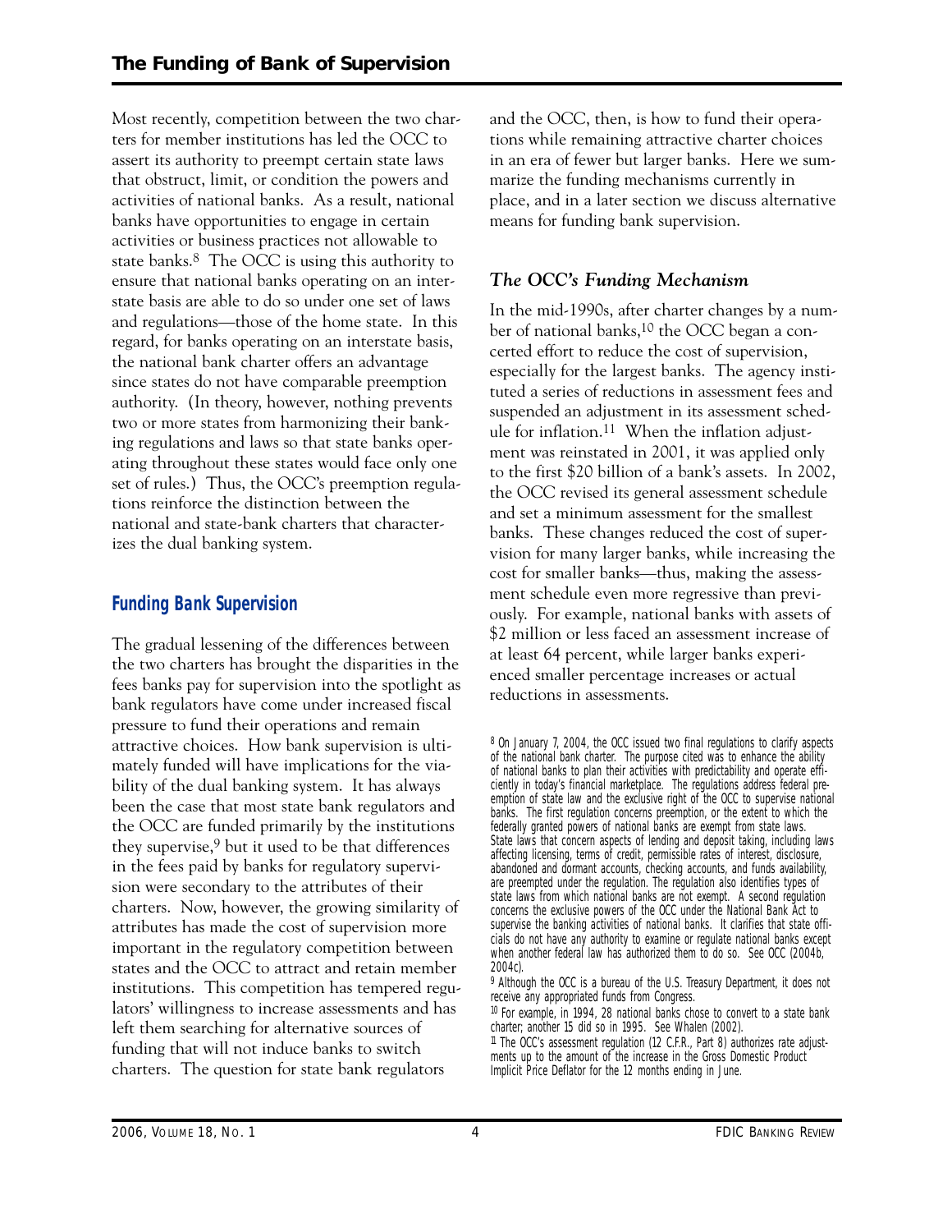Most recently, competition between the two charters for member institutions has led the OCC to assert its authority to preempt certain state laws that obstruct, limit, or condition the powers and activities of national banks. As a result, national banks have opportunities to engage in certain activities or business practices not allowable to state banks.[8] The OCC is using this authority to ensure that national banks operating on an interstate basis are able to do so under one set of laws and regulations—those of the home state. In this regard, for banks operating on an interstate basis, the national bank charter offers an advantage since states do not have comparable preemption authority. (In theory, however, nothing prevents two or more states from harmonizing their banking regulations and laws so that state banks operating throughout these states would face only one set of rules.) Thus, the OCC's preemption regulations reinforce the distinction between the national and state-bank charters that characterizes the dual banking system.

## Funding Bank Supervision

The gradual lessening of the differences between the two charters has brought the disparities in the fees banks pay for supervision into the spotlight as bank regulators have come under increased fiscal pressure to fund their operations and remain attractive choices. How bank supervision is ultimately funded will have implications for the viability of the dual banking system. It has always been the case that most state bank regulators and the OCC are funded primarily by the institutions they supervise,[9] but it used to be that differences in the fees paid by banks for regulatory supervision were secondary to the attributes of their charters. Now, however, the growing similarity of attributes has made the cost of supervision more important in the regulatory competition between states and the OCC to attract and retain member institutions. This competition has tempered regulators' willingness to increase assessments and has left them searching for alternative sources of funding that will not induce banks to switch charters. The question for state bank regulators and the OCC, then, is how to fund their operations while remaining attractive charter choices in an era of fewer but larger banks. Here we summarize the funding mechanisms currently in place, and in a later section we discuss alternative means for funding bank supervision.

### *The OCC's Funding Mechanism*

In the mid-1990s, after charter changes by a number of national banks,[10] the OCC began a concerted effort to reduce the cost of supervision, especially for the largest banks. The agency instituted a series of reductions in assessment fees and suspended an adjustment in its assessment schedule for inflation.[11] When the inflation adjustment was reinstated in 2001, it was applied only to the first $20 billion of a bank's assets. In 2002, the OCC revised its general assessment schedule and set a minimum assessment for the smallest banks. These changes reduced the cost of supervision for many larger banks, while increasing the cost for smaller banks—thus, making the assessment schedule even more regressive than previously. For example, national banks with assets of $2 million or less faced an assessment increase of at least 64 percent, while larger banks experienced smaller percentage increases or actual reductions in assessments.

---

[8] On January 7, 2004, the OCC issued two final regulations to clarify aspects of the national bank charter. The purpose cited was to enhance the ability of national banks to plan their activities with predictability and operate efficiently in today's financial marketplace. The regulations address federal preemption of state law and the exclusive right of the OCC to supervise national banks. The first regulation concerns preemption, or the extent to which the federally granted powers of national banks are exempt from state laws. State laws that concern aspects of lending and deposit taking, including laws affecting licensing, terms of credit, permissible rates of interest, disclosure, abandoned and dormant accounts, checking accounts, and funds availability, are preempted under the regulation. The regulation also identifies types of state laws from which national banks are not exempt. A second regulation concerns the exclusive powers of the OCC under the National Bank Act to supervise the banking activities of national banks. It clarifies that state officials do not have any authority to examine or regulate national banks except when another federal law has authorized them to do so. See OCC (2004b, 2004c).

[9] Although the OCC is a bureau of the U.S. Treasury Department, it does not receive any appropriated funds from Congress.

[10] For example, in 1994, 28 national banks chose to convert to a state bank charter; another 15 did so in 1995. See Whalen (2002).

[11] The OCC's assessment regulation (12 C.F.R., Part 8) authorizes rate adjustments up to the amount of the increase in the Gross Domestic Product Implicit Price Deflator for the 12 months ending in June.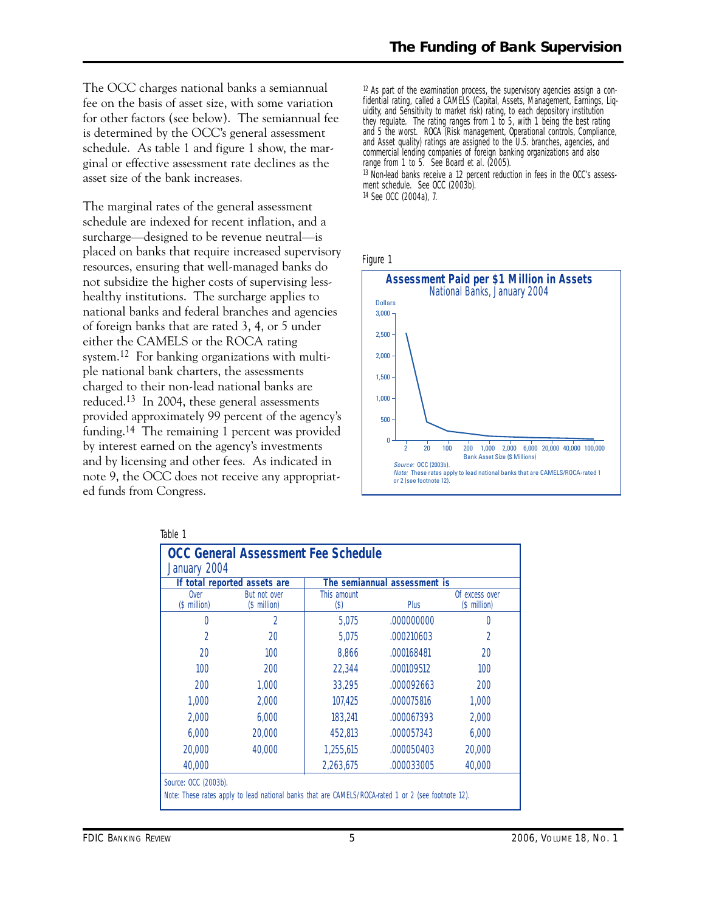The OCC charges national banks a semiannual fee on the basis of asset size, with some variation for other factors (see below). The semiannual fee is determined by the OCC's general assessment schedule. As table 1 and figure 1 show, the marginal or effective assessment rate declines as the asset size of the bank increases.

The marginal rates of the general assessment schedule are indexed for recent inflation, and a surcharge—designed to be revenue neutral—is placed on banks that require increased supervisory resources, ensuring that well-managed banks do not subsidize the higher costs of supervising less-healthy institutions. The surcharge applies to national banks and federal branches and agencies of foreign banks that are rated 3, 4, or 5 under either the CAMELS or the ROCA rating system.[12] For banking organizations with multiple national bank charters, the assessments charged to their non-lead national banks are reduced.[13] In 2004, these general assessments provided approximately 99 percent of the agency's funding.[14] The remaining 1 percent was provided by interest earned on the agency's investments and by licensing and other fees. As indicated in note 9, the OCC does not receive any appropriated funds from Congress.

[12] As part of the examination process, the supervisory agencies assign a confidential rating, called a CAMELS (Capital, Assets, Management, Earnings, Liquidity, and Sensitivity to market risk) rating, to each depository institution they regulate. The rating ranges from 1 to 5, with 1 being the best rating and 5 the worst. ROCA (Risk management, Operational controls, Compliance, and Asset quality) ratings are assigned to the U.S. branches, agencies, and commercial lending companies of foreign banking organizations and also range from 1 to 5. See Board et al. (2005).

[13] Non-lead banks receive a 12 percent reduction in fees in the OCC's assessment schedule. See OCC (2003b).

[14] See OCC (2004a), 7.

Figure 1

**Assessment Paid per $1 Million in Assets**
National Banks, January 2004

*Source:* OCC (2003b).
*Note:* These rates apply to lead national banks that are CAMELS/ROCA-rated 1 or 2 (see footnote 12).

Table 1

**OCC General Assessment Fee Schedule**
January 2004

| If total reported assets are | | The semiannual assessment is | | |
|---|---|---|---|---|
| Over ($ million) | But not over ($ million) | This amount ($) | Plus | Of excess over ($ million) |
| 0 | 2 | 5,075 | .000000000 | 0 |
| 2 | 20 | 5,075 | .000210603 | 2 |
| 20 | 100 | 8,866 | .000168481 | 20 |
| 100 | 200 | 22,344 | .000109512 | 100 |
| 200 | 1,000 | 33,295 | .000092663 | 200 |
| 1,000 | 2,000 | 107,425 | .000075816 | 1,000 |
| 2,000 | 6,000 | 183,241 | .000067393 | 2,000 |
| 6,000 | 20,000 | 452,813 | .000057343 | 6,000 |
| 20,000 | 40,000 | 1,255,615 | .000050403 | 20,000 |
| 40,000 | | 2,263,675 | .000033005 | 40,000 |

Source: OCC (2003b).
Note: These rates apply to lead national banks that are CAMELS/ROCA-rated 1 or 2 (see footnote 12).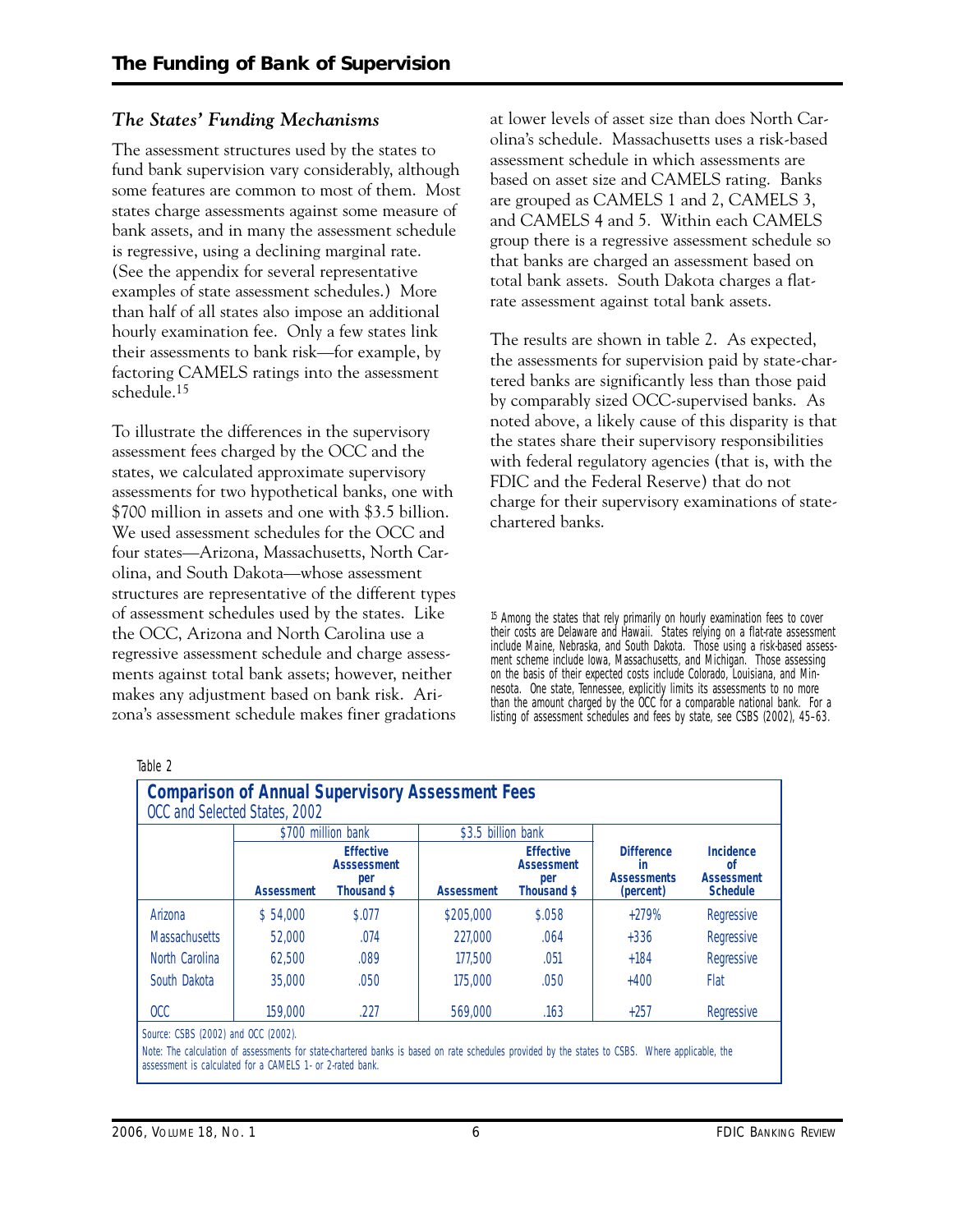### *The States' Funding Mechanisms*

The assessment structures used by the states to fund bank supervision vary considerably, although some features are common to most of them. Most states charge assessments against some measure of bank assets, and in many the assessment schedule is regressive, using a declining marginal rate. (See the appendix for several representative examples of state assessment schedules.) More than half of all states also impose an additional hourly examination fee. Only a few states link their assessments to bank risk—for example, by factoring CAMELS ratings into the assessment schedule.[15]

To illustrate the differences in the supervisory assessment fees charged by the OCC and the states, we calculated approximate supervisory assessments for two hypothetical banks, one with \$700 million in assets and one with \$3.5 billion. We used assessment schedules for the OCC and four states—Arizona, Massachusetts, North Carolina, and South Dakota—whose assessment structures are representative of the different types of assessment schedules used by the states. Like the OCC, Arizona and North Carolina use a regressive assessment schedule and charge assessments against total bank assets; however, neither makes any adjustment based on bank risk. Arizona's assessment schedule makes finer gradations at lower levels of asset size than does North Carolina's schedule. Massachusetts uses a risk-based assessment schedule in which assessments are based on asset size and CAMELS rating. Banks are grouped as CAMELS 1 and 2, CAMELS 3, and CAMELS 4 and 5. Within each CAMELS group there is a regressive assessment schedule so that banks are charged an assessment based on total bank assets. South Dakota charges a flat-rate assessment against total bank assets.

The results are shown in table 2. As expected, the assessments for supervision paid by state-chartered banks are significantly less than those paid by comparably sized OCC-supervised banks. As noted above, a likely cause of this disparity is that the states share their supervisory responsibilities with federal regulatory agencies (that is, with the FDIC and the Federal Reserve) that do not charge for their supervisory examinations of state-chartered banks.

[15] Among the states that rely primarily on hourly examination fees to cover their costs are Delaware and Hawaii. States relying on a flat-rate assessment include Maine, Nebraska, and South Dakota. Those using a risk-based assessment scheme include Iowa, Massachusetts, and Michigan. Those assessing on the basis of their expected costs include Colorado, Louisiana, and Minnesota. One state, Tennessee, explicitly limits its assessments to no more than the amount charged by the OCC for a comparable national bank. For a listing of assessment schedules and fees by state, see CSBS (2002), 45–63.

Table 2

**Comparison of Annual Supervisory Assessment Fees**
OCC and Selected States, 2002

| | \$700 million bank | | \$3.5 billion bank | | | |
|---|---|---|---|---|---|---|
| | **Assessment** | **Effective Asssessment per Thousand \$** | **Assessment** | **Effective Assessment per Thousand \$** | **Difference in Assessments (percent)** | **Incidence of Assessment Schedule** |
| Arizona | \$ 54,000 | \$.077 | \$205,000 | \$.058 | +279% | Regressive |
| Massachusetts | 52,000 | .074 | 227,000 | .064 | +336 | Regressive |
| North Carolina | 62,500 | .089 | 177,500 | .051 | +184 | Regressive |
| South Dakota | 35,000 | .050 | 175,000 | .050 | +400 | Flat |
| OCC | 159,000 | .227 | 569,000 | .163 | +257 | Regressive |

Source: CSBS (2002) and OCC (2002).

Note: The calculation of assessments for state-chartered banks is based on rate schedules provided by the states to CSBS. Where applicable, the assessment is calculated for a CAMELS 1- or 2-rated bank.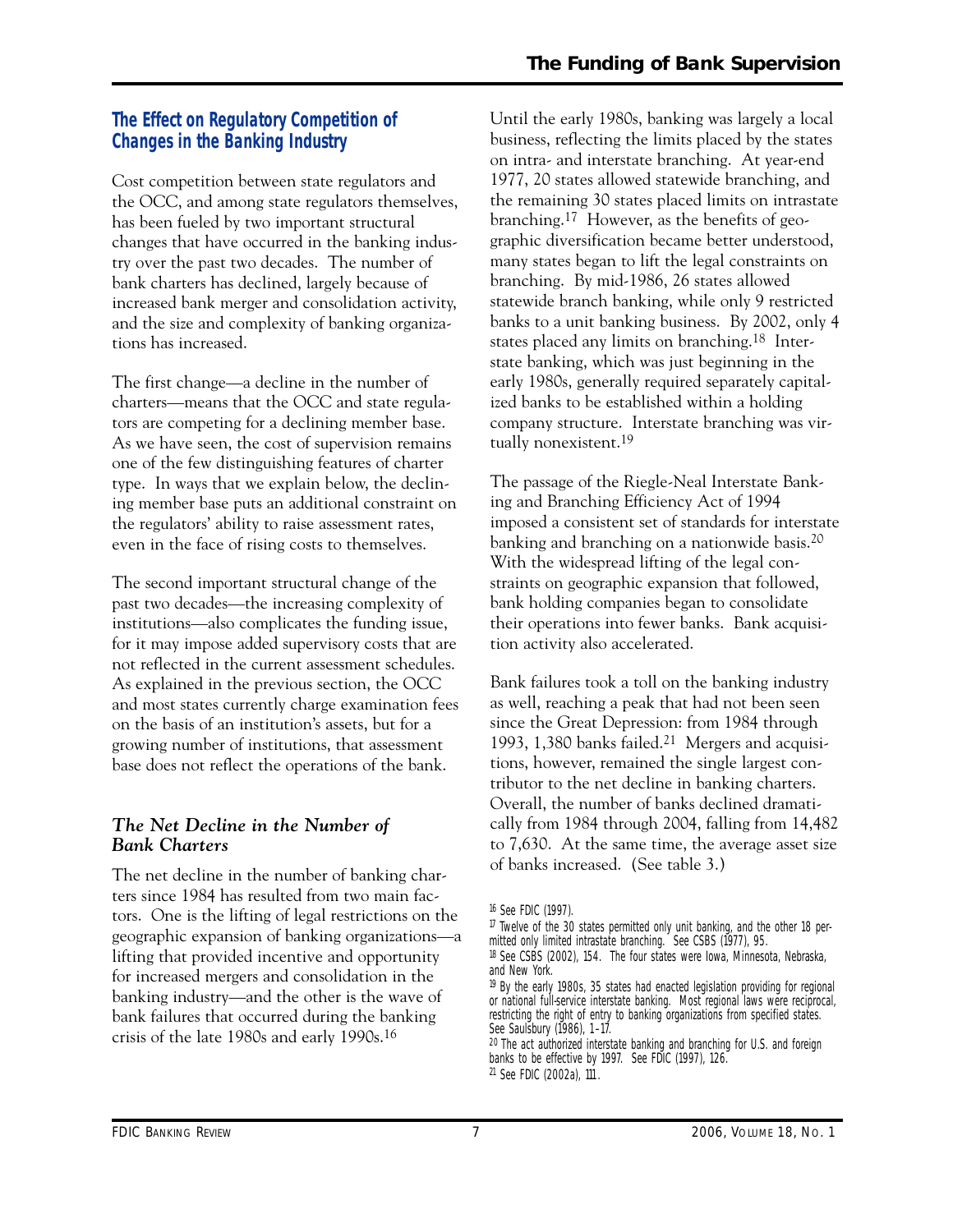## The Effect on Regulatory Competition of Changes in the Banking Industry

Cost competition between state regulators and the OCC, and among state regulators themselves, has been fueled by two important structural changes that have occurred in the banking industry over the past two decades. The number of bank charters has declined, largely because of increased bank merger and consolidation activity, and the size and complexity of banking organizations has increased.

The first change—a decline in the number of charters—means that the OCC and state regulators are competing for a declining member base. As we have seen, the cost of supervision remains one of the few distinguishing features of charter type. In ways that we explain below, the declining member base puts an additional constraint on the regulators' ability to raise assessment rates, even in the face of rising costs to themselves.

The second important structural change of the past two decades—the increasing complexity of institutions—also complicates the funding issue, for it may impose added supervisory costs that are not reflected in the current assessment schedules. As explained in the previous section, the OCC and most states currently charge examination fees on the basis of an institution's assets, but for a growing number of institutions, that assessment base does not reflect the operations of the bank.

### *The Net Decline in the Number of Bank Charters*

The net decline in the number of banking charters since 1984 has resulted from two main factors. One is the lifting of legal restrictions on the geographic expansion of banking organizations—a lifting that provided incentive and opportunity for increased mergers and consolidation in the banking industry—and the other is the wave of bank failures that occurred during the banking crisis of the late 1980s and early 1990s.[16]

Until the early 1980s, banking was largely a local business, reflecting the limits placed by the states on intra- and interstate branching. At year-end 1977, 20 states allowed statewide branching, and the remaining 30 states placed limits on intrastate branching.[17] However, as the benefits of geographic diversification became better understood, many states began to lift the legal constraints on branching. By mid-1986, 26 states allowed statewide branch banking, while only 9 restricted banks to a unit banking business. By 2002, only 4 states placed any limits on branching.[18] Interstate banking, which was just beginning in the early 1980s, generally required separately capitalized banks to be established within a holding company structure. Interstate branching was virtually nonexistent.[19]

The passage of the Riegle-Neal Interstate Banking and Branching Efficiency Act of 1994 imposed a consistent set of standards for interstate banking and branching on a nationwide basis.[20] With the widespread lifting of the legal constraints on geographic expansion that followed, bank holding companies began to consolidate their operations into fewer banks. Bank acquisition activity also accelerated.

Bank failures took a toll on the banking industry as well, reaching a peak that had not been seen since the Great Depression: from 1984 through 1993, 1,380 banks failed.[21] Mergers and acquisitions, however, remained the single largest contributor to the net decline in banking charters. Overall, the number of banks declined dramatically from 1984 through 2004, falling from 14,482 to 7,630. At the same time, the average asset size of banks increased. (See table 3.)

---

[16] See FDIC (1997).

[17] Twelve of the 30 states permitted only unit banking, and the other 18 permitted only limited intrastate branching. See CSBS (1977), 95.

[18] See CSBS (2002), 154. The four states were Iowa, Minnesota, Nebraska, and New York.

[19] By the early 1980s, 35 states had enacted legislation providing for regional or national full-service interstate banking. Most regional laws were reciprocal, restricting the right of entry to banking organizations from specified states. See Saulsbury (1986), 1–17.

[20] The act authorized interstate banking and branching for U.S. and foreign banks to be effective by 1997. See FDIC (1997), 126.

[21] See FDIC (2002a), 111.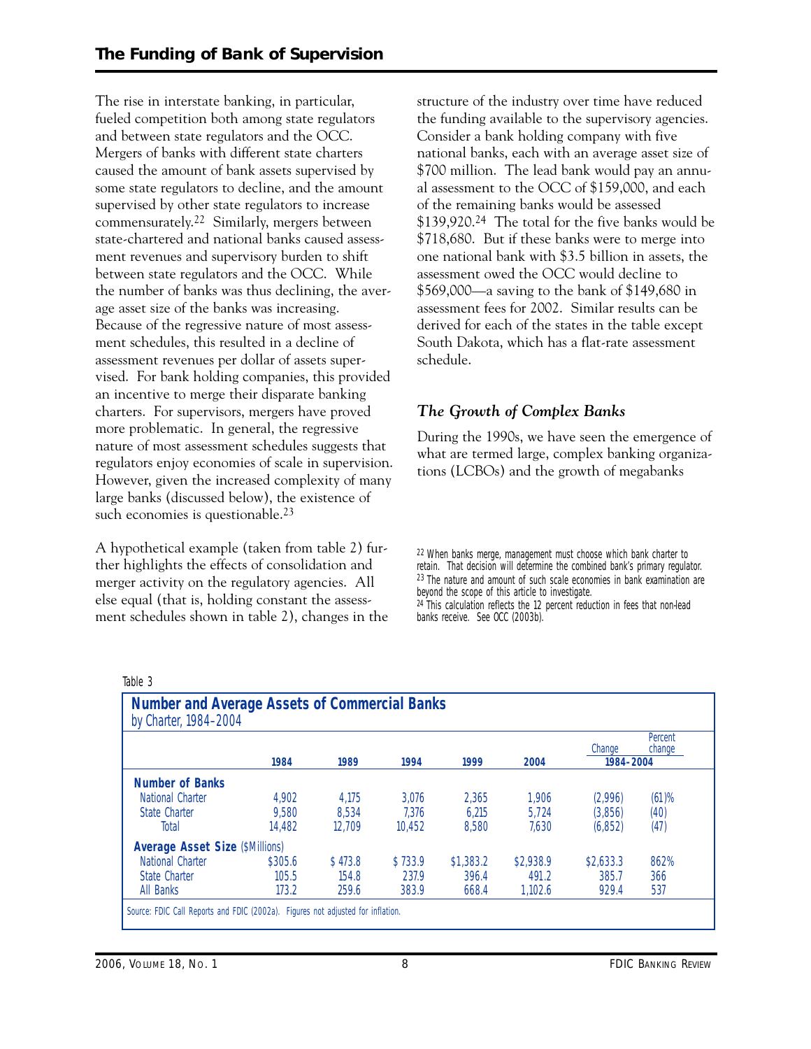The rise in interstate banking, in particular, fueled competition both among state regulators and between state regulators and the OCC. Mergers of banks with different state charters caused the amount of bank assets supervised by some state regulators to decline, and the amount supervised by other state regulators to increase commensurately.[22] Similarly, mergers between state-chartered and national banks caused assessment revenues and supervisory burden to shift between state regulators and the OCC. While the number of banks was thus declining, the average asset size of the banks was increasing. Because of the regressive nature of most assessment schedules, this resulted in a decline of assessment revenues per dollar of assets supervised. For bank holding companies, this provided an incentive to merge their disparate banking charters. For supervisors, mergers have proved more problematic. In general, the regressive nature of most assessment schedules suggests that regulators enjoy economies of scale in supervision. However, given the increased complexity of many large banks (discussed below), the existence of such economies is questionable.[23]

A hypothetical example (taken from table 2) further highlights the effects of consolidation and merger activity on the regulatory agencies. All else equal (that is, holding constant the assessment schedules shown in table 2), changes in the structure of the industry over time have reduced the funding available to the supervisory agencies. Consider a bank holding company with five national banks, each with an average asset size of $700 million. The lead bank would pay an annual assessment to the OCC of $159,000, and each of the remaining banks would be assessed $139,920.[24] The total for the five banks would be $718,680. But if these banks were to merge into one national bank with $3.5 billion in assets, the assessment owed the OCC would decline to $569,000—a saving to the bank of $149,680 in assessment fees for 2002. Similar results can be derived for each of the states in the table except South Dakota, which has a flat-rate assessment schedule.

### *The Growth of Complex Banks*

During the 1990s, we have seen the emergence of what are termed large, complex banking organizations (LCBOs) and the growth of megabanks

[22] When banks merge, management must choose which bank charter to retain. That decision will determine the combined bank's primary regulator.

[23] The nature and amount of such scale economies in bank examination are beyond the scope of this article to investigate.

[24] This calculation reflects the 12 percent reduction in fees that non-lead banks receive. See OCC (2003b).

Table 3

**Number and Average Assets of Commercial Banks**
by Charter, 1984–2004

| | 1984 | 1989 | 1994 | 1999 | 2004 | Change 1984–2004 | Percent change 1984–2004 |
|---|---|---|---|---|---|---|---|
| **Number of Banks** | | | | | | | |
| National Charter | 4,902 | 4,175 | 3,076 | 2,365 | 1,906 | (2,996) | (61)% |
| State Charter | 9,580 | 8,534 | 7,376 | 6,215 | 5,724 | (3,856) | (40) |
| Total | 14,482 | 12,709 | 10,452 | 8,580 | 7,630 | (6,852) | (47) |
| **Average Asset Size** ($Millions) | | | | | | | |
| National Charter | $305.6 | $ 473.8 | $ 733.9 | $1,383.2 | $2,938.9 | $2,633.3 | 862% |
| State Charter | 105.5 | 154.8 | 237.9 | 396.4 | 491.2 | 385.7 | 366 |
| All Banks | 173.2 | 259.6 | 383.9 | 668.4 | 1,102.6 | 929.4 | 537 |

Source: FDIC Call Reports and FDIC (2002a). Figures not adjusted for inflation.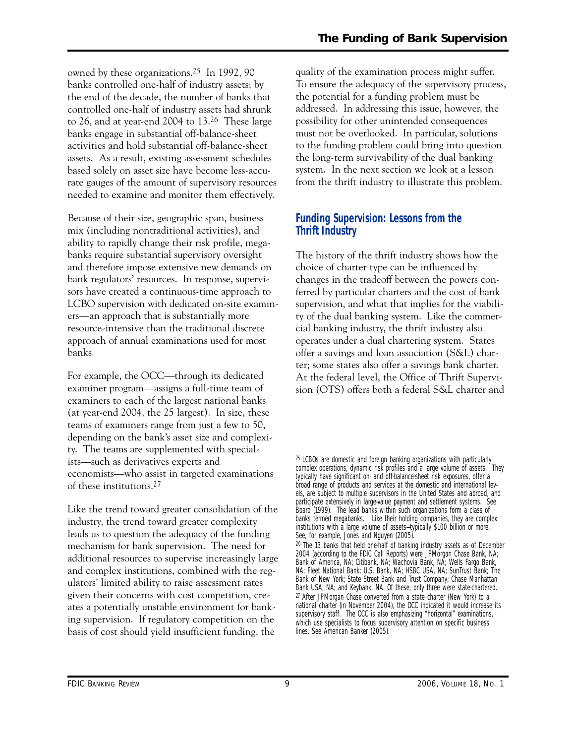owned by these organizations.[25] In 1992, 90 banks controlled one-half of industry assets; by the end of the decade, the number of banks that controlled one-half of industry assets had shrunk to 26, and at year-end 2004 to 13.[26] These large banks engage in substantial off-balance-sheet activities and hold substantial off-balance-sheet assets. As a result, existing assessment schedules based solely on asset size have become less-accurate gauges of the amount of supervisory resources needed to examine and monitor them effectively.

Because of their size, geographic span, business mix (including nontraditional activities), and ability to rapidly change their risk profile, megabanks require substantial supervisory oversight and therefore impose extensive new demands on bank regulators' resources. In response, supervisors have created a continuous-time approach to LCBO supervision with dedicated on-site examiners—an approach that is substantially more resource-intensive than the traditional discrete approach of annual examinations used for most banks.

For example, the OCC—through its dedicated examiner program—assigns a full-time team of examiners to each of the largest national banks (at year-end 2004, the 25 largest). In size, these teams of examiners range from just a few to 50, depending on the bank's asset size and complexity. The teams are supplemented with specialists—such as derivatives experts and economists—who assist in targeted examinations of these institutions.[27]

Like the trend toward greater consolidation of the industry, the trend toward greater complexity leads us to question the adequacy of the funding mechanism for bank supervision. The need for additional resources to supervise increasingly large and complex institutions, combined with the regulators' limited ability to raise assessment rates given their concerns with cost competition, creates a potentially unstable environment for banking supervision. If regulatory competition on the basis of cost should yield insufficient funding, the quality of the examination process might suffer. To ensure the adequacy of the supervisory process, the potential for a funding problem must be addressed. In addressing this issue, however, the possibility for other unintended consequences must not be overlooked. In particular, solutions to the funding problem could bring into question the long-term survivability of the dual banking system. In the next section we look at a lesson from the thrift industry to illustrate this problem.

## Funding Supervision: Lessons from the Thrift Industry

The history of the thrift industry shows how the choice of charter type can be influenced by changes in the tradeoff between the powers conferred by particular charters and the cost of bank supervision, and what that implies for the viability of the dual banking system. Like the commercial banking industry, the thrift industry also operates under a dual chartering system. States offer a savings and loan association (S&L) charter; some states also offer a savings bank charter. At the federal level, the Office of Thrift Supervision (OTS) offers both a federal S&L charter and

---

[25] LCBOs are domestic and foreign banking organizations with particularly complex operations, dynamic risk profiles and a large volume of assets. They typically have significant on- and off-balance-sheet risk exposures, offer a broad range of products and services at the domestic and international levels, are subject to multiple supervisors in the United States and abroad, and participate extensively in large-value payment and settlement systems. See Board (1999). The lead banks within such organizations form a class of banks termed megabanks. Like their holding companies, they are complex institutions with a large volume of assets—typically $100 billion or more. See, for example, Jones and Nguyen (2005).

[26] The 13 banks that held one-half of banking industry assets as of December 2004 (according to the FDIC Call Reports) were JPMorgan Chase Bank, NA; Bank of America, NA; Citibank, NA; Wachovia Bank, NA; Wells Fargo Bank, NA; Fleet National Bank; U.S. Bank, NA; HSBC USA, NA; SunTrust Bank; The Bank of New York; State Street Bank and Trust Company; Chase Manhattan Bank USA, NA; and Keybank, NA. Of these, only three were state-chartered.

[27] After JPMorgan Chase converted from a state charter (New York) to a national charter (in November 2004), the OCC indicated it would increase its supervisory staff. The OCC is also emphasizing "horizontal" examinations, which use specialists to focus supervisory attention on specific business lines. See American Banker (2005).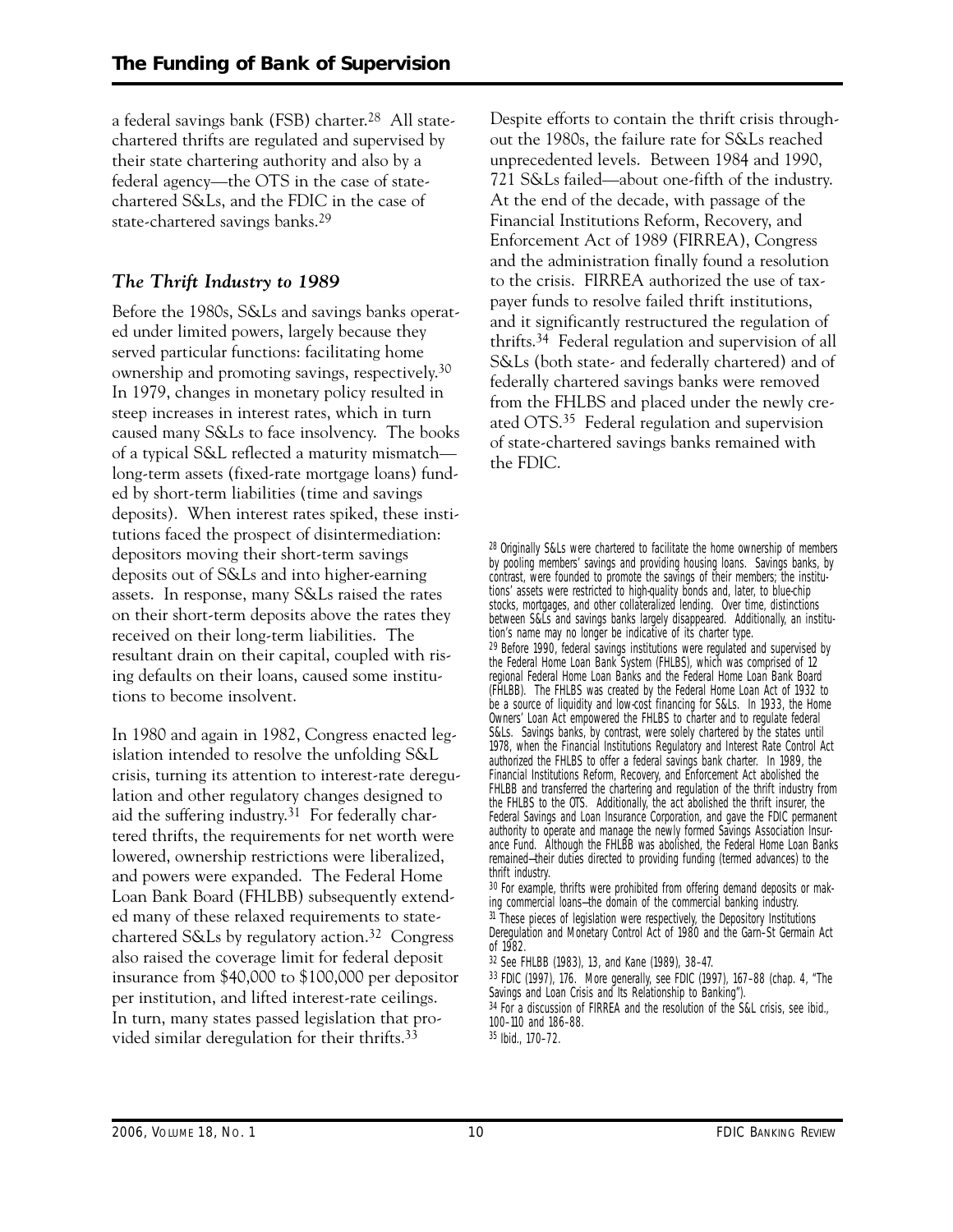a federal savings bank (FSB) charter.[28] All state-chartered thrifts are regulated and supervised by their state chartering authority and also by a federal agency—the OTS in the case of state-chartered S&Ls, and the FDIC in the case of state-chartered savings banks.[29]

### *The Thrift Industry to 1989*

Before the 1980s, S&Ls and savings banks operated under limited powers, largely because they served particular functions: facilitating home ownership and promoting savings, respectively.[30] In 1979, changes in monetary policy resulted in steep increases in interest rates, which in turn caused many S&Ls to face insolvency. The books of a typical S&L reflected a maturity mismatch—long-term assets (fixed-rate mortgage loans) funded by short-term liabilities (time and savings deposits). When interest rates spiked, these institutions faced the prospect of disintermediation: depositors moving their short-term savings deposits out of S&Ls and into higher-earning assets. In response, many S&Ls raised the rates on their short-term deposits above the rates they received on their long-term liabilities. The resultant drain on their capital, coupled with rising defaults on their loans, caused some institutions to become insolvent.

In 1980 and again in 1982, Congress enacted legislation intended to resolve the unfolding S&L crisis, turning its attention to interest-rate deregulation and other regulatory changes designed to aid the suffering industry.[31] For federally chartered thrifts, the requirements for net worth were lowered, ownership restrictions were liberalized, and powers were expanded. The Federal Home Loan Bank Board (FHLBB) subsequently extended many of these relaxed requirements to state-chartered S&Ls by regulatory action.[32] Congress also raised the coverage limit for federal deposit insurance from \$40,000 to \$100,000 per depositor per institution, and lifted interest-rate ceilings. In turn, many states passed legislation that provided similar deregulation for their thrifts.[33]

Despite efforts to contain the thrift crisis throughout the 1980s, the failure rate for S&Ls reached unprecedented levels. Between 1984 and 1990, 721 S&Ls failed—about one-fifth of the industry. At the end of the decade, with passage of the Financial Institutions Reform, Recovery, and Enforcement Act of 1989 (FIRREA), Congress and the administration finally found a resolution to the crisis. FIRREA authorized the use of taxpayer funds to resolve failed thrift institutions, and it significantly restructured the regulation of thrifts.[34] Federal regulation and supervision of all S&Ls (both state- and federally chartered) and of federally chartered savings banks were removed from the FHLBS and placed under the newly created OTS.[35] Federal regulation and supervision of state-chartered savings banks remained with the FDIC.

[28] Originally S&Ls were chartered to facilitate the home ownership of members by pooling members' savings and providing housing loans. Savings banks, by contrast, were founded to promote the savings of their members; the institutions' assets were restricted to high-quality bonds and, later, to blue-chip stocks, mortgages, and other collateralized lending. Over time, distinctions between S&Ls and savings banks largely disappeared. Additionally, an institution's name may no longer be indicative of its charter type.

[29] Before 1990, federal savings institutions were regulated and supervised by the Federal Home Loan Bank System (FHLBS), which was comprised of 12 regional Federal Home Loan Banks and the Federal Home Loan Bank Board (FHLBB). The FHLBS was created by the Federal Home Loan Act of 1932 to be a source of liquidity and low-cost financing for S&Ls. In 1933, the Home Owners' Loan Act empowered the FHLBS to charter and to regulate federal S&Ls. Savings banks, by contrast, were solely chartered by the states until 1978, when the Financial Institutions Regulatory and Interest Rate Control Act authorized the FHLBS to offer a federal savings bank charter. In 1989, the Financial Institutions Reform, Recovery, and Enforcement Act abolished the FHLBB and transferred the chartering and regulation of the thrift industry from the FHLBS to the OTS. Additionally, the act abolished the thrift insurer, the Federal Savings and Loan Insurance Corporation, and gave the FDIC permanent authority to operate and manage the newly formed Savings Association Insurance Fund. Although the FHLBB was abolished, the Federal Home Loan Banks remained—their duties directed to providing funding (termed advances) to the thrift industry.

[30] For example, thrifts were prohibited from offering demand deposits or making commercial loans—the domain of the commercial banking industry.

[31] These pieces of legislation were respectively, the Depository Institutions Deregulation and Monetary Control Act of 1980 and the Garn–St Germain Act of 1982.

[32] See FHLBB (1983), 13, and Kane (1989), 38–47.

[33] FDIC (1997), 176. More generally, see FDIC (1997), 167–88 (chap. 4, "The Savings and Loan Crisis and Its Relationship to Banking").

[34] For a discussion of FIRREA and the resolution of the S&L crisis, see ibid., 100–110 and 186–88.

[35] Ibid., 170–72.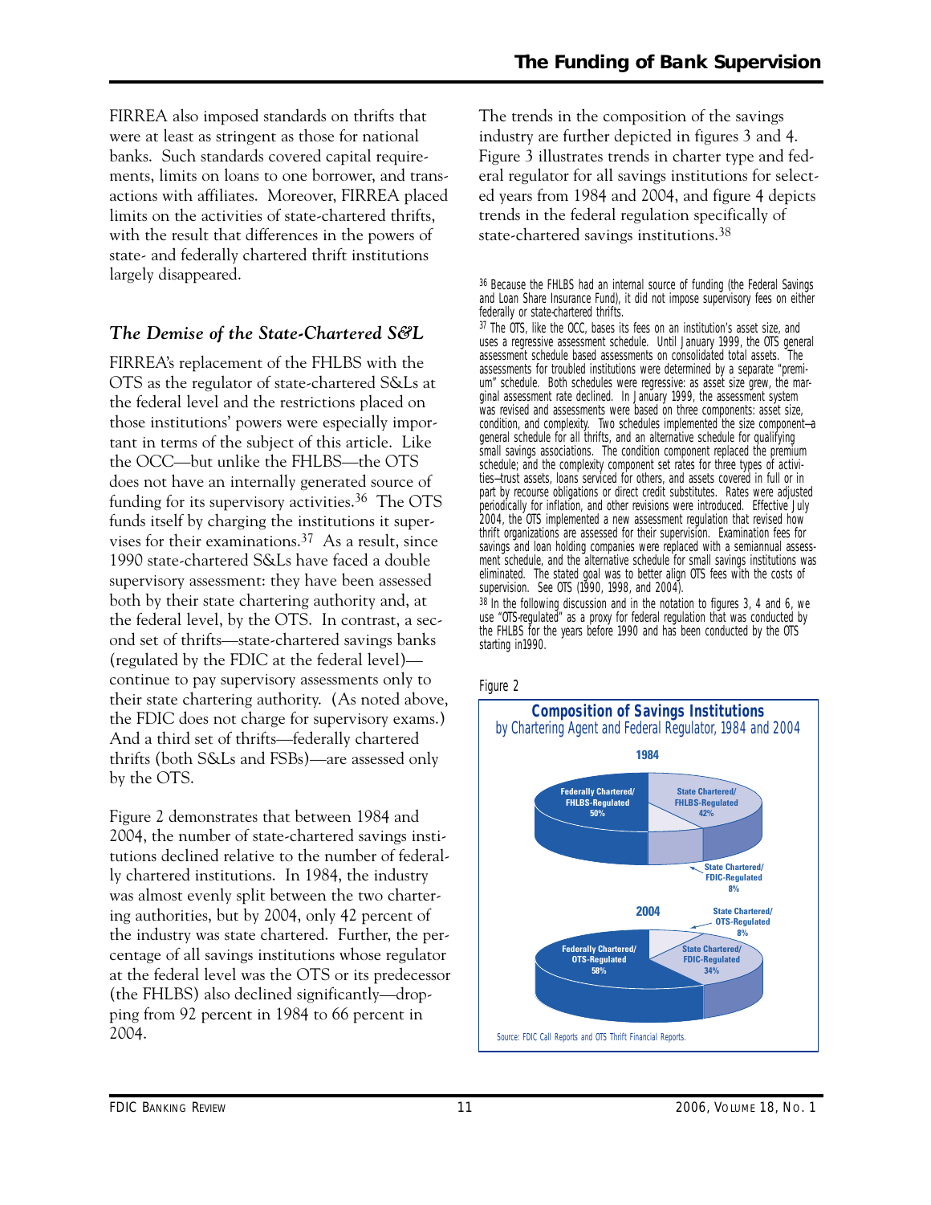FIRREA also imposed standards on thrifts that were at least as stringent as those for national banks. Such standards covered capital requirements, limits on loans to one borrower, and transactions with affiliates. Moreover, FIRREA placed limits on the activities of state-chartered thrifts, with the result that differences in the powers of state- and federally chartered thrift institutions largely disappeared.

### *The Demise of the State-Chartered S&L*

FIRREA's replacement of the FHLBS with the OTS as the regulator of state-chartered S&Ls at the federal level and the restrictions placed on those institutions' powers were especially important in terms of the subject of this article. Like the OCC—but unlike the FHLBS—the OTS does not have an internally generated source of funding for its supervisory activities.[36] The OTS funds itself by charging the institutions it supervises for their examinations.[37] As a result, since 1990 state-chartered S&Ls have faced a double supervisory assessment: they have been assessed both by their state chartering authority and, at the federal level, by the OTS. In contrast, a second set of thrifts—state-chartered savings banks (regulated by the FDIC at the federal level)—continue to pay supervisory assessments only to their state chartering authority. (As noted above, the FDIC does not charge for supervisory exams.) And a third set of thrifts—federally chartered thrifts (both S&Ls and FSBs)—are assessed only by the OTS.

Figure 2 demonstrates that between 1984 and 2004, the number of state-chartered savings institutions declined relative to the number of federally chartered institutions. In 1984, the industry was almost evenly split between the two chartering authorities, but by 2004, only 42 percent of the industry was state chartered. Further, the percentage of all savings institutions whose regulator at the federal level was the OTS or its predecessor (the FHLBS) also declined significantly—dropping from 92 percent in 1984 to 66 percent in 2004.

The trends in the composition of the savings industry are further depicted in figures 3 and 4. Figure 3 illustrates trends in charter type and federal regulator for all savings institutions for selected years from 1984 and 2004, and figure 4 depicts trends in the federal regulation specifically of state-chartered savings institutions.[38]

[36] Because the FHLBS had an internal source of funding (the Federal Savings and Loan Share Insurance Fund), it did not impose supervisory fees on either federally or state-chartered thrifts.

[37] The OTS, like the OCC, bases its fees on an institution's asset size, and uses a regressive assessment schedule. Until January 1999, the OTS general assessment schedule based assessments on consolidated total assets. The assessments for troubled institutions were determined by a separate "premium" schedule. Both schedules were regressive: as asset size grew, the marginal assessment rate declined. In January 1999, the assessment system was revised and assessments were based on three components: asset size, condition, and complexity. Two schedules implemented the size component—a general schedule for all thrifts, and an alternative schedule for qualifying small savings associations. The condition component replaced the premium schedule; and the complexity component set rates for three types of activities—trust assets, loans serviced for others, and assets covered in full or in part by recourse obligations or direct credit substitutes. Rates were adjusted periodically for inflation, and other revisions were introduced. Effective July 2004, the OTS implemented a new assessment regulation that revised how thrift organizations are assessed for their supervision. Examination fees for savings and loan holding companies were replaced with a semiannual assessment schedule, and the alternative schedule for small savings institutions was eliminated. The stated goal was to better align OTS fees with the costs of supervision. See OTS (1990, 1998, and 2004).

[38] In the following discussion and in the notation to figures 3, 4 and 6, we use "OTS-regulated" as a proxy for federal regulation that was conducted by the FHLBS for the years before 1990 and has been conducted by the OTS starting in1990.

Figure 2

**Composition of Savings Institutions**
by Chartering Agent and Federal Regulator, 1984 and 2004

**1984**

| Category | Share |
|---|---|
| Federally Chartered/ FHLBS-Regulated | 50% |
| State Chartered/ FHLBS-Regulated | 42% |
| State Chartered/ FDIC-Regulated | 8% |

**2004**

| Category | Share |
|---|---|
| Federally Chartered/ OTS-Regulated | 58% |
| State Chartered/ FDIC-Regulated | 34% |
| State Chartered/ OTS-Regulated | 8% |

Source: FDIC Call Reports and OTS Thrift Financial Reports.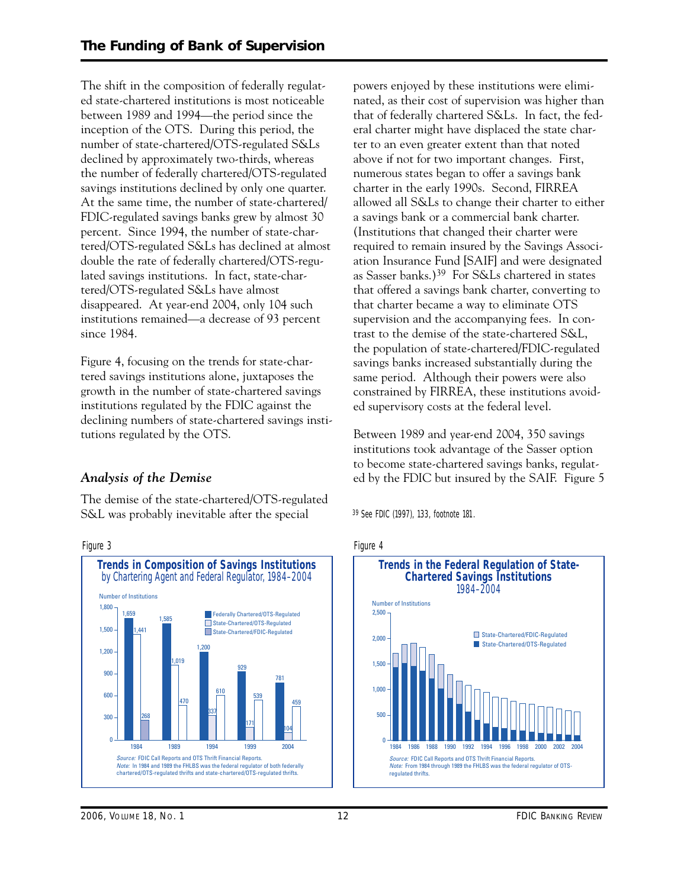The shift in the composition of federally regulated state-chartered institutions is most noticeable between 1989 and 1994—the period since the inception of the OTS. During this period, the number of state-chartered/OTS-regulated S&Ls declined by approximately two-thirds, whereas the number of federally chartered/OTS-regulated savings institutions declined by only one quarter. At the same time, the number of state-chartered/FDIC-regulated savings banks grew by almost 30 percent. Since 1994, the number of state-chartered/OTS-regulated S&Ls has declined at almost double the rate of federally chartered/OTS-regulated savings institutions. In fact, state-chartered/OTS-regulated S&Ls have almost disappeared. At year-end 2004, only 104 such institutions remained—a decrease of 93 percent since 1984.

Figure 4, focusing on the trends for state-chartered savings institutions alone, juxtaposes the growth in the number of state-chartered savings institutions regulated by the FDIC against the declining numbers of state-chartered savings institutions regulated by the OTS.

### *Analysis of the Demise*

The demise of the state-chartered/OTS-regulated S&L was probably inevitable after the special powers enjoyed by these institutions were eliminated, as their cost of supervision was higher than that of federally chartered S&Ls. In fact, the federal charter might have displaced the state charter to an even greater extent than that noted above if not for two important changes. First, numerous states began to offer a savings bank charter in the early 1990s. Second, FIRREA allowed all S&Ls to change their charter to either a savings bank or a commercial bank charter. (Institutions that changed their charter were required to remain insured by the Savings Association Insurance Fund [SAIF] and were designated as Sasser banks.)[39] For S&Ls chartered in states that offered a savings bank charter, converting to that charter became a way to eliminate OTS supervision and the accompanying fees. In contrast to the demise of the state-chartered S&L, the population of state-chartered/FDIC-regulated savings banks increased substantially during the same period. Although their powers were also constrained by FIRREA, these institutions avoided supervisory costs at the federal level.

Between 1989 and year-end 2004, 350 savings institutions took advantage of the Sasser option to become state-chartered savings banks, regulated by the FDIC but insured by the SAIF. Figure 5

[39] See FDIC (1997), 133, footnote 181.

Figure 3

**Trends in Composition of Savings Institutions**
by Chartering Agent and Federal Regulator, 1984–2004

| Year | Federally Chartered/OTS-Regulated | State-Chartered/OTS-Regulated | State-Chartered/FDIC-Regulated |
|---|---|---|---|
| 1984 | 1,659 | 1,441 | 268 |
| 1989 | 1,585 | 1,019 | 470 |
| 1994 | 1,200 | 337 | 610 |
| 1999 | 929 | 171 | 539 |
| 2004 | 781 | 104 | 459 |

*Source:* FDIC Call Reports and OTS Thrift Financial Reports.
*Note:* In 1984 and 1989 the FHLBS was the federal regulator of both federally chartered/OTS-regulated thrifts and state-chartered/OTS-regulated thrifts.

Figure 4

**Trends in the Federal Regulation of State-Chartered Savings Institutions**
1984–2004

*Source:* FDIC Call Reports and OTS Thrift Financial Reports.
*Note:* From 1984 through 1989 the FHLBS was the federal regulator of OTS-regulated thrifts.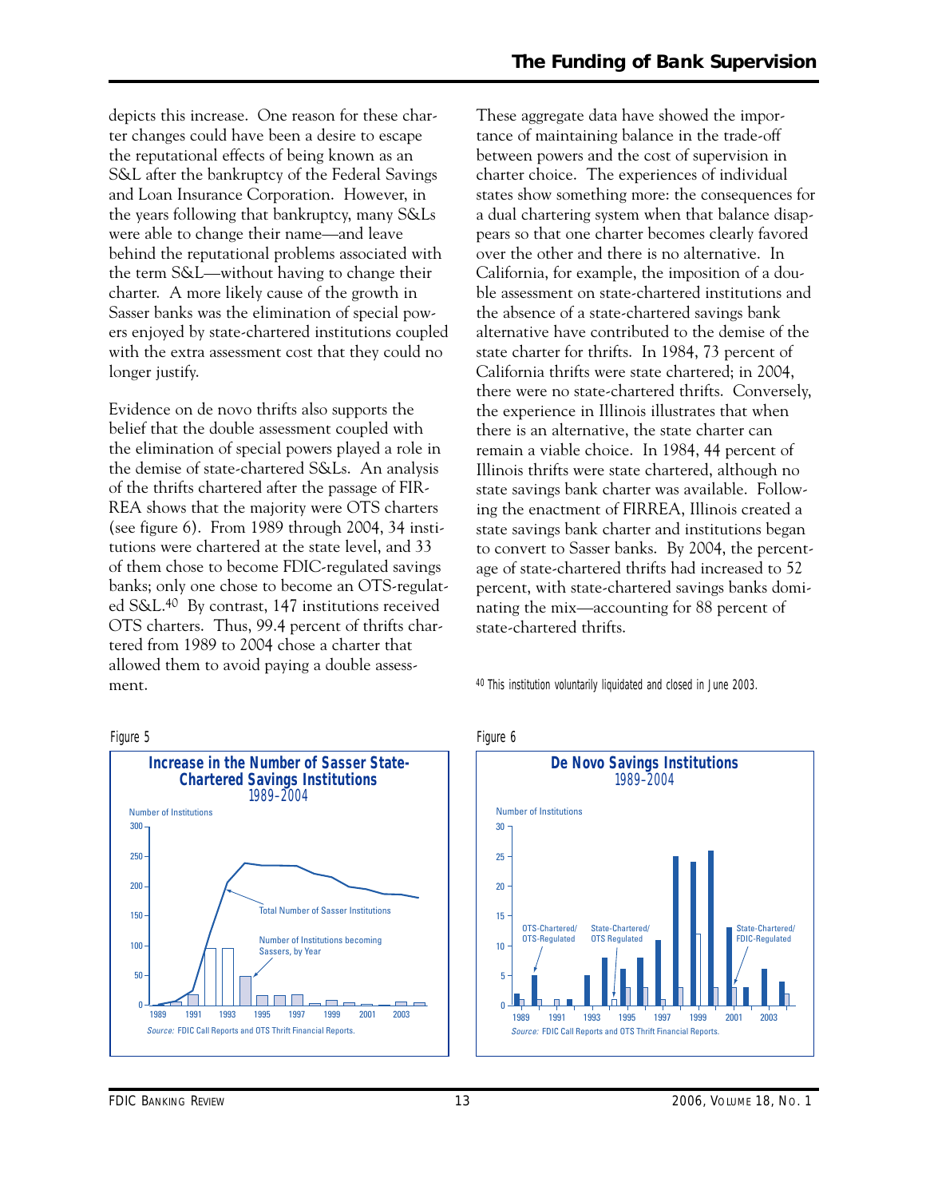depicts this increase. One reason for these charter changes could have been a desire to escape the reputational effects of being known as an S&L after the bankruptcy of the Federal Savings and Loan Insurance Corporation. However, in the years following that bankruptcy, many S&Ls were able to change their name—and leave behind the reputational problems associated with the term S&L—without having to change their charter. A more likely cause of the growth in Sasser banks was the elimination of special powers enjoyed by state-chartered institutions coupled with the extra assessment cost that they could no longer justify.

Evidence on de novo thrifts also supports the belief that the double assessment coupled with the elimination of special powers played a role in the demise of state-chartered S&Ls. An analysis of the thrifts chartered after the passage of FIRREA shows that the majority were OTS charters (see figure 6). From 1989 through 2004, 34 institutions were chartered at the state level, and 33 of them chose to become FDIC-regulated savings banks; only one chose to become an OTS-regulated S&L.[40] By contrast, 147 institutions received OTS charters. Thus, 99.4 percent of thrifts chartered from 1989 to 2004 chose a charter that allowed them to avoid paying a double assessment.

These aggregate data have showed the importance of maintaining balance in the trade-off between powers and the cost of supervision in charter choice. The experiences of individual states show something more: the consequences for a dual chartering system when that balance disappears so that one charter becomes clearly favored over the other and there is no alternative. In California, for example, the imposition of a double assessment on state-chartered institutions and the absence of a state-chartered savings bank alternative have contributed to the demise of the state charter for thrifts. In 1984, 73 percent of California thrifts were state chartered; in 2004, there were no state-chartered thrifts. Conversely, the experience in Illinois illustrates that when there is an alternative, the state charter can remain a viable choice. In 1984, 44 percent of Illinois thrifts were state chartered, although no state savings bank charter was available. Following the enactment of FIRREA, Illinois created a state savings bank charter and institutions began to convert to Sasser banks. By 2004, the percentage of state-chartered thrifts had increased to 52 percent, with state-chartered savings banks dominating the mix—accounting for 88 percent of state-chartered thrifts.

[40] This institution voluntarily liquidated and closed in June 2003.

Figure 5

**Increase in the Number of Sasser State-Chartered Savings Institutions**
1989–2004

*Source:* FDIC Call Reports and OTS Thrift Financial Reports.

Figure 6

**De Novo Savings Institutions**
1989–2004

*Source:* FDIC Call Reports and OTS Thrift Financial Reports.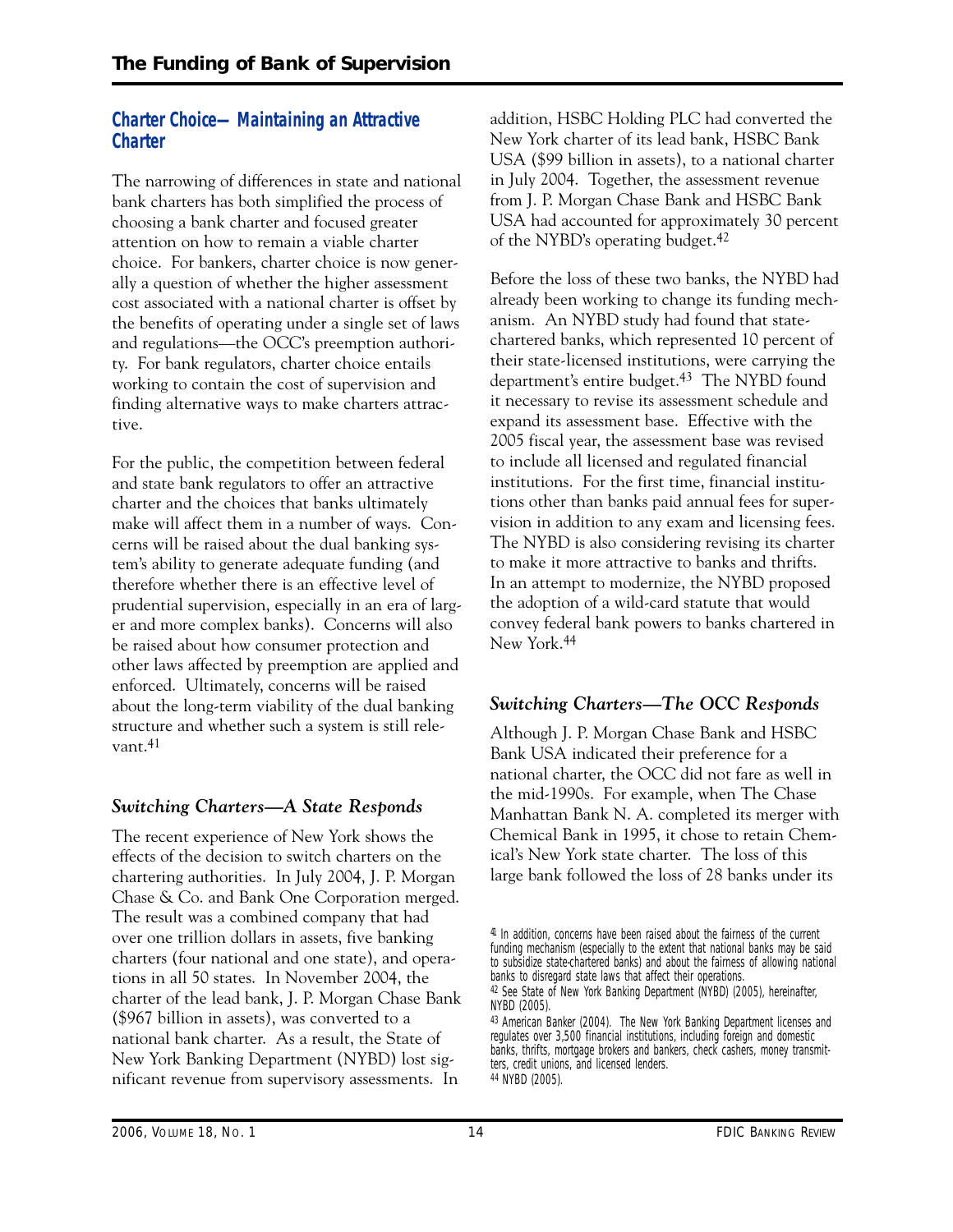## Charter Choice—Maintaining an Attractive Charter

The narrowing of differences in state and national bank charters has both simplified the process of choosing a bank charter and focused greater attention on how to remain a viable charter choice. For bankers, charter choice is now generally a question of whether the higher assessment cost associated with a national charter is offset by the benefits of operating under a single set of laws and regulations—the OCC's preemption authority. For bank regulators, charter choice entails working to contain the cost of supervision and finding alternative ways to make charters attractive.

For the public, the competition between federal and state bank regulators to offer an attractive charter and the choices that banks ultimately make will affect them in a number of ways. Concerns will be raised about the dual banking system's ability to generate adequate funding (and therefore whether there is an effective level of prudential supervision, especially in an era of larger and more complex banks). Concerns will also be raised about how consumer protection and other laws affected by preemption are applied and enforced. Ultimately, concerns will be raised about the long-term viability of the dual banking structure and whether such a system is still relevant.[41]

### *Switching Charters—A State Responds*

The recent experience of New York shows the effects of the decision to switch charters on the chartering authorities. In July 2004, J. P. Morgan Chase & Co. and Bank One Corporation merged. The result was a combined company that had over one trillion dollars in assets, five banking charters (four national and one state), and operations in all 50 states. In November 2004, the charter of the lead bank, J. P. Morgan Chase Bank ($967 billion in assets), was converted to a national bank charter. As a result, the State of New York Banking Department (NYBD) lost significant revenue from supervisory assessments. In addition, HSBC Holding PLC had converted the New York charter of its lead bank, HSBC Bank USA ($99 billion in assets), to a national charter in July 2004. Together, the assessment revenue from J. P. Morgan Chase Bank and HSBC Bank USA had accounted for approximately 30 percent of the NYBD's operating budget.[42]

Before the loss of these two banks, the NYBD had already been working to change its funding mechanism. An NYBD study had found that state-chartered banks, which represented 10 percent of their state-licensed institutions, were carrying the department's entire budget.[43] The NYBD found it necessary to revise its assessment schedule and expand its assessment base. Effective with the 2005 fiscal year, the assessment base was revised to include all licensed and regulated financial institutions. For the first time, financial institutions other than banks paid annual fees for supervision in addition to any exam and licensing fees. The NYBD is also considering revising its charter to make it more attractive to banks and thrifts. In an attempt to modernize, the NYBD proposed the adoption of a wild-card statute that would convey federal bank powers to banks chartered in New York.[44]

### *Switching Charters—The OCC Responds*

Although J. P. Morgan Chase Bank and HSBC Bank USA indicated their preference for a national charter, the OCC did not fare as well in the mid-1990s. For example, when The Chase Manhattan Bank N. A. completed its merger with Chemical Bank in 1995, it chose to retain Chemical's New York state charter. The loss of this large bank followed the loss of 28 banks under its

---

[41] In addition, concerns have been raised about the fairness of the current funding mechanism (especially to the extent that national banks may be said to subsidize state-chartered banks) and about the fairness of allowing national banks to disregard state laws that affect their operations.

[42] See State of New York Banking Department (NYBD) (2005), hereinafter, NYBD (2005).

[43] American Banker (2004). The New York Banking Department licenses and regulates over 3,500 financial institutions, including foreign and domestic banks, thrifts, mortgage brokers and bankers, check cashers, money transmitters, credit unions, and licensed lenders.

[44] NYBD (2005).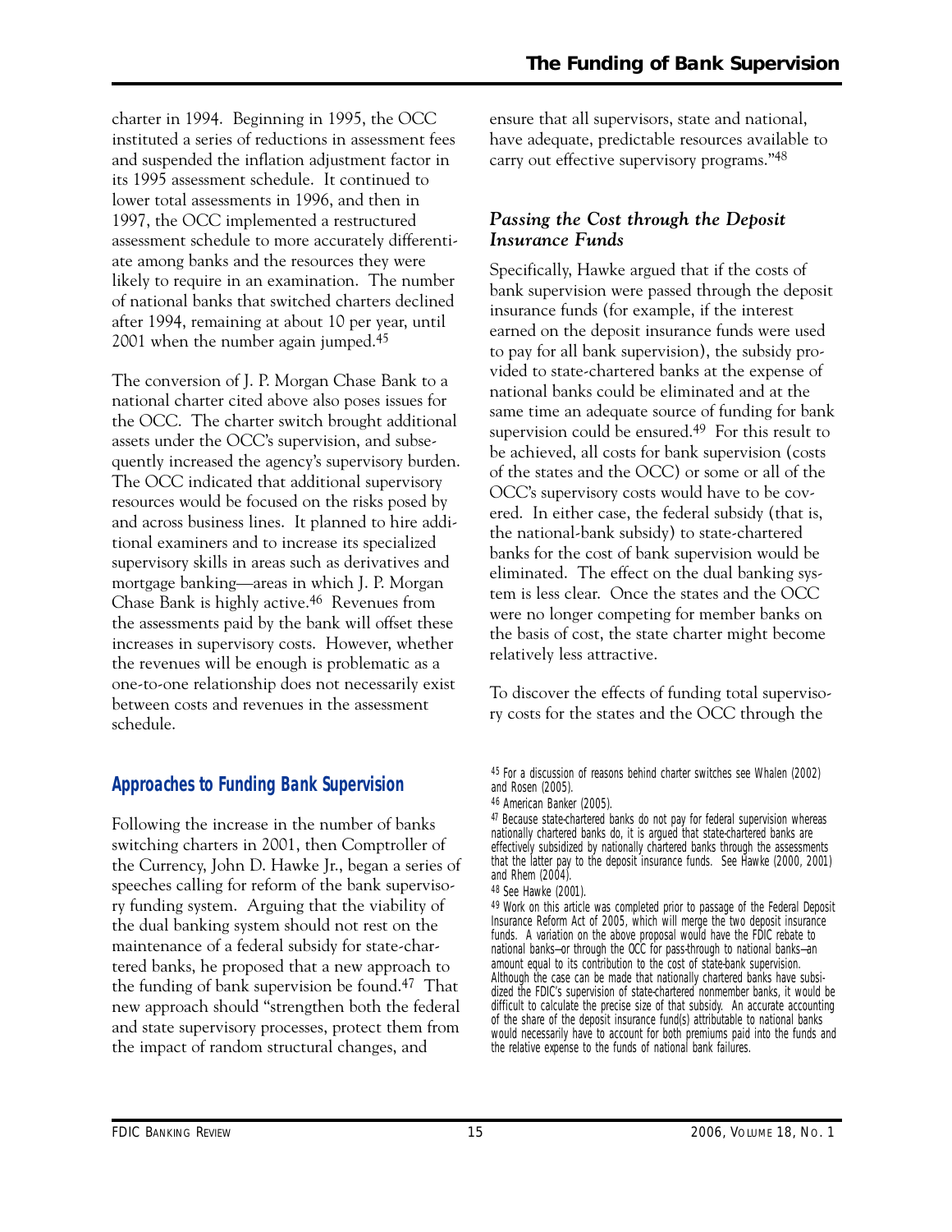charter in 1994. Beginning in 1995, the OCC instituted a series of reductions in assessment fees and suspended the inflation adjustment factor in its 1995 assessment schedule. It continued to lower total assessments in 1996, and then in 1997, the OCC implemented a restructured assessment schedule to more accurately differentiate among banks and the resources they were likely to require in an examination. The number of national banks that switched charters declined after 1994, remaining at about 10 per year, until 2001 when the number again jumped.[45]

The conversion of J. P. Morgan Chase Bank to a national charter cited above also poses issues for the OCC. The charter switch brought additional assets under the OCC's supervision, and subsequently increased the agency's supervisory burden. The OCC indicated that additional supervisory resources would be focused on the risks posed by and across business lines. It planned to hire additional examiners and to increase its specialized supervisory skills in areas such as derivatives and mortgage banking—areas in which J. P. Morgan Chase Bank is highly active.[46] Revenues from the assessments paid by the bank will offset these increases in supervisory costs. However, whether the revenues will be enough is problematic as a one-to-one relationship does not necessarily exist between costs and revenues in the assessment schedule.

## Approaches to Funding Bank Supervision

Following the increase in the number of banks switching charters in 2001, then Comptroller of the Currency, John D. Hawke Jr., began a series of speeches calling for reform of the bank supervisory funding system. Arguing that the viability of the dual banking system should not rest on the maintenance of a federal subsidy for state-chartered banks, he proposed that a new approach to the funding of bank supervision be found.[47] That new approach should "strengthen both the federal and state supervisory processes, protect them from the impact of random structural changes, and ensure that all supervisors, state and national, have adequate, predictable resources available to carry out effective supervisory programs."[48]

### *Passing the Cost through the Deposit Insurance Funds*

Specifically, Hawke argued that if the costs of bank supervision were passed through the deposit insurance funds (for example, if the interest earned on the deposit insurance funds were used to pay for all bank supervision), the subsidy provided to state-chartered banks at the expense of national banks could be eliminated and at the same time an adequate source of funding for bank supervision could be ensured.[49] For this result to be achieved, all costs for bank supervision (costs of the states and the OCC) or some or all of the OCC's supervisory costs would have to be covered. In either case, the federal subsidy (that is, the national-bank subsidy) to state-chartered banks for the cost of bank supervision would be eliminated. The effect on the dual banking system is less clear. Once the states and the OCC were no longer competing for member banks on the basis of cost, the state charter might become relatively less attractive.

To discover the effects of funding total supervisory costs for the states and the OCC through the

---

[45] For a discussion of reasons behind charter switches see Whalen (2002) and Rosen (2005).

[46] American Banker (2005).

[47] Because state-chartered banks do not pay for federal supervision whereas nationally chartered banks do, it is argued that state-chartered banks are effectively subsidized by nationally chartered banks through the assessments that the latter pay to the deposit insurance funds. See Hawke (2000, 2001) and Rhem (2004).

[48] See Hawke (2001).

[49] Work on this article was completed prior to passage of the Federal Deposit Insurance Reform Act of 2005, which will merge the two deposit insurance funds. A variation on the above proposal would have the FDIC rebate to national banks—or through the OCC for pass-through to national banks—an amount equal to its contribution to the cost of state-bank supervision. Although the case can be made that nationally chartered banks have subsidized the FDIC's supervision of state-chartered nonmember banks, it would be difficult to calculate the precise size of that subsidy. An accurate accounting of the share of the deposit insurance fund(s) attributable to national banks would necessarily have to account for both premiums paid into the funds and the relative expense to the funds of national bank failures.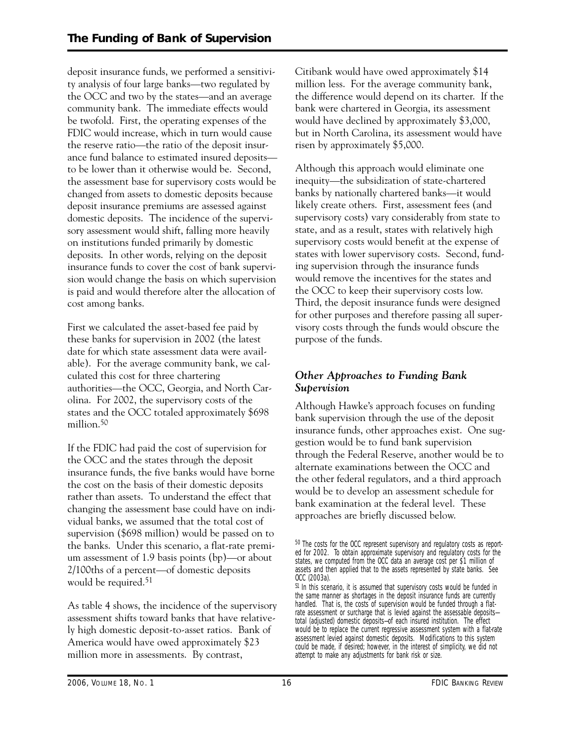deposit insurance funds, we performed a sensitivity analysis of four large banks—two regulated by the OCC and two by the states—and an average community bank. The immediate effects would be twofold. First, the operating expenses of the FDIC would increase, which in turn would cause the reserve ratio—the ratio of the deposit insurance fund balance to estimated insured deposits—to be lower than it otherwise would be. Second, the assessment base for supervisory costs would be changed from assets to domestic deposits because deposit insurance premiums are assessed against domestic deposits. The incidence of the supervisory assessment would shift, falling more heavily on institutions funded primarily by domestic deposits. In other words, relying on the deposit insurance funds to cover the cost of bank supervision would change the basis on which supervision is paid and would therefore alter the allocation of cost among banks.

First we calculated the asset-based fee paid by these banks for supervision in 2002 (the latest date for which state assessment data were available). For the average community bank, we calculated this cost for three chartering authorities—the OCC, Georgia, and North Carolina. For 2002, the supervisory costs of the states and the OCC totaled approximately $698 million.[50]

If the FDIC had paid the cost of supervision for the OCC and the states through the deposit insurance funds, the five banks would have borne the cost on the basis of their domestic deposits rather than assets. To understand the effect that changing the assessment base could have on individual banks, we assumed that the total cost of supervision ($698 million) would be passed on to the banks. Under this scenario, a flat-rate premium assessment of 1.9 basis points (bp)—or about 2/100ths of a percent—of domestic deposits would be required.[51]

As table 4 shows, the incidence of the supervisory assessment shifts toward banks that have relatively high domestic deposit-to-asset ratios. Bank of America would have owed approximately $23 million more in assessments. By contrast, Citibank would have owed approximately $14 million less. For the average community bank, the difference would depend on its charter. If the bank were chartered in Georgia, its assessment would have declined by approximately $3,000, but in North Carolina, its assessment would have risen by approximately $5,000.

Although this approach would eliminate one inequity—the subsidization of state-chartered banks by nationally chartered banks—it would likely create others. First, assessment fees (and supervisory costs) vary considerably from state to state, and as a result, states with relatively high supervisory costs would benefit at the expense of states with lower supervisory costs. Second, funding supervision through the insurance funds would remove the incentives for the states and the OCC to keep their supervisory costs low. Third, the deposit insurance funds were designed for other purposes and therefore passing all supervisory costs through the funds would obscure the purpose of the funds.

### *Other Approaches to Funding Bank Supervision*

Although Hawke's approach focuses on funding bank supervision through the use of the deposit insurance funds, other approaches exist. One suggestion would be to fund bank supervision through the Federal Reserve, another would be to alternate examinations between the OCC and the other federal regulators, and a third approach would be to develop an assessment schedule for bank examination at the federal level. These approaches are briefly discussed below.

[50] The costs for the OCC represent supervisory and regulatory costs as reported for 2002. To obtain approximate supervisory and regulatory costs for the states, we computed from the OCC data an average cost per $1 million of assets and then applied that to the assets represented by state banks. See OCC (2003a).

[51] In this scenario, it is assumed that supervisory costs would be funded in the same manner as shortages in the deposit insurance funds are currently handled. That is, the costs of supervision would be funded through a flat-rate assessment or surcharge that is levied against the assessable deposits—total (adjusted) domestic deposits—of each insured institution. The effect would be to replace the current regressive assessment system with a flat-rate assessment levied against domestic deposits. Modifications to this system could be made, if desired; however, in the interest of simplicity, we did not attempt to make any adjustments for bank risk or size.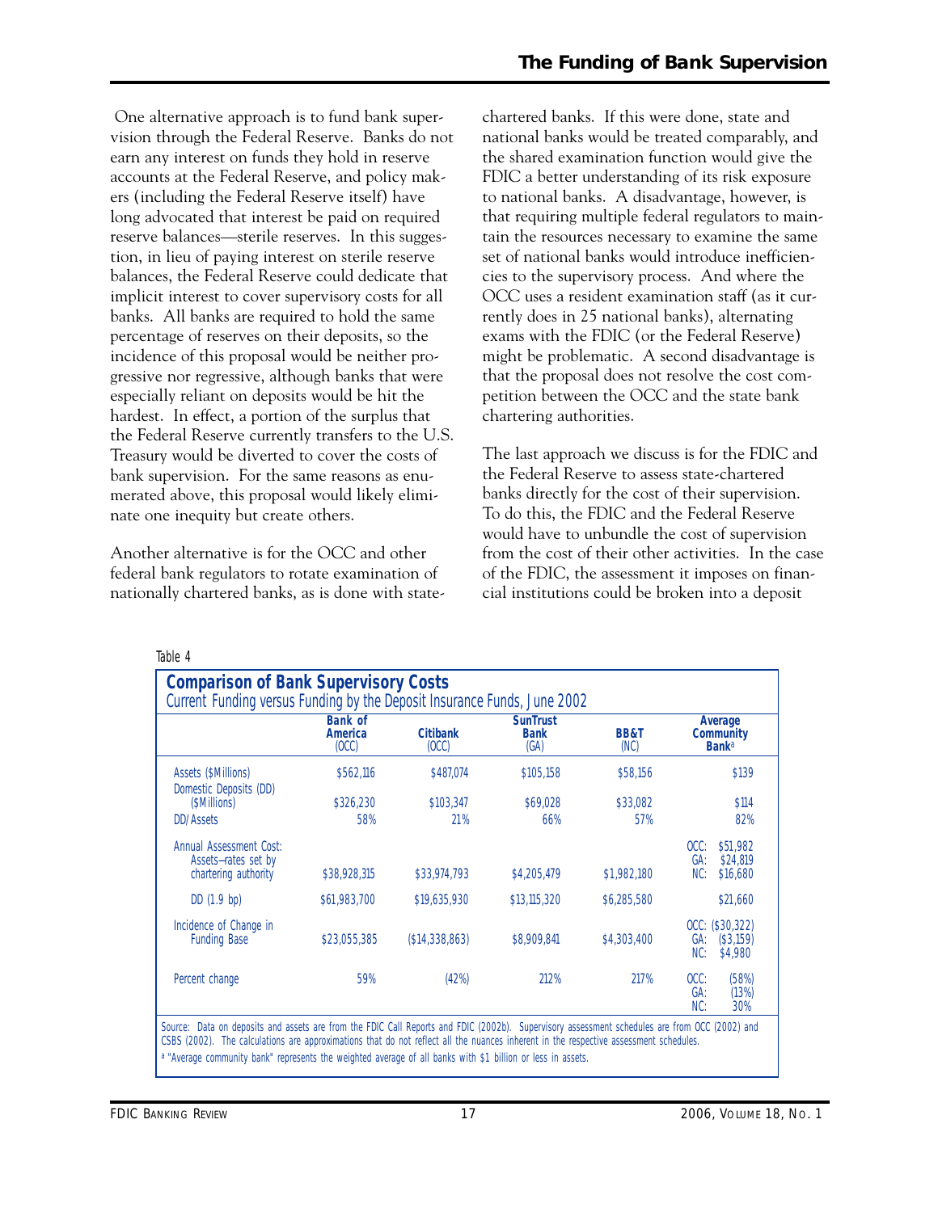One alternative approach is to fund bank supervision through the Federal Reserve. Banks do not earn any interest on funds they hold in reserve accounts at the Federal Reserve, and policy makers (including the Federal Reserve itself) have long advocated that interest be paid on required reserve balances—sterile reserves. In this suggestion, in lieu of paying interest on sterile reserve balances, the Federal Reserve could dedicate that implicit interest to cover supervisory costs for all banks. All banks are required to hold the same percentage of reserves on their deposits, so the incidence of this proposal would be neither progressive nor regressive, although banks that were especially reliant on deposits would be hit the hardest. In effect, a portion of the surplus that the Federal Reserve currently transfers to the U.S. Treasury would be diverted to cover the costs of bank supervision. For the same reasons as enumerated above, this proposal would likely eliminate one inequity but create others.

Another alternative is for the OCC and other federal bank regulators to rotate examination of nationally chartered banks, as is done with state-chartered banks. If this were done, state and national banks would be treated comparably, and the shared examination function would give the FDIC a better understanding of its risk exposure to national banks. A disadvantage, however, is that requiring multiple federal regulators to maintain the resources necessary to examine the same set of national banks would introduce inefficiencies to the supervisory process. And where the OCC uses a resident examination staff (as it currently does in 25 national banks), alternating exams with the FDIC (or the Federal Reserve) might be problematic. A second disadvantage is that the proposal does not resolve the cost competition between the OCC and the state bank chartering authorities.

The last approach we discuss is for the FDIC and the Federal Reserve to assess state-chartered banks directly for the cost of their supervision. To do this, the FDIC and the Federal Reserve would have to unbundle the cost of supervision from the cost of their other activities. In the case of the FDIC, the assessment it imposes on financial institutions could be broken into a deposit

Table 4

**Comparison of Bank Supervisory Costs**
Current Funding versus Funding by the Deposit Insurance Funds, June 2002

| | Bank of America (OCC) | Citibank (OCC) | SunTrust Bank (GA) | BB&T (NC) | Average Community Bank[a] |
|---|---|---|---|---|---|
| Assets ($Millions) | $562,116 | $487,074 | $105,158 | $58,156 | $139 |
| Domestic Deposits (DD) ($Millions) | $326,230 | $103,347 | $69,028 | $33,082 | $114 |
| DD/Assets | 58% | 21% | 66% | 57% | 82% |
| Annual Assessment Cost: Assets—rates set by chartering authority | $38,928,315 | $33,974,793 | $4,205,479 | $1,982,180 | OCC: $51,982<br>GA: $24,819<br>NC: $16,680 |
| DD (1.9 bp) | $61,983,700 | $19,635,930 | $13,115,320 | $6,285,580 | $21,660 |
| Incidence of Change in Funding Base | $23,055,385 | ($14,338,863) | $8,909,841 | $4,303,400 | OCC: ($30,322)<br>GA: ($3,159)<br>NC: $4,980 |
| Percent change | 59% | (42%) | 212% | 217% | OCC: (58%)<br>GA: (13%)<br>NC: 30% |

Source: Data on deposits and assets are from the FDIC Call Reports and FDIC (2002b). Supervisory assessment schedules are from OCC (2002) and CSBS (2002). The calculations are approximations that do not reflect all the nuances inherent in the respective assessment schedules.

[a] "Average community bank" represents the weighted average of all banks with $1 billion or less in assets.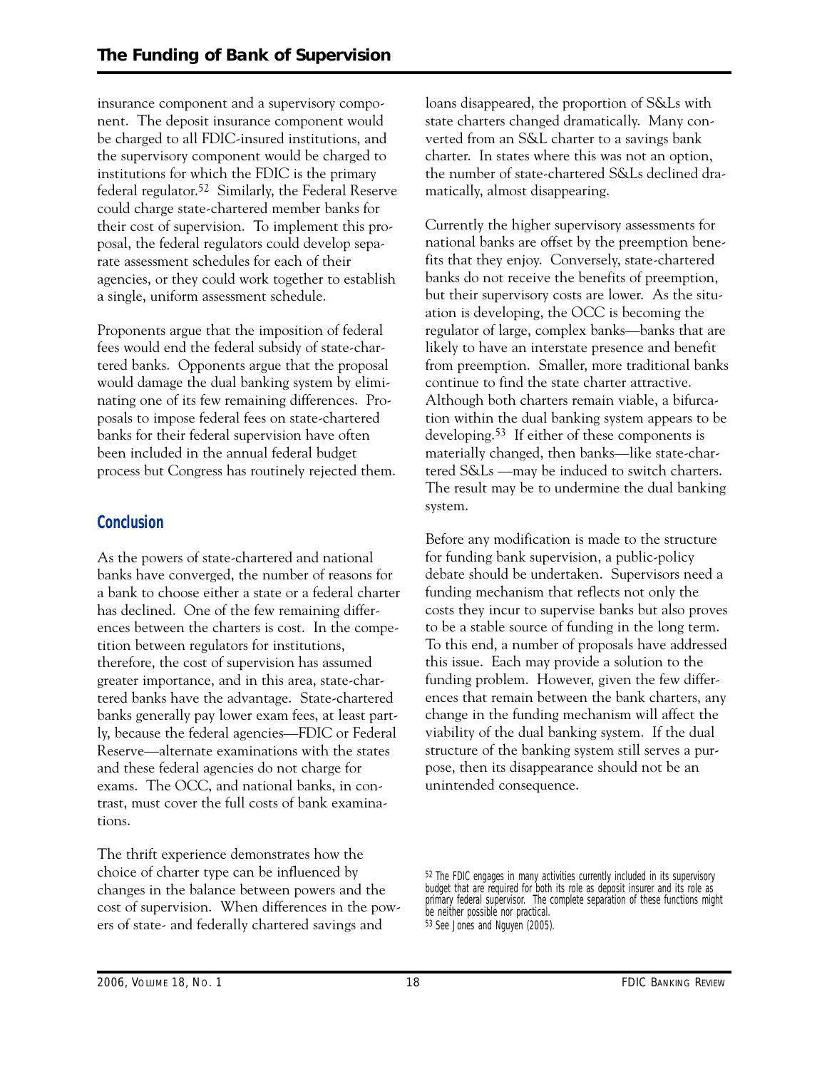insurance component and a supervisory component. The deposit insurance component would be charged to all FDIC-insured institutions, and the supervisory component would be charged to institutions for which the FDIC is the primary federal regulator.[52] Similarly, the Federal Reserve could charge state-chartered member banks for their cost of supervision. To implement this proposal, the federal regulators could develop separate assessment schedules for each of their agencies, or they could work together to establish a single, uniform assessment schedule.

Proponents argue that the imposition of federal fees would end the federal subsidy of state-chartered banks. Opponents argue that the proposal would damage the dual banking system by eliminating one of its few remaining differences. Proposals to impose federal fees on state-chartered banks for their federal supervision have often been included in the annual federal budget process but Congress has routinely rejected them.

## Conclusion

As the powers of state-chartered and national banks have converged, the number of reasons for a bank to choose either a state or a federal charter has declined. One of the few remaining differences between the charters is cost. In the competition between regulators for institutions, therefore, the cost of supervision has assumed greater importance, and in this area, state-chartered banks have the advantage. State-chartered banks generally pay lower exam fees, at least partly, because the federal agencies—FDIC or Federal Reserve—alternate examinations with the states and these federal agencies do not charge for exams. The OCC, and national banks, in contrast, must cover the full costs of bank examinations.

The thrift experience demonstrates how the choice of charter type can be influenced by changes in the balance between powers and the cost of supervision. When differences in the powers of state- and federally chartered savings and loans disappeared, the proportion of S&Ls with state charters changed dramatically. Many converted from an S&L charter to a savings bank charter. In states where this was not an option, the number of state-chartered S&Ls declined dramatically, almost disappearing.

Currently the higher supervisory assessments for national banks are offset by the preemption benefits that they enjoy. Conversely, state-chartered banks do not receive the benefits of preemption, but their supervisory costs are lower. As the situation is developing, the OCC is becoming the regulator of large, complex banks—banks that are likely to have an interstate presence and benefit from preemption. Smaller, more traditional banks continue to find the state charter attractive. Although both charters remain viable, a bifurcation within the dual banking system appears to be developing.[53] If either of these components is materially changed, then banks—like state-chartered S&Ls —may be induced to switch charters. The result may be to undermine the dual banking system.

Before any modification is made to the structure for funding bank supervision, a public-policy debate should be undertaken. Supervisors need a funding mechanism that reflects not only the costs they incur to supervise banks but also proves to be a stable source of funding in the long term. To this end, a number of proposals have addressed this issue. Each may provide a solution to the funding problem. However, given the few differences that remain between the bank charters, any change in the funding mechanism will affect the viability of the dual banking system. If the dual structure of the banking system still serves a purpose, then its disappearance should not be an unintended consequence.

---

[52] The FDIC engages in many activities currently included in its supervisory budget that are required for both its role as deposit insurer and its role as primary federal supervisor. The complete separation of these functions might be neither possible nor practical.

[53] See Jones and Nguyen (2005).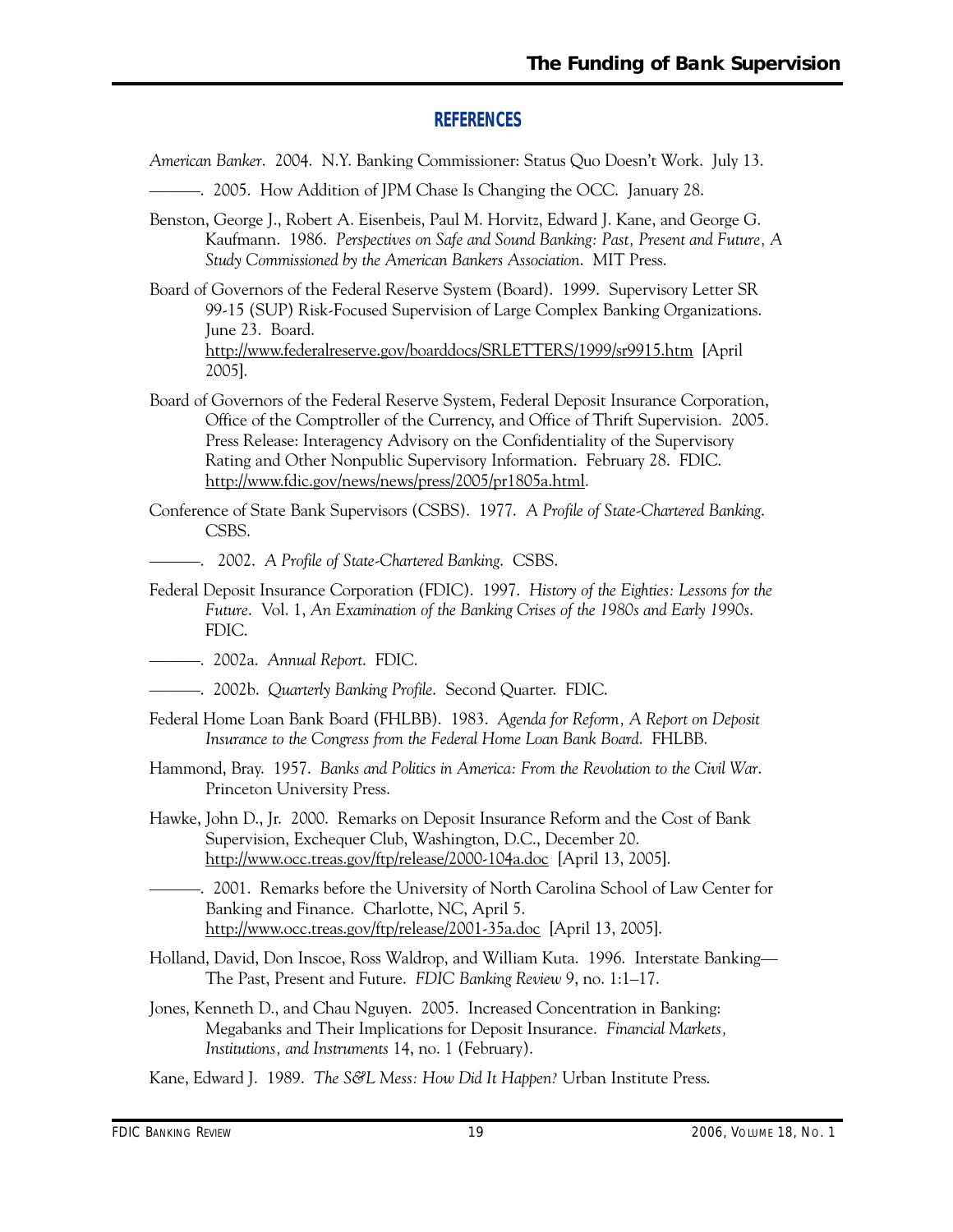## REFERENCES

*American Banker*. 2004. N.Y. Banking Commissioner: Status Quo Doesn't Work. July 13.

———. 2005. How Addition of JPM Chase Is Changing the OCC. January 28.

Benston, George J., Robert A. Eisenbeis, Paul M. Horvitz, Edward J. Kane, and George G. Kaufmann. 1986. *Perspectives on Safe and Sound Banking: Past, Present and Future, A Study Commissioned by the American Bankers Association*. MIT Press.

Board of Governors of the Federal Reserve System (Board). 1999. Supervisory Letter SR 99-15 (SUP) Risk-Focused Supervision of Large Complex Banking Organizations. June 23. Board. http://www.federalreserve.gov/boarddocs/SRLETTERS/1999/sr9915.htm [April 2005].

Board of Governors of the Federal Reserve System, Federal Deposit Insurance Corporation, Office of the Comptroller of the Currency, and Office of Thrift Supervision. 2005. Press Release: Interagency Advisory on the Confidentiality of the Supervisory Rating and Other Nonpublic Supervisory Information. February 28. FDIC. http://www.fdic.gov/news/news/press/2005/pr1805a.html.

Conference of State Bank Supervisors (CSBS). 1977. *A Profile of State-Chartered Banking*. CSBS.

———. 2002. *A Profile of State-Chartered Banking*. CSBS.

Federal Deposit Insurance Corporation (FDIC). 1997. *History of the Eighties: Lessons for the Future*. Vol. 1, *An Examination of the Banking Crises of the 1980s and Early 1990s*. FDIC.

———. 2002a. *Annual Report*. FDIC.

———. 2002b. *Quarterly Banking Profile*. Second Quarter. FDIC.

Federal Home Loan Bank Board (FHLBB). 1983. *Agenda for Reform, A Report on Deposit Insurance to the Congress from the Federal Home Loan Bank Board*. FHLBB.

Hammond, Bray. 1957. *Banks and Politics in America: From the Revolution to the Civil War*. Princeton University Press.

Hawke, John D., Jr. 2000. Remarks on Deposit Insurance Reform and the Cost of Bank Supervision, Exchequer Club, Washington, D.C., December 20. http://www.occ.treas.gov/ftp/release/2000-104a.doc [April 13, 2005].

———. 2001. Remarks before the University of North Carolina School of Law Center for Banking and Finance. Charlotte, NC, April 5. http://www.occ.treas.gov/ftp/release/2001-35a.doc [April 13, 2005].

Holland, David, Don Inscoe, Ross Waldrop, and William Kuta. 1996. Interstate Banking—The Past, Present and Future. *FDIC Banking Review* 9, no. 1:1–17.

Jones, Kenneth D., and Chau Nguyen. 2005. Increased Concentration in Banking: Megabanks and Their Implications for Deposit Insurance. *Financial Markets, Institutions, and Instruments* 14, no. 1 (February).

Kane, Edward J. 1989. *The S&L Mess: How Did It Happen?* Urban Institute Press.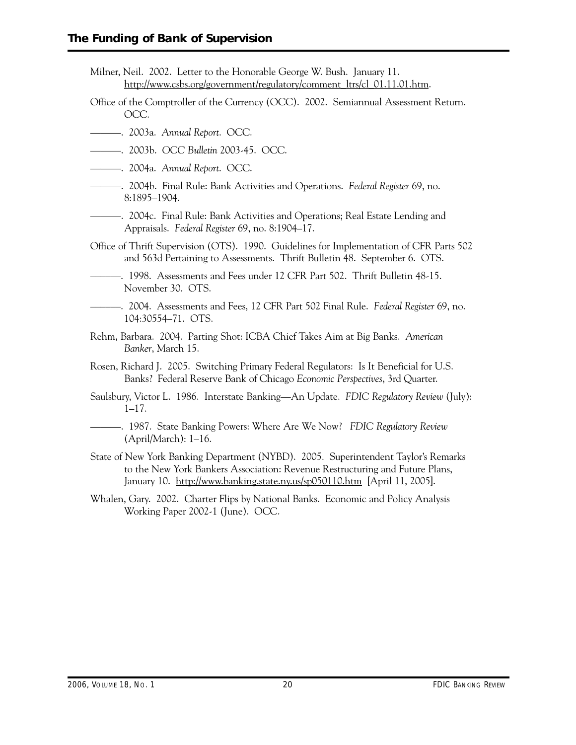Milner, Neil. 2002. Letter to the Honorable George W. Bush. January 11. http://www.csbs.org/government/regulatory/comment_ltrs/cl_01.11.01.htm.

Office of the Comptroller of the Currency (OCC). 2002. Semiannual Assessment Return. OCC.

———. 2003a. *Annual Report*. OCC.

———. 2003b. *OCC Bulletin* 2003-45. OCC.

———. 2004a. *Annual Report*. OCC.

———. 2004b. Final Rule: Bank Activities and Operations. *Federal Register* 69, no. 8:1895–1904.

———. 2004c. Final Rule: Bank Activities and Operations; Real Estate Lending and Appraisals. *Federal Register* 69, no. 8:1904–17.

Office of Thrift Supervision (OTS). 1990. Guidelines for Implementation of CFR Parts 502 and 563d Pertaining to Assessments. Thrift Bulletin 48. September 6. OTS.

———. 1998. Assessments and Fees under 12 CFR Part 502. Thrift Bulletin 48-15. November 30. OTS.

———. 2004. Assessments and Fees, 12 CFR Part 502 Final Rule. *Federal Register* 69, no. 104:30554–71. OTS.

Rehm, Barbara. 2004. Parting Shot: ICBA Chief Takes Aim at Big Banks. *American Banker*, March 15.

Rosen, Richard J. 2005. Switching Primary Federal Regulators: Is It Beneficial for U.S. Banks? Federal Reserve Bank of Chicago *Economic Perspectives*, 3rd Quarter.

Saulsbury, Victor L. 1986. Interstate Banking—An Update. *FDIC Regulatory Review* (July): 1–17.

———. 1987. State Banking Powers: Where Are We Now? *FDIC Regulatory Review* (April/March): 1–16.

State of New York Banking Department (NYBD). 2005. Superintendent Taylor's Remarks to the New York Bankers Association: Revenue Restructuring and Future Plans, January 10. http://www.banking.state.ny.us/sp050110.htm [April 11, 2005].

Whalen, Gary. 2002. Charter Flips by National Banks. Economic and Policy Analysis Working Paper 2002-1 (June). OCC.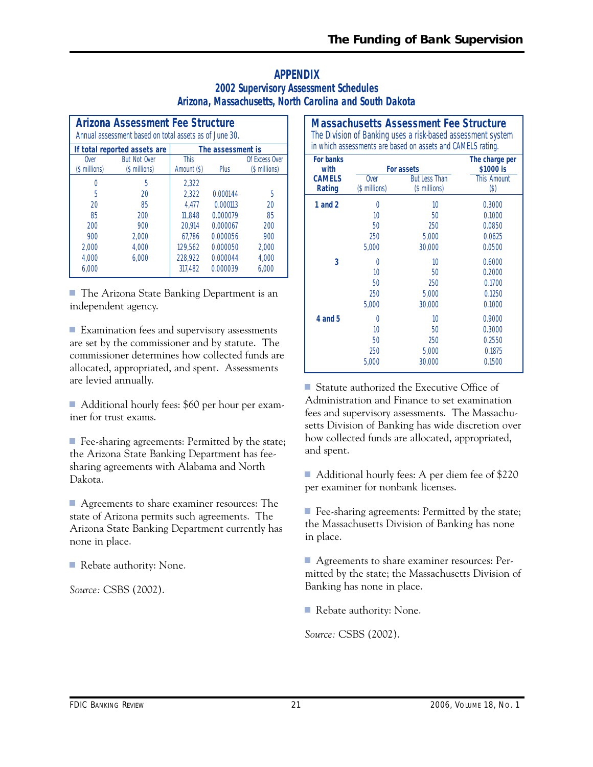# APPENDIX

## 2002 Supervisory Assessment Schedules

## Arizona, Massachusetts, North Carolina and South Dakota

### Arizona Assessment Fee Structure

Annual assessment based on total assets as of June 30.

| If total reported assets are | | The assessment is | | |
|---|---|---|---|---|
| Over ($ millions) | But Not Over ($ millions) | This Amount ($) | Plus | Of Excess Over ($ millions) |
| 0 | 5 | 2,322 | | |
| 5 | 20 | 2,322 | 0.000144 | 5 |
| 20 | 85 | 4,477 | 0.000113 | 20 |
| 85 | 200 | 11,848 | 0.000079 | 85 |
| 200 | 900 | 20,914 | 0.000067 | 200 |
| 900 | 2,000 | 67,786 | 0.000056 | 900 |
| 2,000 | 4,000 | 129,562 | 0.000050 | 2,000 |
| 4,000 | 6,000 | 228,922 | 0.000044 | 4,000 |
| 6,000 | | 317,482 | 0.000039 | 6,000 |

- The Arizona State Banking Department is an independent agency.
- Examination fees and supervisory assessments are set by the commissioner and by statute. The commissioner determines how collected funds are allocated, appropriated, and spent. Assessments are levied annually.
- Additional hourly fees: $60 per hour per examiner for trust exams.
- Fee-sharing agreements: Permitted by the state; the Arizona State Banking Department has fee-sharing agreements with Alabama and North Dakota.
- Agreements to share examiner resources: The state of Arizona permits such agreements. The Arizona State Banking Department currently has none in place.
- Rebate authority: None.

*Source:* CSBS (2002).

### Massachusetts Assessment Fee Structure

The Division of Banking uses a risk-based assessment system in which assessments are based on assets and CAMELS rating.

| For banks with CAMELS Rating | For assets | | The charge per $1000 is |
|---|---|---|---|
| | Over ($ millions) | But Less Than ($ millions) | This Amount ($) |
| 1 and 2 | 0 | 10 | 0.3000 |
| | 10 | 50 | 0.1000 |
| | 50 | 250 | 0.0850 |
| | 250 | 5,000 | 0.0625 |
| | 5,000 | 30,000 | 0.0500 |
| 3 | 0 | 10 | 0.6000 |
| | 10 | 50 | 0.2000 |
| | 50 | 250 | 0.1700 |
| | 250 | 5,000 | 0.1250 |
| | 5,000 | 30,000 | 0.1000 |
| 4 and 5 | 0 | 10 | 0.9000 |
| | 10 | 50 | 0.3000 |
| | 50 | 250 | 0.2550 |
| | 250 | 5,000 | 0.1875 |
| | 5,000 | 30,000 | 0.1500 |

- Statute authorized the Executive Office of Administration and Finance to set examination fees and supervisory assessments. The Massachusetts Division of Banking has wide discretion over how collected funds are allocated, appropriated, and spent.
- Additional hourly fees: A per diem fee of $220 per examiner for nonbank licenses.
- Fee-sharing agreements: Permitted by the state; the Massachusetts Division of Banking has none in place.
- Agreements to share examiner resources: Permitted by the state; the Massachusetts Division of Banking has none in place.
- Rebate authority: None.

*Source:* CSBS (2002).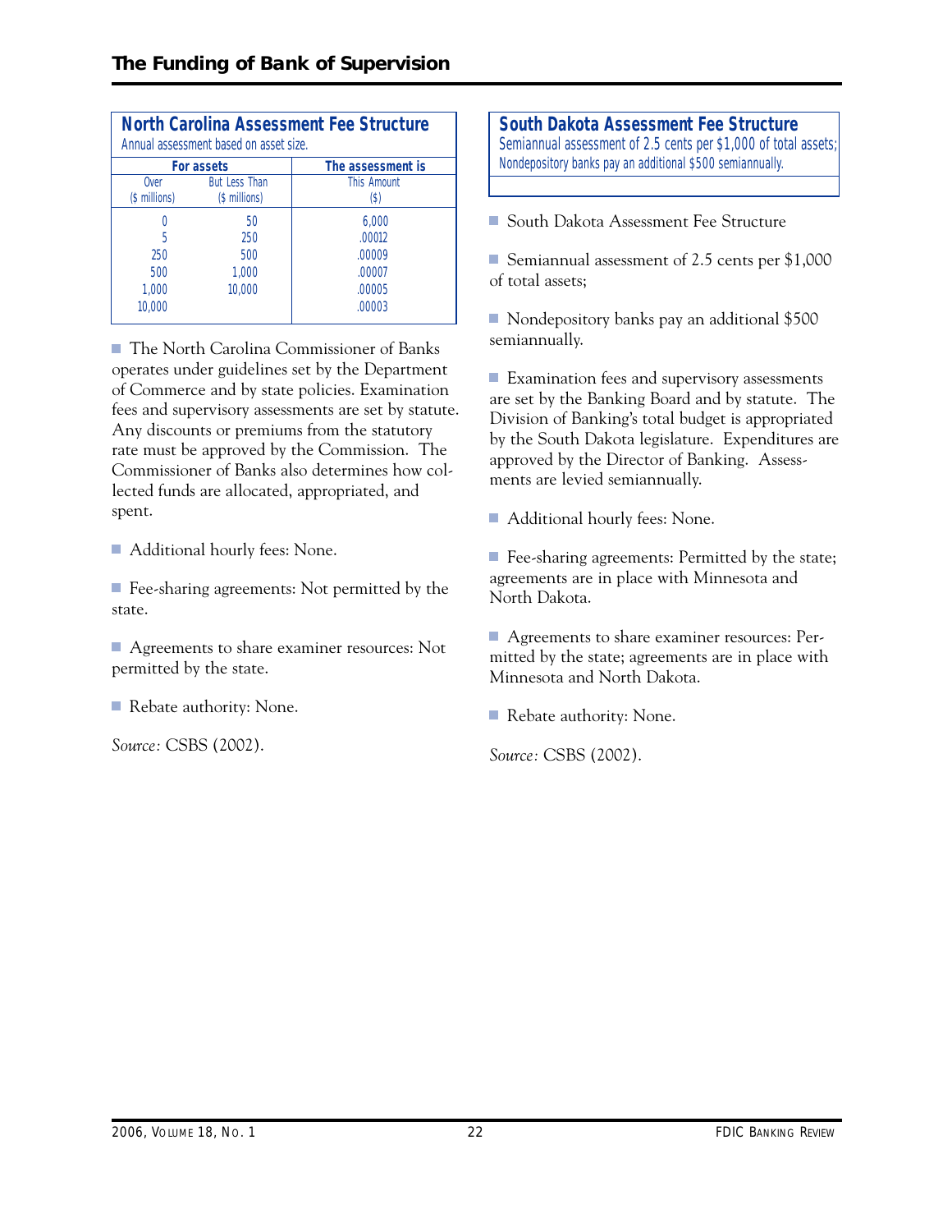### North Carolina Assessment Fee Structure

Annual assessment based on asset size.

| For assets | | The assessment is |
|---|---|---|
| Over ($ millions) | But Less Than ($ millions) | This Amount ($) |
| 0 | 50 | 6,000 |
| 5 | 250 | .00012 |
| 250 | 500 | .00009 |
| 500 | 1,000 | .00007 |
| 1,000 | 10,000 | .00005 |
| 10,000 | | .00003 |

- The North Carolina Commissioner of Banks operates under guidelines set by the Department of Commerce and by state policies. Examination fees and supervisory assessments are set by statute. Any discounts or premiums from the statutory rate must be approved by the Commission. The Commissioner of Banks also determines how collected funds are allocated, appropriated, and spent.
- Additional hourly fees: None.
- Fee-sharing agreements: Not permitted by the state.
- Agreements to share examiner resources: Not permitted by the state.
- Rebate authority: None.

*Source:* CSBS (2002).

### South Dakota Assessment Fee Structure

Semiannual assessment of 2.5 cents per $1,000 of total assets; Nondepository banks pay an additional $500 semiannually.

- South Dakota Assessment Fee Structure
- Semiannual assessment of 2.5 cents per $1,000 of total assets;
- Nondepository banks pay an additional $500 semiannually.
- Examination fees and supervisory assessments are set by the Banking Board and by statute. The Division of Banking's total budget is appropriated by the South Dakota legislature. Expenditures are approved by the Director of Banking. Assessments are levied semiannually.
- Additional hourly fees: None.
- Fee-sharing agreements: Permitted by the state; agreements are in place with Minnesota and North Dakota.
- Agreements to share examiner resources: Permitted by the state; agreements are in place with Minnesota and North Dakota.
- Rebate authority: None.

*Source:* CSBS (2002).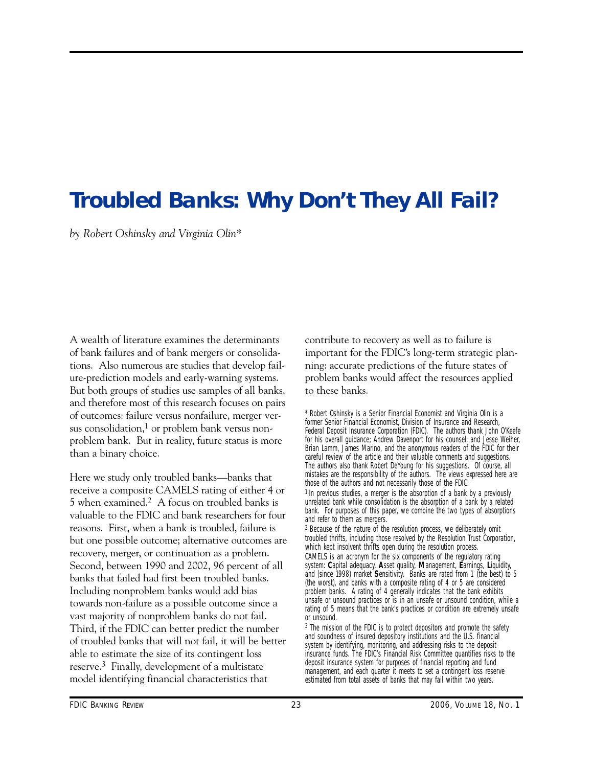# Troubled Banks: Why Don't They All Fail?

*by Robert Oshinsky and Virginia Olin\**

A wealth of literature examines the determinants of bank failures and of bank mergers or consolidations. Also numerous are studies that develop failure-prediction models and early-warning systems. But both groups of studies use samples of all banks, and therefore most of this research focuses on pairs of outcomes: failure versus nonfailure, merger versus consolidation,[1] or problem bank versus nonproblem bank. But in reality, future status is more than a binary choice.

Here we study only troubled banks—banks that receive a composite CAMELS rating of either 4 or 5 when examined.[2] A focus on troubled banks is valuable to the FDIC and bank researchers for four reasons. First, when a bank is troubled, failure is but one possible outcome; alternative outcomes are recovery, merger, or continuation as a problem. Second, between 1990 and 2002, 96 percent of all banks that failed had first been troubled banks. Including nonproblem banks would add bias towards non-failure as a possible outcome since a vast majority of nonproblem banks do not fail. Third, if the FDIC can better predict the number of troubled banks that will not fail, it will be better able to estimate the size of its contingent loss reserve.[3] Finally, development of a multistate model identifying financial characteristics that contribute to recovery as well as to failure is important for the FDIC's long-term strategic planning: accurate predictions of the future states of problem banks would affect the resources applied to these banks.

\* Robert Oshinsky is a Senior Financial Economist and Virginia Olin is a former Senior Financial Economist, Division of Insurance and Research, Federal Deposit Insurance Corporation (FDIC). The authors thank John O'Keefe for his overall guidance; Andrew Davenport for his counsel; and Jesse Weiher, Brian Lamm, James Marino, and the anonymous readers of the FDIC for their careful review of the article and their valuable comments and suggestions. The authors also thank Robert DeYoung for his suggestions. Of course, all mistakes are the responsibility of the authors. The views expressed here are those of the authors and not necessarily those of the FDIC.

[1] In previous studies, a merger is the absorption of a bank by a previously unrelated bank while consolidation is the absorption of a bank by a related bank. For purposes of this paper, we combine the two types of absorptions and refer to them as mergers.

[2] Because of the nature of the resolution process, we deliberately omit troubled thrifts, including those resolved by the Resolution Trust Corporation, which kept insolvent thrifts open during the resolution process. CAMELS is an acronym for the six components of the regulatory rating system: **C**apital adequacy, **A**sset quality, **M**anagement, **E**arnings, **L**iquidity, and (since 1998) market **S**ensitivity. Banks are rated from 1 (the best) to 5 (the worst), and banks with a composite rating of 4 or 5 are considered problem banks. A rating of 4 generally indicates that the bank exhibits unsafe or unsound practices or is in an unsafe or unsound condition, while a rating of 5 means that the bank's practices or condition are extremely unsafe or unsound.

[3] The mission of the FDIC is to protect depositors and promote the safety and soundness of insured depository institutions and the U.S. financial system by identifying, monitoring, and addressing risks to the deposit insurance funds. The FDIC's Financial Risk Committee quantifies risks to the deposit insurance system for purposes of financial reporting and fund management, and each quarter it meets to set a contingent loss reserve estimated from total assets of banks that may fail within two years.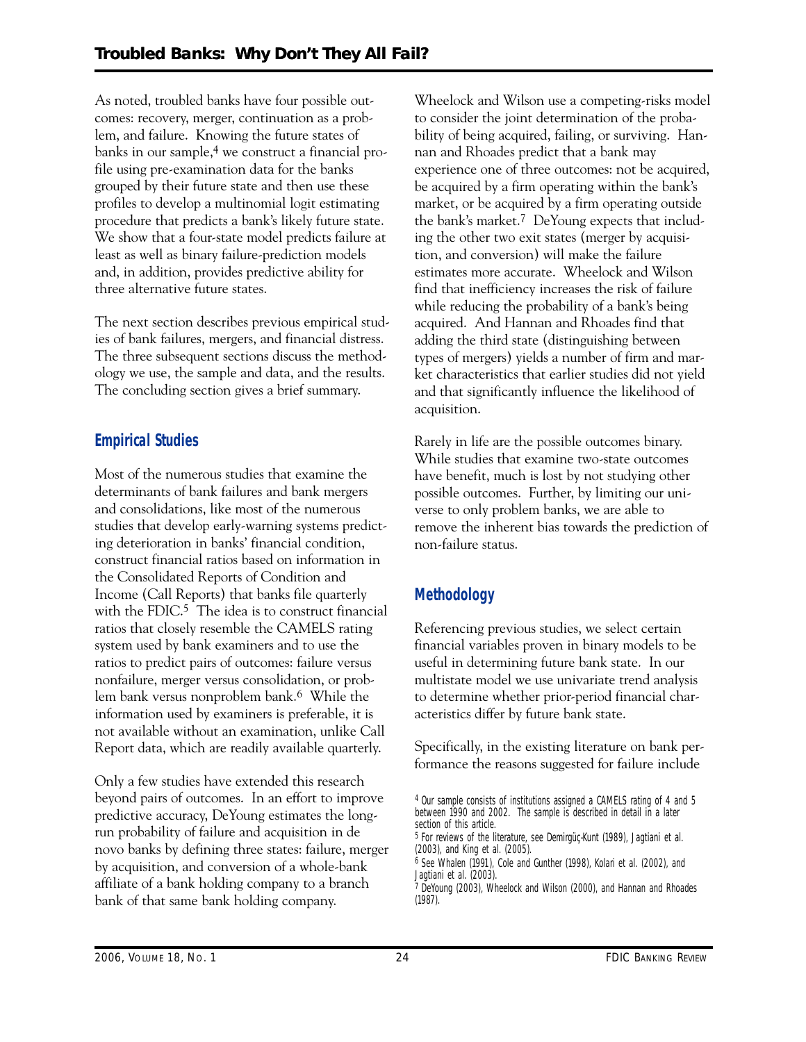As noted, troubled banks have four possible outcomes: recovery, merger, continuation as a problem, and failure. Knowing the future states of banks in our sample,[4] we construct a financial profile using pre-examination data for the banks grouped by their future state and then use these profiles to develop a multinomial logit estimating procedure that predicts a bank's likely future state. We show that a four-state model predicts failure at least as well as binary failure-prediction models and, in addition, provides predictive ability for three alternative future states.

The next section describes previous empirical studies of bank failures, mergers, and financial distress. The three subsequent sections discuss the methodology we use, the sample and data, and the results. The concluding section gives a brief summary.

## Empirical Studies

Most of the numerous studies that examine the determinants of bank failures and bank mergers and consolidations, like most of the numerous studies that develop early-warning systems predicting deterioration in banks' financial condition, construct financial ratios based on information in the Consolidated Reports of Condition and Income (Call Reports) that banks file quarterly with the FDIC.[5] The idea is to construct financial ratios that closely resemble the CAMELS rating system used by bank examiners and to use the ratios to predict pairs of outcomes: failure versus nonfailure, merger versus consolidation, or problem bank versus nonproblem bank.[6] While the information used by examiners is preferable, it is not available without an examination, unlike Call Report data, which are readily available quarterly.

Only a few studies have extended this research beyond pairs of outcomes. In an effort to improve predictive accuracy, DeYoung estimates the long-run probability of failure and acquisition in de novo banks by defining three states: failure, merger by acquisition, and conversion of a whole-bank affiliate of a bank holding company to a branch bank of that same bank holding company. Wheelock and Wilson use a competing-risks model to consider the joint determination of the probability of being acquired, failing, or surviving. Hannan and Rhoades predict that a bank may experience one of three outcomes: not be acquired, be acquired by a firm operating within the bank's market, or be acquired by a firm operating outside the bank's market.[7] DeYoung expects that including the other two exit states (merger by acquisition, and conversion) will make the failure estimates more accurate. Wheelock and Wilson find that inefficiency increases the risk of failure while reducing the probability of a bank's being acquired. And Hannan and Rhoades find that adding the third state (distinguishing between types of mergers) yields a number of firm and market characteristics that earlier studies did not yield and that significantly influence the likelihood of acquisition.

Rarely in life are the possible outcomes binary. While studies that examine two-state outcomes have benefit, much is lost by not studying other possible outcomes. Further, by limiting our universe to only problem banks, we are able to remove the inherent bias towards the prediction of non-failure status.

## Methodology

Referencing previous studies, we select certain financial variables proven in binary models to be useful in determining future bank state. In our multistate model we use univariate trend analysis to determine whether prior-period financial characteristics differ by future bank state.

Specifically, in the existing literature on bank performance the reasons suggested for failure include

---

[4] Our sample consists of institutions assigned a CAMELS rating of 4 and 5 between 1990 and 2002. The sample is described in detail in a later section of this article.

[5] For reviews of the literature, see Demirgüç-Kunt (1989), Jagtiani et al. (2003), and King et al. (2005).

[6] See Whalen (1991), Cole and Gunther (1998), Kolari et al. (2002), and Jagtiani et al. (2003).

[7] DeYoung (2003), Wheelock and Wilson (2000), and Hannan and Rhoades (1987).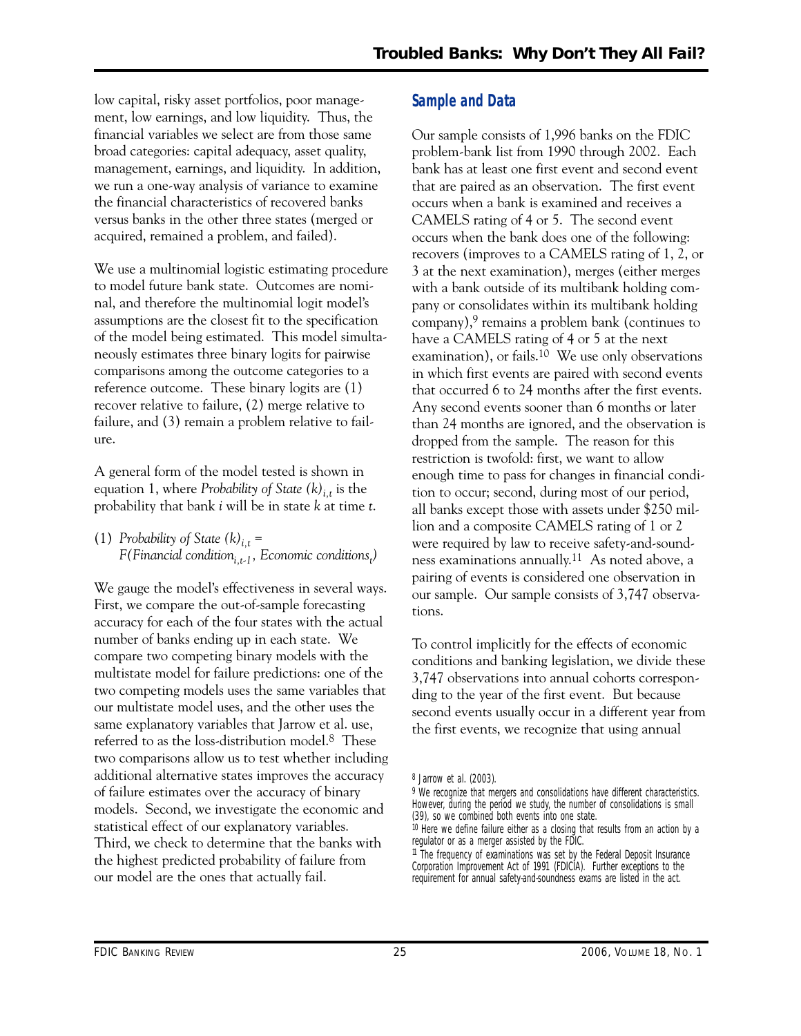low capital, risky asset portfolios, poor management, low earnings, and low liquidity. Thus, the financial variables we select are from those same broad categories: capital adequacy, asset quality, management, earnings, and liquidity. In addition, we run a one-way analysis of variance to examine the financial characteristics of recovered banks versus banks in the other three states (merged or acquired, remained a problem, and failed).

We use a multinomial logistic estimating procedure to model future bank state. Outcomes are nominal, and therefore the multinomial logit model's assumptions are the closest fit to the specification of the model being estimated. This model simultaneously estimates three binary logits for pairwise comparisons among the outcome categories to a reference outcome. These binary logits are (1) recover relative to failure, (2) merge relative to failure, and (3) remain a problem relative to failure.

A general form of the model tested is shown in equation 1, where *Probability of State* $(k)_{i,t}$ is the probability that bank $i$ will be in state $k$ at time $t$.

(1) $\textit{Probability of State } (k)_{i,t} = F(\textit{Financial condition}_{i,t-1}, \textit{Economic conditions}_t)$

We gauge the model's effectiveness in several ways. First, we compare the out-of-sample forecasting accuracy for each of the four states with the actual number of banks ending up in each state. We compare two competing binary models with the multistate model for failure predictions: one of the two competing models uses the same variables that our multistate model uses, and the other uses the same explanatory variables that Jarrow et al. use, referred to as the loss-distribution model.[8] These two comparisons allow us to test whether including additional alternative states improves the accuracy of failure estimates over the accuracy of binary models. Second, we investigate the economic and statistical effect of our explanatory variables. Third, we check to determine that the banks with the highest predicted probability of failure from our model are the ones that actually fail.

## Sample and Data

Our sample consists of 1,996 banks on the FDIC problem-bank list from 1990 through 2002. Each bank has at least one first event and second event that are paired as an observation. The first event occurs when a bank is examined and receives a CAMELS rating of 4 or 5. The second event occurs when the bank does one of the following: recovers (improves to a CAMELS rating of 1, 2, or 3 at the next examination), merges (either merges with a bank outside of its multibank holding company or consolidates within its multibank holding company),[9] remains a problem bank (continues to have a CAMELS rating of 4 or 5 at the next examination), or fails.[10] We use only observations in which first events are paired with second events that occurred 6 to 24 months after the first events. Any second events sooner than 6 months or later than 24 months are ignored, and the observation is dropped from the sample. The reason for this restriction is twofold: first, we want to allow enough time to pass for changes in financial condition to occur; second, during most of our period, all banks except those with assets under $250 million and a composite CAMELS rating of 1 or 2 were required by law to receive safety-and-soundness examinations annually.[11] As noted above, a pairing of events is considered one observation in our sample. Our sample consists of 3,747 observations.

To control implicitly for the effects of economic conditions and banking legislation, we divide these 3,747 observations into annual cohorts corresponding to the year of the first event. But because second events usually occur in a different year from the first events, we recognize that using annual

---

[8] Jarrow et al. (2003).

[9] We recognize that mergers and consolidations have different characteristics. However, during the period we study, the number of consolidations is small (39), so we combined both events into one state.

[10] Here we define failure either as a closing that results from an action by a regulator or as a merger assisted by the FDIC.

[11] The frequency of examinations was set by the Federal Deposit Insurance Corporation Improvement Act of 1991 (FDICIA). Further exceptions to the requirement for annual safety-and-soundness exams are listed in the act.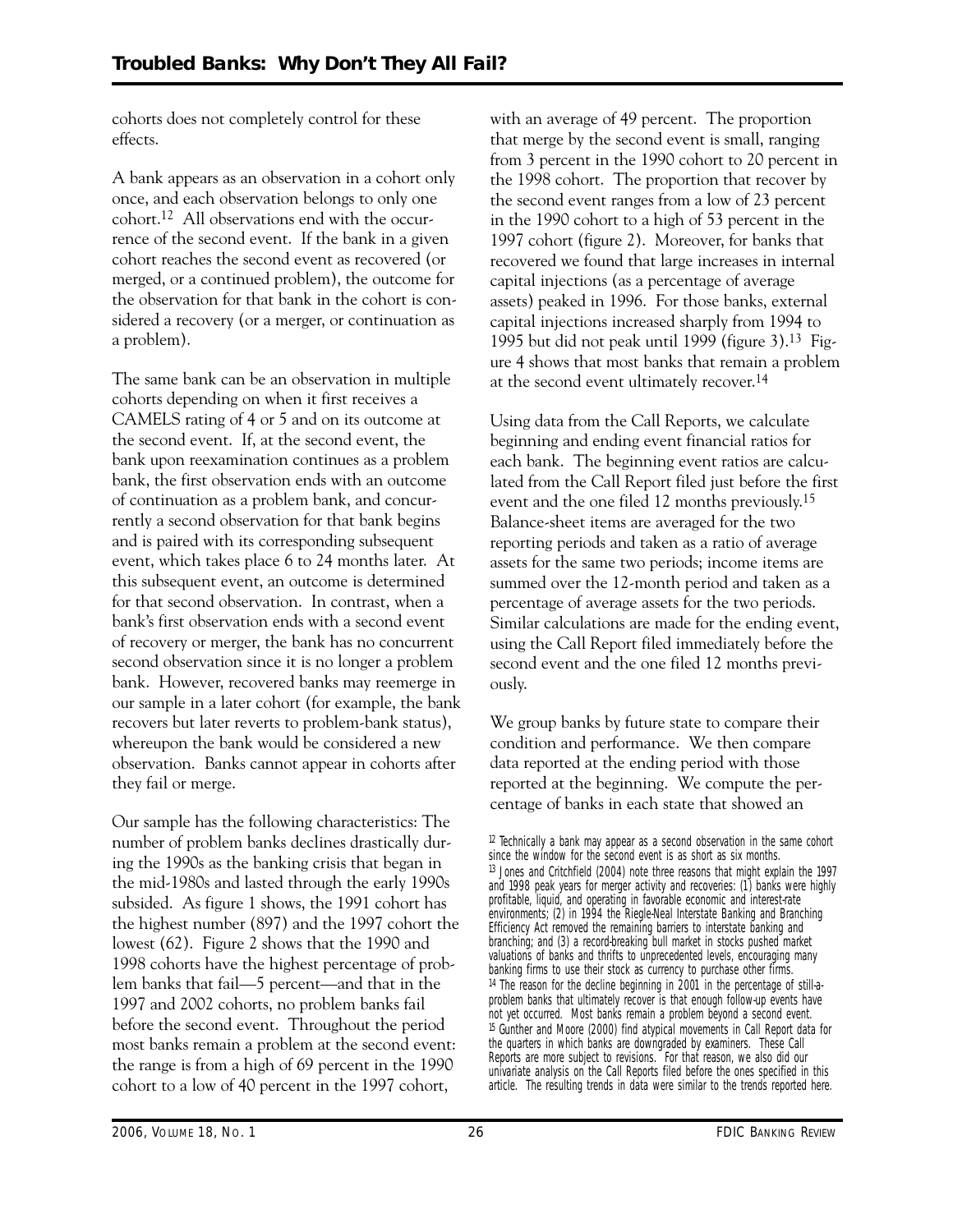cohorts does not completely control for these effects.

A bank appears as an observation in a cohort only once, and each observation belongs to only one cohort.[12] All observations end with the occurrence of the second event. If the bank in a given cohort reaches the second event as recovered (or merged, or a continued problem), the outcome for the observation for that bank in the cohort is considered a recovery (or a merger, or continuation as a problem).

The same bank can be an observation in multiple cohorts depending on when it first receives a CAMELS rating of 4 or 5 and on its outcome at the second event. If, at the second event, the bank upon reexamination continues as a problem bank, the first observation ends with an outcome of continuation as a problem bank, and concurrently a second observation for that bank begins and is paired with its corresponding subsequent event, which takes place 6 to 24 months later. At this subsequent event, an outcome is determined for that second observation. In contrast, when a bank's first observation ends with a second event of recovery or merger, the bank has no concurrent second observation since it is no longer a problem bank. However, recovered banks may reemerge in our sample in a later cohort (for example, the bank recovers but later reverts to problem-bank status), whereupon the bank would be considered a new observation. Banks cannot appear in cohorts after they fail or merge.

Our sample has the following characteristics: The number of problem banks declines drastically during the 1990s as the banking crisis that began in the mid-1980s and lasted through the early 1990s subsided. As figure 1 shows, the 1991 cohort has the highest number (897) and the 1997 cohort the lowest (62). Figure 2 shows that the 1990 and 1998 cohorts have the highest percentage of problem banks that fail—5 percent—and that in the 1997 and 2002 cohorts, no problem banks fail before the second event. Throughout the period most banks remain a problem at the second event: the range is from a high of 69 percent in the 1990 cohort to a low of 40 percent in the 1997 cohort, with an average of 49 percent. The proportion that merge by the second event is small, ranging from 3 percent in the 1990 cohort to 20 percent in the 1998 cohort. The proportion that recover by the second event ranges from a low of 23 percent in the 1990 cohort to a high of 53 percent in the 1997 cohort (figure 2). Moreover, for banks that recovered we found that large increases in internal capital injections (as a percentage of average assets) peaked in 1996. For those banks, external capital injections increased sharply from 1994 to 1995 but did not peak until 1999 (figure 3).[13] Figure 4 shows that most banks that remain a problem at the second event ultimately recover.[14]

Using data from the Call Reports, we calculate beginning and ending event financial ratios for each bank. The beginning event ratios are calculated from the Call Report filed just before the first event and the one filed 12 months previously.[15] Balance-sheet items are averaged for the two reporting periods and taken as a ratio of average assets for the same two periods; income items are summed over the 12-month period and taken as a percentage of average assets for the two periods. Similar calculations are made for the ending event, using the Call Report filed immediately before the second event and the one filed 12 months previously.

We group banks by future state to compare their condition and performance. We then compare data reported at the ending period with those reported at the beginning. We compute the percentage of banks in each state that showed an

[12] Technically a bank may appear as a second observation in the same cohort since the window for the second event is as short as six months.

[13] Jones and Critchfield (2004) note three reasons that might explain the 1997 and 1998 peak years for merger activity and recoveries: (1) banks were highly profitable, liquid, and operating in favorable economic and interest-rate environments; (2) in 1994 the Riegle-Neal Interstate Banking and Branching Efficiency Act removed the remaining barriers to interstate banking and branching; and (3) a record-breaking bull market in stocks pushed market valuations of banks and thrifts to unprecedented levels, encouraging many banking firms to use their stock as currency to purchase other firms.

[14] The reason for the decline beginning in 2001 in the percentage of still-a-problem banks that ultimately recover is that enough follow-up events have not yet occurred. Most banks remain a problem beyond a second event.

[15] Gunther and Moore (2000) find atypical movements in Call Report data for the quarters in which banks are downgraded by examiners. These Call Reports are more subject to revisions. For that reason, we also did our univariate analysis on the Call Reports filed before the ones specified in this article. The resulting trends in data were similar to the trends reported here.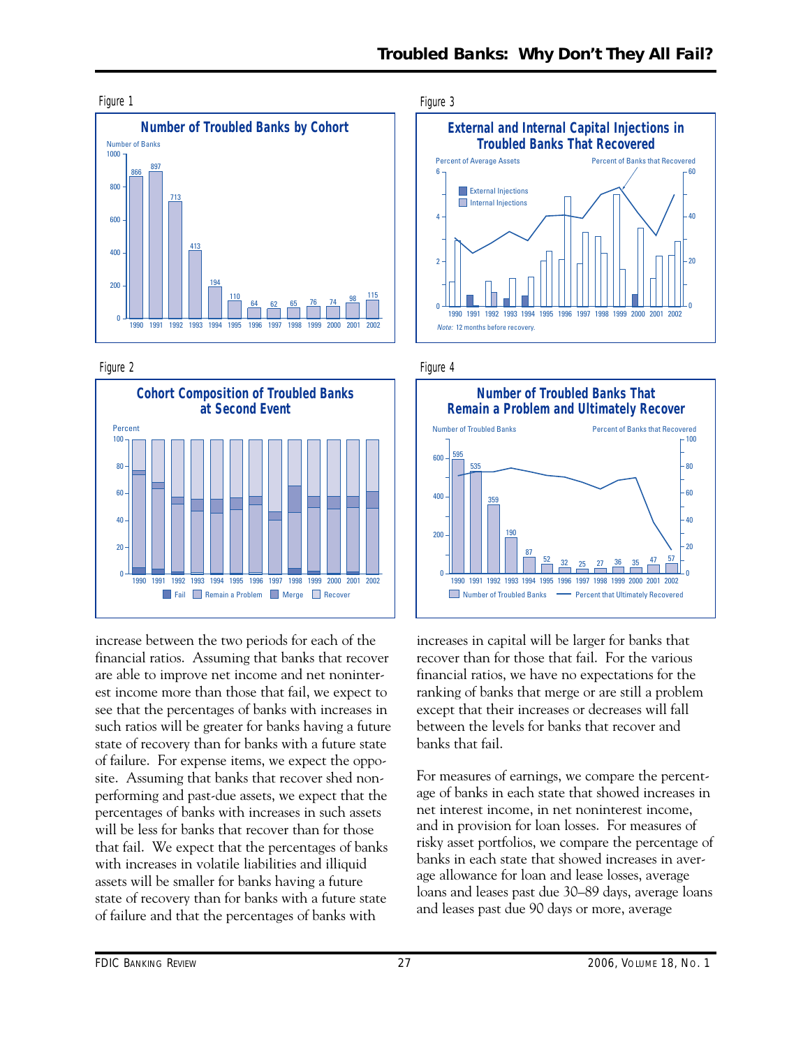Figure 1

**Number of Troubled Banks by Cohort**

| Year | Number of Banks |
|---|---|
| 1990 | 866 |
| 1991 | 897 |
| 1992 | 713 |
| 1993 | 413 |
| 1994 | 194 |
| 1995 | 110 |
| 1996 | 64 |
| 1997 | 62 |
| 1998 | 65 |
| 1999 | 76 |
| 2000 | 74 |
| 2001 | 98 |
| 2002 | 115 |

Figure 2

**Cohort Composition of Troubled Banks at Second Event**

Percent; categories: Fail, Remain a Problem, Merge, Recover (1990–2002)

Figure 3

**External and Internal Capital Injections in Troubled Banks That Recovered**

Percent of Average Assets (External Injections, Internal Injections); Percent of Banks that Recovered (1990–2002)

*Note:* 12 months before recovery.

Figure 4

**Number of Troubled Banks That Remain a Problem and Ultimately Recover**

| Year | Number of Troubled Banks |
|---|---|
| 1990 | 595 |
| 1991 | 535 |
| 1992 | 359 |
| 1993 | 190 |
| 1994 | 87 |
| 1995 | 52 |
| 1996 | 32 |
| 1997 | 25 |
| 1998 | 27 |
| 1999 | 36 |
| 2000 | 35 |
| 2001 | 47 |
| 2002 | 57 |

Number of Troubled Banks; Percent that Ultimately Recovered

increase between the two periods for each of the financial ratios. Assuming that banks that recover are able to improve net income and net noninterest income more than those that fail, we expect to see that the percentages of banks with increases in such ratios will be greater for banks having a future state of recovery than for banks with a future state of failure. For expense items, we expect the opposite. Assuming that banks that recover shed nonperforming and past-due assets, we expect that the percentages of banks with increases in such assets will be less for banks that recover than for those that fail. We expect that the percentages of banks with increases in volatile liabilities and illiquid assets will be smaller for banks having a future state of recovery than for banks with a future state of failure and that the percentages of banks with increases in capital will be larger for banks that recover than for those that fail. For the various financial ratios, we have no expectations for the ranking of banks that merge or are still a problem except that their increases or decreases will fall between the levels for banks that recover and banks that fail.

For measures of earnings, we compare the percentage of banks in each state that showed increases in net interest income, in net noninterest income, and in provision for loan losses. For measures of risky asset portfolios, we compare the percentage of banks in each state that showed increases in average allowance for loan and lease losses, average loans and leases past due 30–89 days, average loans and leases past due 90 days or more, average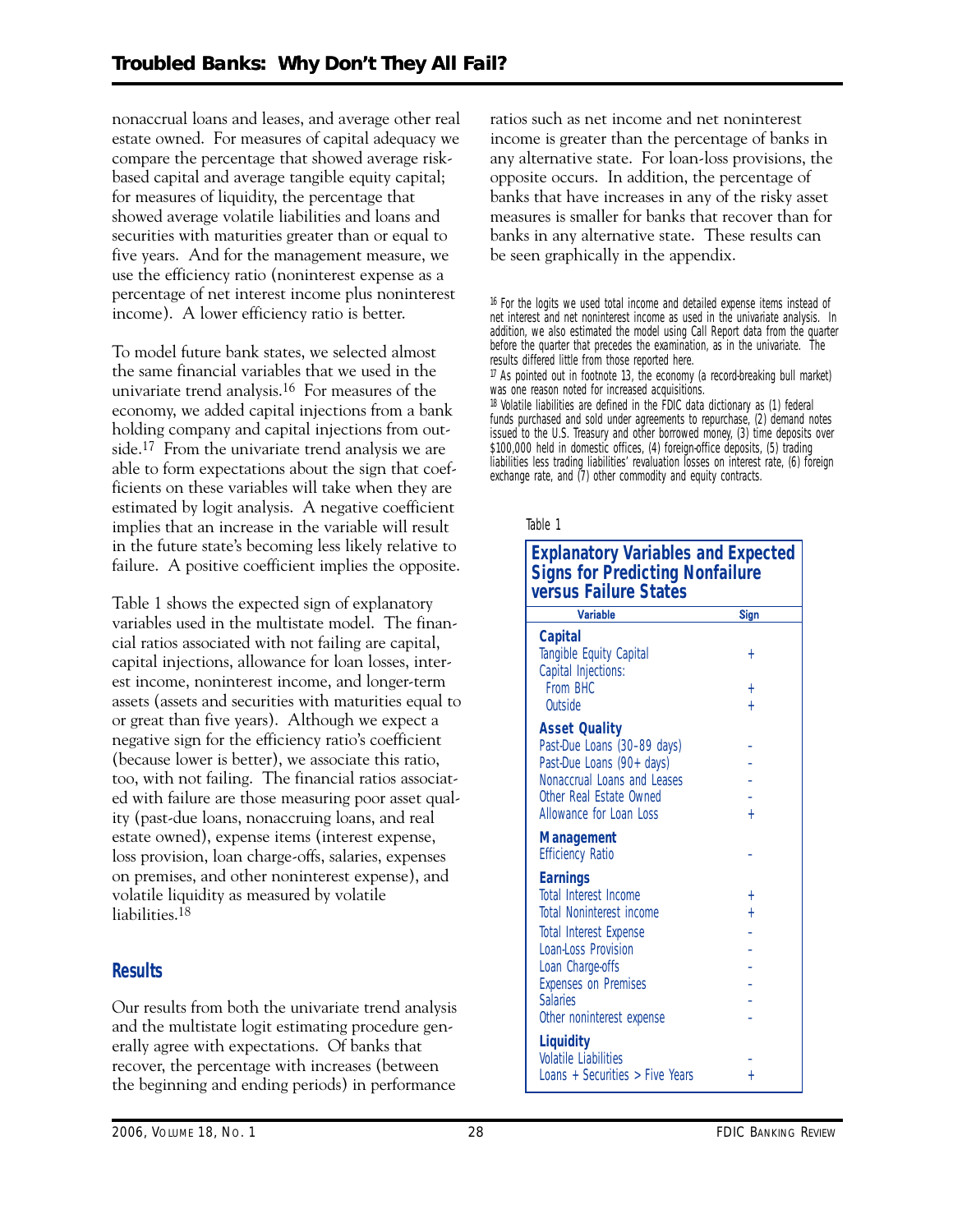nonaccrual loans and leases, and average other real estate owned. For measures of capital adequacy we compare the percentage that showed average risk-based capital and average tangible equity capital; for measures of liquidity, the percentage that showed average volatile liabilities and loans and securities with maturities greater than or equal to five years. And for the management measure, we use the efficiency ratio (noninterest expense as a percentage of net interest income plus noninterest income). A lower efficiency ratio is better.

To model future bank states, we selected almost the same financial variables that we used in the univariate trend analysis.[16] For measures of the economy, we added capital injections from a bank holding company and capital injections from outside.[17] From the univariate trend analysis we are able to form expectations about the sign that coefficients on these variables will take when they are estimated by logit analysis. A negative coefficient implies that an increase in the variable will result in the future state's becoming less likely relative to failure. A positive coefficient implies the opposite.

Table 1 shows the expected sign of explanatory variables used in the multistate model. The financial ratios associated with not failing are capital, capital injections, allowance for loan losses, interest income, noninterest income, and longer-term assets (assets and securities with maturities equal to or great than five years). Although we expect a negative sign for the efficiency ratio's coefficient (because lower is better), we associate this ratio, too, with not failing. The financial ratios associated with failure are those measuring poor asset quality (past-due loans, nonaccruing loans, and real estate owned), expense items (interest expense, loss provision, loan charge-offs, salaries, expenses on premises, and other noninterest expense), and volatile liquidity as measured by volatile liabilities.[18]

## Results

Our results from both the univariate trend analysis and the multistate logit estimating procedure generally agree with expectations. Of banks that recover, the percentage with increases (between the beginning and ending periods) in performance ratios such as net income and net noninterest income is greater than the percentage of banks in any alternative state. For loan-loss provisions, the opposite occurs. In addition, the percentage of banks that have increases in any of the risky asset measures is smaller for banks that recover than for banks in any alternative state. These results can be seen graphically in the appendix.

[16] For the logits we used total income and detailed expense items instead of net interest and net noninterest income as used in the univariate analysis. In addition, we also estimated the model using Call Report data from the quarter before the quarter that precedes the examination, as in the univariate. The results differed little from those reported here.

[17] As pointed out in footnote 13, the economy (a record-breaking bull market) was one reason noted for increased acquisitions.

[18] Volatile liabilities are defined in the FDIC data dictionary as (1) federal funds purchased and sold under agreements to repurchase, (2) demand notes issued to the U.S. Treasury and other borrowed money, (3) time deposits over $100,000 held in domestic offices, (4) foreign-office deposits, (5) trading liabilities less trading liabilities' revaluation losses on interest rate, (6) foreign exchange rate, and (7) other commodity and equity contracts.

Table 1

**Explanatory Variables and Expected Signs for Predicting Nonfailure versus Failure States**

| Variable | Sign |
|---|---|
| **Capital** | |
| Tangible Equity Capital | + |
| Capital Injections: | |
| From BHC | + |
| Outside | + |
| **Asset Quality** | |
| Past-Due Loans (30–89 days) | - |
| Past-Due Loans (90+ days) | - |
| Nonaccrual Loans and Leases | - |
| Other Real Estate Owned | - |
| Allowance for Loan Loss | + |
| **Management** | |
| Efficiency Ratio | - |
| **Earnings** | |
| Total Interest Income | + |
| Total Noninterest income | + |
| Total Interest Expense | - |
| Loan-Loss Provision | - |
| Loan Charge-offs | - |
| Expenses on Premises | - |
| Salaries | - |
| Other noninterest expense | - |
| **Liquidity** | |
| Volatile Liabilities | - |
| Loans + Securities > Five Years | + |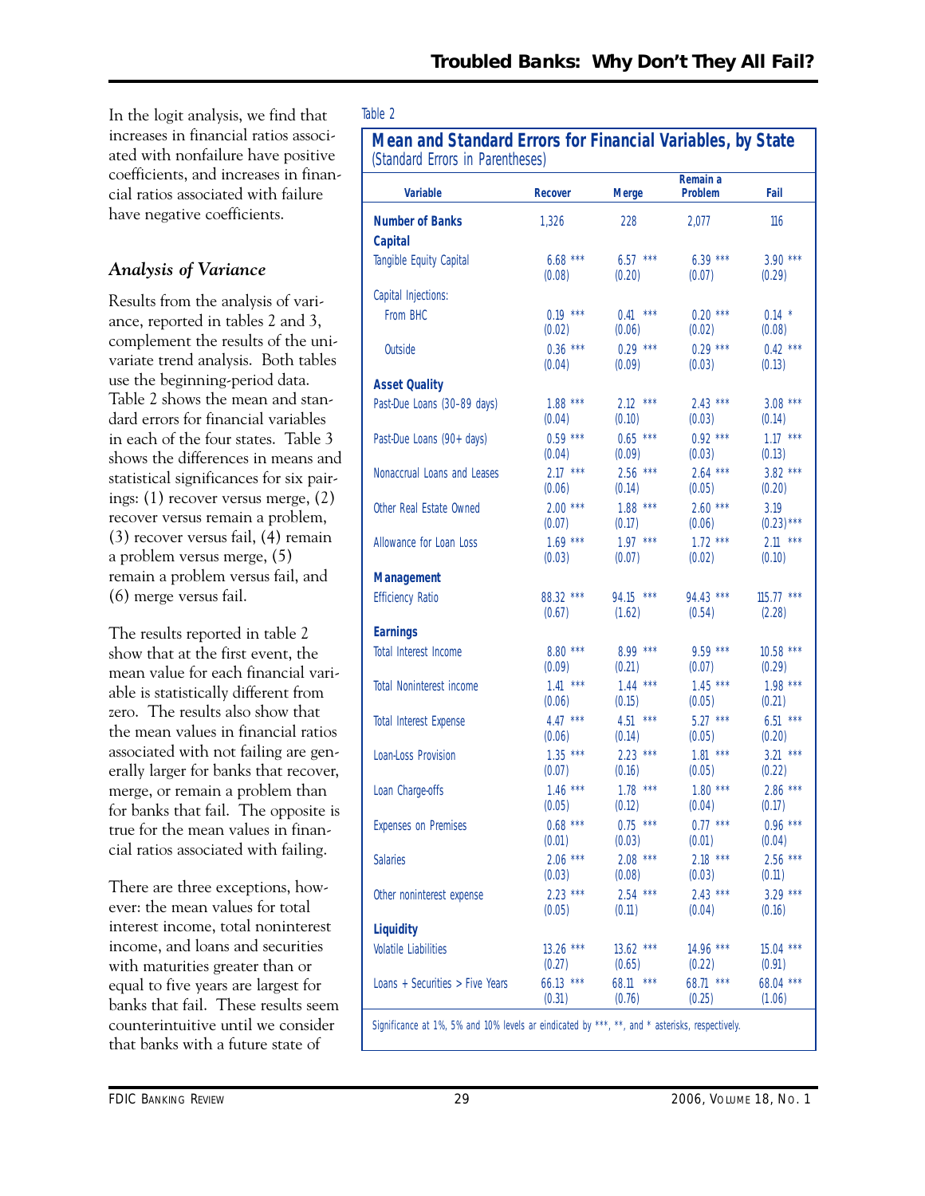In the logit analysis, we find that increases in financial ratios associated with nonfailure have positive coefficients, and increases in financial ratios associated with failure have negative coefficients.

### *Analysis of Variance*

Results from the analysis of variance, reported in tables 2 and 3, complement the results of the univariate trend analysis. Both tables use the beginning-period data. Table 2 shows the mean and standard errors for financial variables in each of the four states. Table 3 shows the differences in means and statistical significances for six pairings: (1) recover versus merge, (2) recover versus remain a problem, (3) recover versus fail, (4) remain a problem versus merge, (5) remain a problem versus fail, and (6) merge versus fail.

The results reported in table 2 show that at the first event, the mean value for each financial variable is statistically different from zero. The results also show that the mean values in financial ratios associated with not failing are generally larger for banks that recover, merge, or remain a problem than for banks that fail. The opposite is true for the mean values in financial ratios associated with failing.

There are three exceptions, however: the mean values for total interest income, total noninterest income, and loans and securities with maturities greater than or equal to five years are largest for banks that fail. These results seem counterintuitive until we consider that banks with a future state of

Table 2

**Mean and Standard Errors for Financial Variables, by State**
(Standard Errors in Parentheses)

| Variable | Recover | Merge | Remain a Problem | Fail |
|---|---|---|---|---|
| **Number of Banks** | 1,326 | 228 | 2,077 | 116 |
| **Capital** | | | | |
| Tangible Equity Capital | 6.68 *** (0.08) | 6.57 *** (0.20) | 6.39 *** (0.07) | 3.90 *** (0.29) |
| Capital Injections: | | | | |
| From BHC | 0.19 *** (0.02) | 0.41 *** (0.06) | 0.20 *** (0.02) | 0.14 * (0.08) |
| Outside | 0.36 *** (0.04) | 0.29 *** (0.09) | 0.29 *** (0.03) | 0.42 *** (0.13) |
| **Asset Quality** | | | | |
| Past-Due Loans (30–89 days) | 1.88 *** (0.04) | 2.12 *** (0.10) | 2.43 *** (0.03) | 3.08 *** (0.14) |
| Past-Due Loans (90+ days) | 0.59 *** (0.04) | 0.65 *** (0.09) | 0.92 *** (0.03) | 1.17 *** (0.13) |
| Nonaccrual Loans and Leases | 2.17 *** (0.06) | 2.56 *** (0.14) | 2.64 *** (0.05) | 3.82 *** (0.20) |
| Other Real Estate Owned | 2.00 *** (0.07) | 1.88 *** (0.17) | 2.60 *** (0.06) | 3.19 (0.23)*** |
| Allowance for Loan Loss | 1.69 *** (0.03) | 1.97 *** (0.07) | 1.72 *** (0.02) | 2.11 *** (0.10) |
| **Management** | | | | |
| Efficiency Ratio | 88.32 *** (0.67) | 94.15 *** (1.62) | 94.43 *** (0.54) | 115.77 *** (2.28) |
| **Earnings** | | | | |
| Total Interest Income | 8.80 *** (0.09) | 8.99 *** (0.21) | 9.59 *** (0.07) | 10.58 *** (0.29) |
| Total Noninterest income | 1.41 *** (0.06) | 1.44 *** (0.15) | 1.45 *** (0.05) | 1.98 *** (0.21) |
| Total Interest Expense | 4.47 *** (0.06) | 4.51 *** (0.14) | 5.27 *** (0.05) | 6.51 *** (0.20) |
| Loan-Loss Provision | 1.35 *** (0.07) | 2.23 *** (0.16) | 1.81 *** (0.05) | 3.21 *** (0.22) |
| Loan Charge-offs | 1.46 *** (0.05) | 1.78 *** (0.12) | 1.80 *** (0.04) | 2.86 *** (0.17) |
| Expenses on Premises | 0.68 *** (0.01) | 0.75 *** (0.03) | 0.77 *** (0.01) | 0.96 *** (0.04) |
| Salaries | 2.06 *** (0.03) | 2.08 *** (0.08) | 2.18 *** (0.03) | 2.56 *** (0.11) |
| Other noninterest expense | 2.23 *** (0.05) | 2.54 *** (0.11) | 2.43 *** (0.04) | 3.29 *** (0.16) |
| **Liquidity** | | | | |
| Volatile Liabilities | 13.26 *** (0.27) | 13.62 *** (0.65) | 14.96 *** (0.22) | 15.04 *** (0.91) |
| Loans + Securities > Five Years | 66.13 *** (0.31) | 68.11 *** (0.76) | 68.71 *** (0.25) | 68.04 *** (1.06) |

Significance at 1%, 5% and 10% levels ar eindicated by ***, **, and * asterisks, respectively.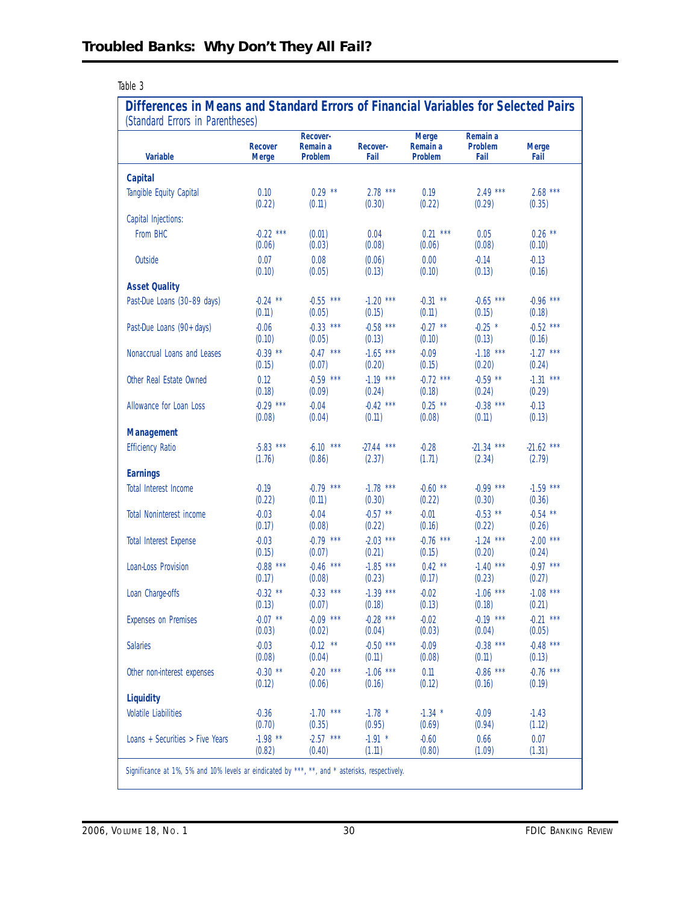Table 3

**Differences in Means and Standard Errors of Financial Variables for Selected Pairs**
(Standard Errors in Parentheses)

| Variable | Recover Merge | Recover-Remain a Problem | Recover-Fail | Merge Remain a Problem | Remain a Problem Fail | Merge Fail |
|---|---|---|---|---|---|---|
| **Capital** | | | | | | |
| Tangible Equity Capital | 0.10 (0.22) | 0.29 ** (0.11) | 2.78 *** (0.30) | 0.19 (0.22) | 2.49 *** (0.29) | 2.68 *** (0.35) |
| Capital Injections: | | | | | | |
| From BHC | -0.22 *** (0.06) | (0.01) (0.03) | 0.04 (0.08) | 0.21 *** (0.06) | 0.05 (0.08) | 0.26 ** (0.10) |
| Outside | 0.07 (0.10) | 0.08 (0.05) | (0.06) (0.13) | 0.00 (0.10) | -0.14 (0.13) | -0.13 (0.16) |
| **Asset Quality** | | | | | | |
| Past-Due Loans (30–89 days) | -0.24 ** (0.11) | -0.55 *** (0.05) | -1.20 *** (0.15) | -0.31 ** (0.11) | -0.65 *** (0.15) | -0.96 *** (0.18) |
| Past-Due Loans (90+days) | -0.06 (0.10) | -0.33 *** (0.05) | -0.58 *** (0.13) | -0.27 ** (0.10) | -0.25 * (0.13) | -0.52 *** (0.16) |
| Nonaccrual Loans and Leases | -0.39 ** (0.15) | -0.47 *** (0.07) | -1.65 *** (0.20) | -0.09 (0.15) | -1.18 *** (0.20) | -1.27 *** (0.24) |
| Other Real Estate Owned | 0.12 (0.18) | -0.59 *** (0.09) | -1.19 *** (0.24) | -0.72 *** (0.18) | -0.59 ** (0.24) | -1.31 *** (0.29) |
| Allowance for Loan Loss | -0.29 *** (0.08) | -0.04 (0.04) | -0.42 *** (0.11) | 0.25 ** (0.08) | -0.38 *** (0.11) | -0.13 (0.13) |
| **Management** | | | | | | |
| Efficiency Ratio | -5.83 *** (1.76) | -6.10 *** (0.86) | -27.44 *** (2.37) | -0.28 (1.71) | -21.34 *** (2.34) | -21.62 *** (2.79) |
| **Earnings** | | | | | | |
| Total Interest Income | -0.19 (0.22) | -0.79 *** (0.11) | -1.78 *** (0.30) | -0.60 ** (0.22) | -0.99 *** (0.30) | -1.59 *** (0.36) |
| Total Noninterest income | -0.03 (0.17) | -0.04 (0.08) | -0.57 ** (0.22) | -0.01 (0.16) | -0.53 ** (0.22) | -0.54 ** (0.26) |
| Total Interest Expense | -0.03 (0.15) | -0.79 *** (0.07) | -2.03 *** (0.21) | -0.76 *** (0.15) | -1.24 *** (0.20) | -2.00 *** (0.24) |
| Loan-Loss Provision | -0.88 *** (0.17) | -0.46 *** (0.08) | -1.85 *** (0.23) | 0.42 ** (0.17) | -1.40 *** (0.23) | -0.97 *** (0.27) |
| Loan Charge-offs | -0.32 ** (0.13) | -0.33 *** (0.07) | -1.39 *** (0.18) | -0.02 (0.13) | -1.06 *** (0.18) | -1.08 *** (0.21) |
| Expenses on Premises | -0.07 ** (0.03) | -0.09 *** (0.02) | -0.28 *** (0.04) | -0.02 (0.03) | -0.19 *** (0.04) | -0.21 *** (0.05) |
| Salaries | -0.03 (0.08) | -0.12 ** (0.04) | -0.50 *** (0.11) | -0.09 (0.08) | -0.38 *** (0.11) | -0.48 *** (0.13) |
| Other non-interest expenses | -0.30 ** (0.12) | -0.20 *** (0.06) | -1.06 *** (0.16) | 0.11 (0.12) | -0.86 *** (0.16) | -0.76 *** (0.19) |
| **Liquidity** | | | | | | |
| Volatile Liabilities | -0.36 (0.70) | -1.70 *** (0.35) | -1.78 * (0.95) | -1.34 * (0.69) | -0.09 (0.94) | -1.43 (1.12) |
| Loans + Securities > Five Years | -1.98 ** (0.82) | -2.57 *** (0.40) | -1.91 * (1.11) | -0.60 (0.80) | 0.66 (1.09) | 0.07 (1.31) |

Significance at 1%, 5% and 10% levels ar eindicated by ***, **, and * asterisks, respectively.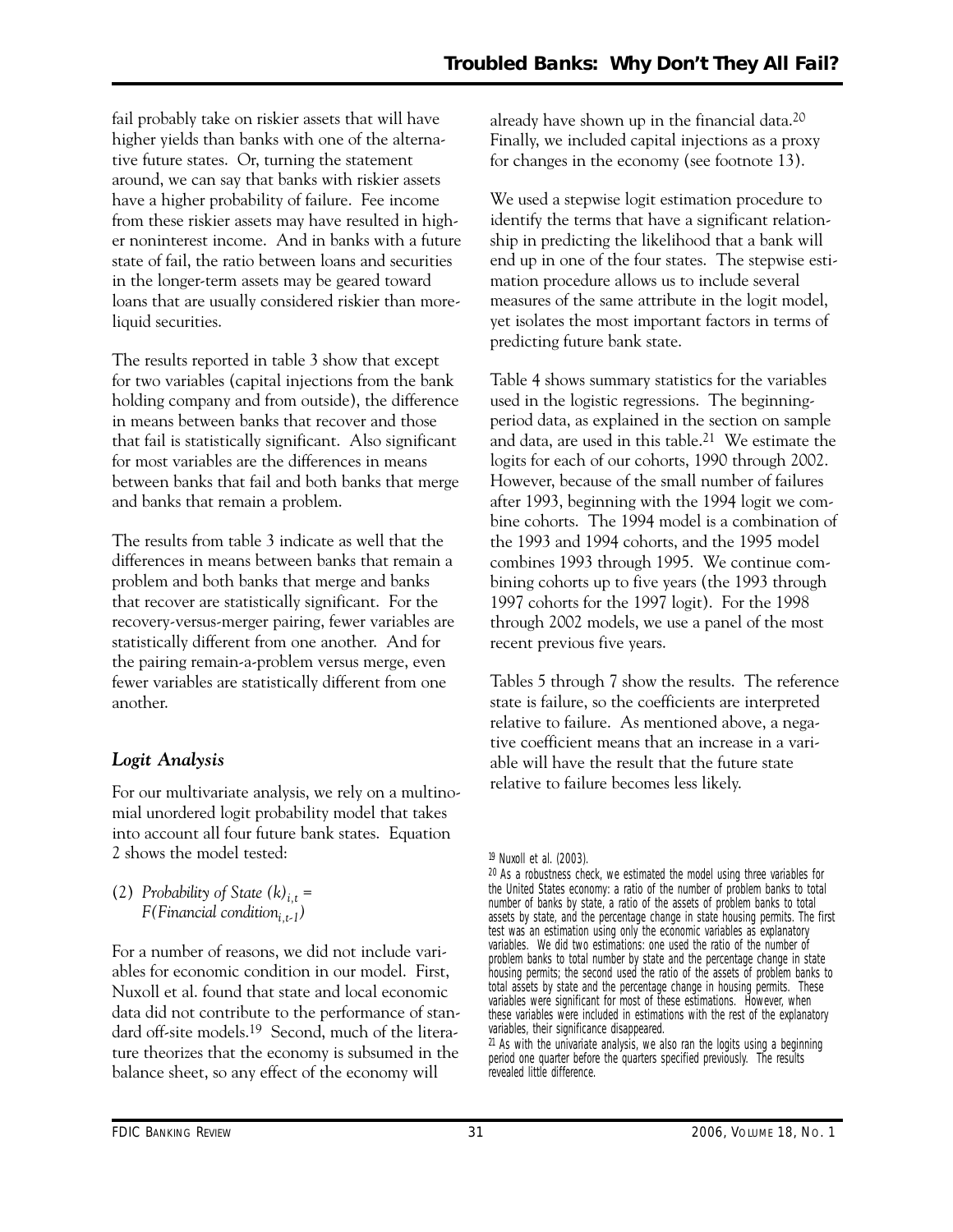fail probably take on riskier assets that will have higher yields than banks with one of the alternative future states. Or, turning the statement around, we can say that banks with riskier assets have a higher probability of failure. Fee income from these riskier assets may have resulted in higher noninterest income. And in banks with a future state of fail, the ratio between loans and securities in the longer-term assets may be geared toward loans that are usually considered riskier than more-liquid securities.

The results reported in table 3 show that except for two variables (capital injections from the bank holding company and from outside), the difference in means between banks that recover and those that fail is statistically significant. Also significant for most variables are the differences in means between banks that fail and both banks that merge and banks that remain a problem.

The results from table 3 indicate as well that the differences in means between banks that remain a problem and both banks that merge and banks that recover are statistically significant. For the recovery-versus-merger pairing, fewer variables are statistically different from one another. And for the pairing remain-a-problem versus merge, even fewer variables are statistically different from one another.

### *Logit Analysis*

For our multivariate analysis, we rely on a multinomial unordered logit probability model that takes into account all four future bank states. Equation 2 shows the model tested:

(2) $\textit{Probability of State } (k)_{i,t} = F(\textit{Financial condition}_{i,t-1})$

For a number of reasons, we did not include variables for economic condition in our model. First, Nuxoll et al. found that state and local economic data did not contribute to the performance of standard off-site models.[19] Second, much of the literature theorizes that the economy is subsumed in the balance sheet, so any effect of the economy will already have shown up in the financial data.[20] Finally, we included capital injections as a proxy for changes in the economy (see footnote 13).

We used a stepwise logit estimation procedure to identify the terms that have a significant relationship in predicting the likelihood that a bank will end up in one of the four states. The stepwise estimation procedure allows us to include several measures of the same attribute in the logit model, yet isolates the most important factors in terms of predicting future bank state.

Table 4 shows summary statistics for the variables used in the logistic regressions. The beginning-period data, as explained in the section on sample and data, are used in this table.[21] We estimate the logits for each of our cohorts, 1990 through 2002. However, because of the small number of failures after 1993, beginning with the 1994 logit we combine cohorts. The 1994 model is a combination of the 1993 and 1994 cohorts, and the 1995 model combines 1993 through 1995. We continue combining cohorts up to five years (the 1993 through 1997 cohorts for the 1997 logit). For the 1998 through 2002 models, we use a panel of the most recent previous five years.

Tables 5 through 7 show the results. The reference state is failure, so the coefficients are interpreted relative to failure. As mentioned above, a negative coefficient means that an increase in a variable will have the result that the future state relative to failure becomes less likely.

---

[19] Nuxoll et al. (2003).

[20] As a robustness check, we estimated the model using three variables for the United States economy: a ratio of the number of problem banks to total number of banks by state, a ratio of the assets of problem banks to total assets by state, and the percentage change in state housing permits. The first test was an estimation using only the economic variables as explanatory variables. We did two estimations: one used the ratio of the number of problem banks to total number by state and the percentage change in state housing permits; the second used the ratio of the assets of problem banks to total assets by state and the percentage change in housing permits. These variables were significant for most of these estimations. However, when these variables were included in estimations with the rest of the explanatory variables, their significance disappeared.

[21] As with the univariate analysis, we also ran the logits using a beginning period one quarter before the quarters specified previously. The results revealed little difference.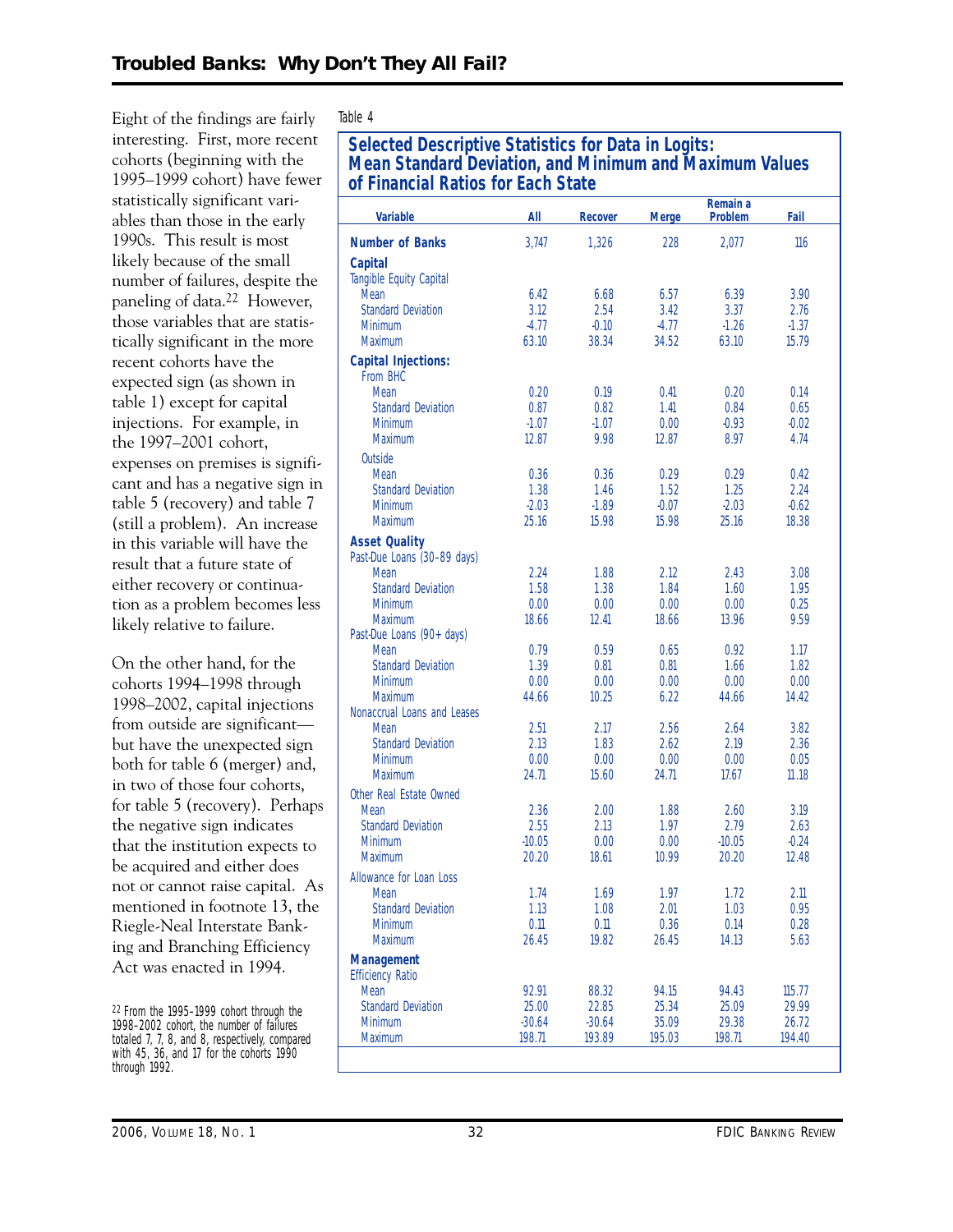Eight of the findings are fairly interesting. First, more recent cohorts (beginning with the 1995–1999 cohort) have fewer statistically significant variables than those in the early 1990s. This result is most likely because of the small number of failures, despite the paneling of data.[22] However, those variables that are statistically significant in the more recent cohorts have the expected sign (as shown in table 1) except for capital injections. For example, in the 1997–2001 cohort, expenses on premises is significant and has a negative sign in table 5 (recovery) and table 7 (still a problem). An increase in this variable will have the result that a future state of either recovery or continuation as a problem becomes less likely relative to failure.

On the other hand, for the cohorts 1994–1998 through 1998–2002, capital injections from outside are significant—but have the unexpected sign both for table 6 (merger) and, in two of those four cohorts, for table 5 (recovery). Perhaps the negative sign indicates that the institution expects to be acquired and either does not or cannot raise capital. As mentioned in footnote 13, the Riegle-Neal Interstate Banking and Branching Efficiency Act was enacted in 1994.

[22] From the 1995–1999 cohort through the 1998–2002 cohort, the number of failures totaled 7, 7, 8, and 8, respectively, compared with 45, 36, and 17 for the cohorts 1990 through 1992.

Table 4

**Selected Descriptive Statistics for Data in Logits: Mean Standard Deviation, and Minimum and Maximum Values of Financial Ratios for Each State**

| Variable | All | Recover | Merge | Remain a Problem | Fail |
|---|---|---|---|---|---|
| **Number of Banks** | 3,747 | 1,326 | 228 | 2,077 | 116 |
| **Capital** | | | | | |
| Tangible Equity Capital | | | | | |
| Mean | 6.42 | 6.68 | 6.57 | 6.39 | 3.90 |
| Standard Deviation | 3.12 | 2.54 | 3.42 | 3.37 | 2.76 |
| Minimum | -4.77 | -0.10 | -4.77 | -1.26 | -1.37 |
| Maximum | 63.10 | 38.34 | 34.52 | 63.10 | 15.79 |
| **Capital Injections:** | | | | | |
| From BHC | | | | | |
| Mean | 0.20 | 0.19 | 0.41 | 0.20 | 0.14 |
| Standard Deviation | 0.87 | 0.82 | 1.41 | 0.84 | 0.65 |
| Minimum | -1.07 | -1.07 | 0.00 | -0.93 | -0.02 |
| Maximum | 12.87 | 9.98 | 12.87 | 8.97 | 4.74 |
| Outside | | | | | |
| Mean | 0.36 | 0.36 | 0.29 | 0.29 | 0.42 |
| Standard Deviation | 1.38 | 1.46 | 1.52 | 1.25 | 2.24 |
| Minimum | -2.03 | -1.89 | -0.07 | -2.03 | -0.62 |
| Maximum | 25.16 | 15.98 | 15.98 | 25.16 | 18.38 |
| **Asset Quality** | | | | | |
| Past-Due Loans (30–89 days) | | | | | |
| Mean | 2.24 | 1.88 | 2.12 | 2.43 | 3.08 |
| Standard Deviation | 1.58 | 1.38 | 1.84 | 1.60 | 1.95 |
| Minimum | 0.00 | 0.00 | 0.00 | 0.00 | 0.25 |
| Maximum | 18.66 | 12.41 | 18.66 | 13.96 | 9.59 |
| Past-Due Loans (90+ days) | | | | | |
| Mean | 0.79 | 0.59 | 0.65 | 0.92 | 1.17 |
| Standard Deviation | 1.39 | 0.81 | 0.81 | 1.66 | 1.82 |
| Minimum | 0.00 | 0.00 | 0.00 | 0.00 | 0.00 |
| Maximum | 44.66 | 10.25 | 6.22 | 44.66 | 14.42 |
| Nonaccrual Loans and Leases | | | | | |
| Mean | 2.51 | 2.17 | 2.56 | 2.64 | 3.82 |
| Standard Deviation | 2.13 | 1.83 | 2.62 | 2.19 | 2.36 |
| Minimum | 0.00 | 0.00 | 0.00 | 0.00 | 0.05 |
| Maximum | 24.71 | 15.60 | 24.71 | 17.67 | 11.18 |
| Other Real Estate Owned | | | | | |
| Mean | 2.36 | 2.00 | 1.88 | 2.60 | 3.19 |
| Standard Deviation | 2.55 | 2.13 | 1.97 | 2.79 | 2.63 |
| Minimum | -10.05 | 0.00 | 0.00 | -10.05 | -0.24 |
| Maximum | 20.20 | 18.61 | 10.99 | 20.20 | 12.48 |
| Allowance for Loan Loss | | | | | |
| Mean | 1.74 | 1.69 | 1.97 | 1.72 | 2.11 |
| Standard Deviation | 1.13 | 1.08 | 2.01 | 1.03 | 0.95 |
| Minimum | 0.11 | 0.11 | 0.36 | 0.14 | 0.28 |
| Maximum | 26.45 | 19.82 | 26.45 | 14.13 | 5.63 |
| **Management** | | | | | |
| Efficiency Ratio | | | | | |
| Mean | 92.91 | 88.32 | 94.15 | 94.43 | 115.77 |
| Standard Deviation | 25.00 | 22.85 | 25.34 | 25.09 | 29.99 |
| Minimum | -30.64 | -30.64 | 35.09 | 29.38 | 26.72 |
| Maximum | 198.71 | 193.89 | 195.03 | 198.71 | 194.40 |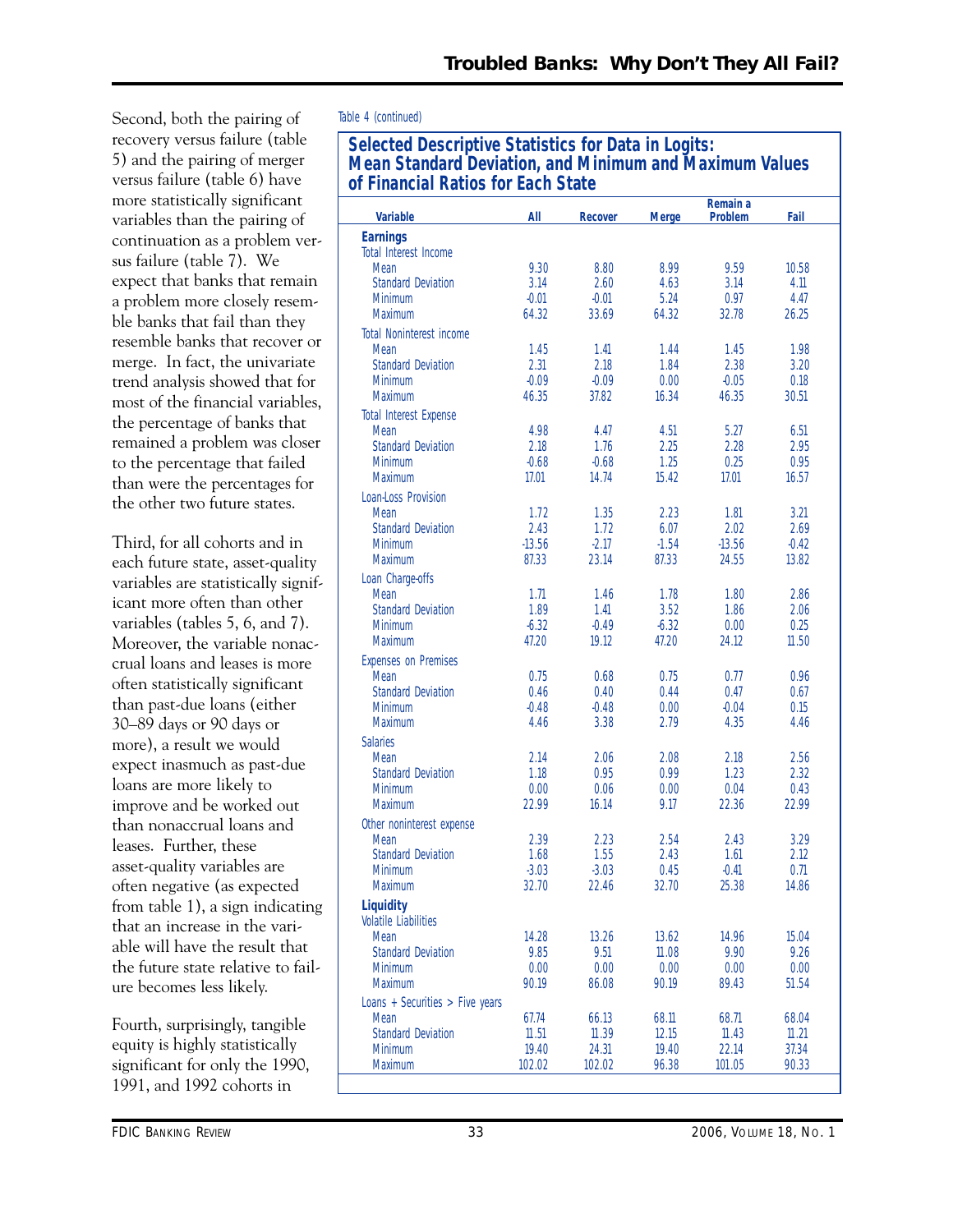Second, both the pairing of recovery versus failure (table 5) and the pairing of merger versus failure (table 6) have more statistically significant variables than the pairing of continuation as a problem versus failure (table 7). We expect that banks that remain a problem more closely resemble banks that fail than they resemble banks that recover or merge. In fact, the univariate trend analysis showed that for most of the financial variables, the percentage of banks that remained a problem was closer to the percentage that failed than were the percentages for the other two future states.

Third, for all cohorts and in each future state, asset-quality variables are statistically significant more often than other variables (tables 5, 6, and 7). Moreover, the variable nonaccrual loans and leases is more often statistically significant than past-due loans (either 30–89 days or 90 days or more), a result we would expect inasmuch as past-due loans are more likely to improve and be worked out than nonaccrual loans and leases. Further, these asset-quality variables are often negative (as expected from table 1), a sign indicating that an increase in the variable will have the result that the future state relative to failure becomes less likely.

Fourth, surprisingly, tangible equity is highly statistically significant for only the 1990, 1991, and 1992 cohorts in

Table 4 (continued)

**Selected Descriptive Statistics for Data in Logits: Mean Standard Deviation, and Minimum and Maximum Values of Financial Ratios for Each State**

| Variable | All | Recover | Merge | Remain a Problem | Fail |
|---|---|---|---|---|---|
| **Earnings** | | | | | |
| Total Interest Income | | | | | |
| Mean | 9.30 | 8.80 | 8.99 | 9.59 | 10.58 |
| Standard Deviation | 3.14 | 2.60 | 4.63 | 3.14 | 4.11 |
| Minimum | -0.01 | -0.01 | 5.24 | 0.97 | 4.47 |
| Maximum | 64.32 | 33.69 | 64.32 | 32.78 | 26.25 |
| Total Noninterest income | | | | | |
| Mean | 1.45 | 1.41 | 1.44 | 1.45 | 1.98 |
| Standard Deviation | 2.31 | 2.18 | 1.84 | 2.38 | 3.20 |
| Minimum | -0.09 | -0.09 | 0.00 | -0.05 | 0.18 |
| Maximum | 46.35 | 37.82 | 16.34 | 46.35 | 30.51 |
| Total Interest Expense | | | | | |
| Mean | 4.98 | 4.47 | 4.51 | 5.27 | 6.51 |
| Standard Deviation | 2.18 | 1.76 | 2.25 | 2.28 | 2.95 |
| Minimum | -0.68 | -0.68 | 1.25 | 0.25 | 0.95 |
| Maximum | 17.01 | 14.74 | 15.42 | 17.01 | 16.57 |
| Loan-Loss Provision | | | | | |
| Mean | 1.72 | 1.35 | 2.23 | 1.81 | 3.21 |
| Standard Deviation | 2.43 | 1.72 | 6.07 | 2.02 | 2.69 |
| Minimum | -13.56 | -2.17 | -1.54 | -13.56 | -0.42 |
| Maximum | 87.33 | 23.14 | 87.33 | 24.55 | 13.82 |
| Loan Charge-offs | | | | | |
| Mean | 1.71 | 1.46 | 1.78 | 1.80 | 2.86 |
| Standard Deviation | 1.89 | 1.41 | 3.52 | 1.86 | 2.06 |
| Minimum | -6.32 | -0.49 | -6.32 | 0.00 | 0.25 |
| Maximum | 47.20 | 19.12 | 47.20 | 24.12 | 11.50 |
| Expenses on Premises | | | | | |
| Mean | 0.75 | 0.68 | 0.75 | 0.77 | 0.96 |
| Standard Deviation | 0.46 | 0.40 | 0.44 | 0.47 | 0.67 |
| Minimum | -0.48 | -0.48 | 0.00 | -0.04 | 0.15 |
| Maximum | 4.46 | 3.38 | 2.79 | 4.35 | 4.46 |
| Salaries | | | | | |
| Mean | 2.14 | 2.06 | 2.08 | 2.18 | 2.56 |
| Standard Deviation | 1.18 | 0.95 | 0.99 | 1.23 | 2.32 |
| Minimum | 0.00 | 0.06 | 0.00 | 0.04 | 0.43 |
| Maximum | 22.99 | 16.14 | 9.17 | 22.36 | 22.99 |
| Other noninterest expense | | | | | |
| Mean | 2.39 | 2.23 | 2.54 | 2.43 | 3.29 |
| Standard Deviation | 1.68 | 1.55 | 2.43 | 1.61 | 2.12 |
| Minimum | -3.03 | -3.03 | 0.45 | -0.41 | 0.71 |
| Maximum | 32.70 | 22.46 | 32.70 | 25.38 | 14.86 |
| **Liquidity** | | | | | |
| Volatile Liabilities | | | | | |
| Mean | 14.28 | 13.26 | 13.62 | 14.96 | 15.04 |
| Standard Deviation | 9.85 | 9.51 | 11.08 | 9.90 | 9.26 |
| Minimum | 0.00 | 0.00 | 0.00 | 0.00 | 0.00 |
| Maximum | 90.19 | 86.08 | 90.19 | 89.43 | 51.54 |
| Loans + Securities > Five years | | | | | |
| Mean | 67.74 | 66.13 | 68.11 | 68.71 | 68.04 |
| Standard Deviation | 11.51 | 11.39 | 12.15 | 11.43 | 11.21 |
| Minimum | 19.40 | 24.31 | 19.40 | 22.14 | 37.34 |
| Maximum | 102.02 | 102.02 | 96.38 | 101.05 | 90.33 |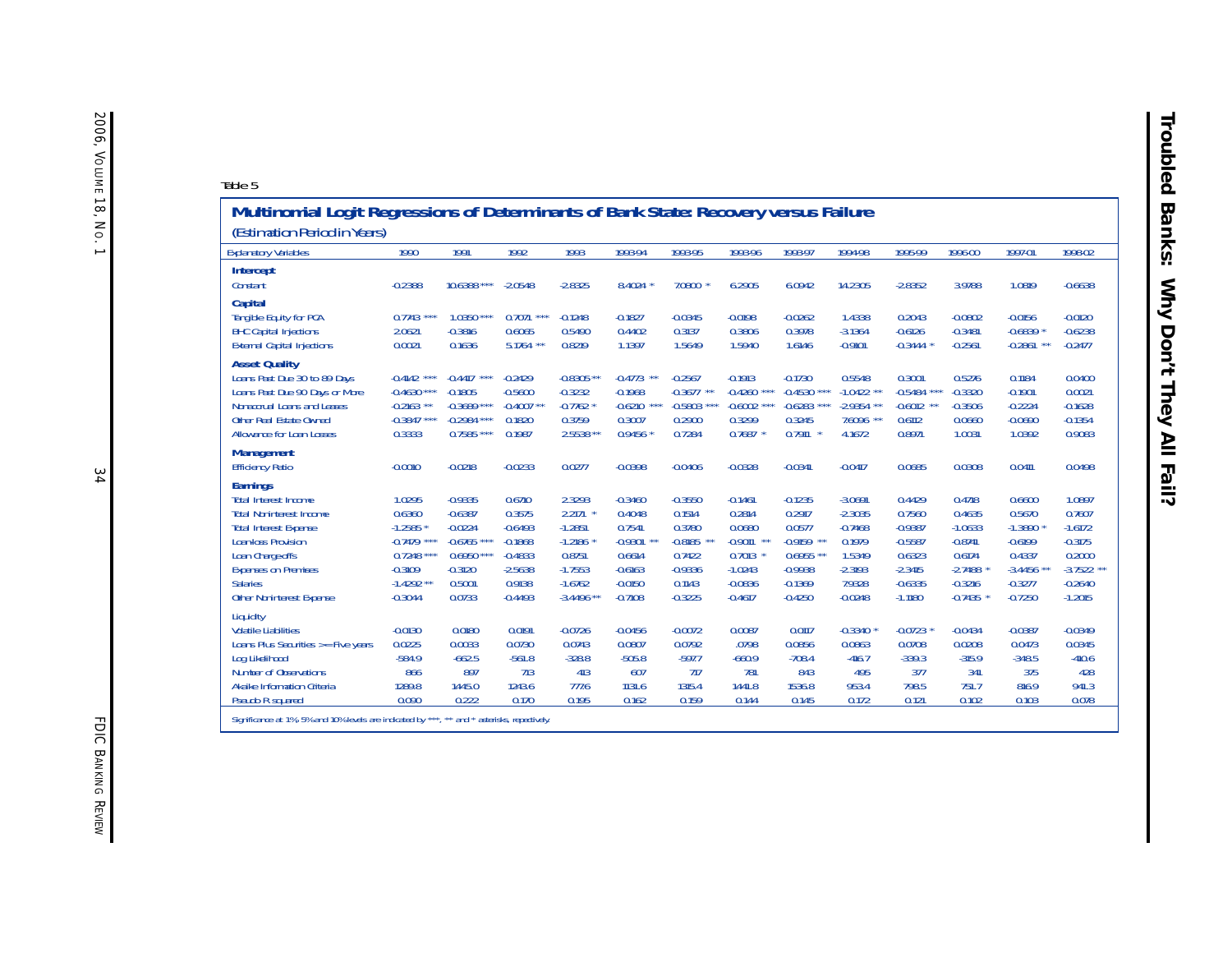Table 5

## Multinomial Logit Regressions of Determinants of Bank State: Recovery versus Failure

(Estimation Period in Years)

| Explanatory Variables | 1990 | 1991 | 1992 | 1993 | 1993-94 | 1993-95 | 1993-96 | 1993-97 | 1994-98 | 1995-99 | 1996-00 | 1997-01 | 1998-02 |
|---|---|---|---|---|---|---|---|---|---|---|---|---|---|
| **Intercept** | | | | | | | | | | | | | |
| Constant | -0.2388 | 10.6388 *** | -2.0548 | -2.8325 | 8.4024 * | 7.0800 * | 6.2905 | 6.0942 | 14.2305 | -2.8352 | 3.9788 | 1.0819 | -0.6638 |
| **Capital** | | | | | | | | | | | | | |
| Tangible Equity for PCA | 0.7743 *** | 1.0350 *** | 0.7071 *** | -0.1248 | -0.1827 | -0.0345 | -0.0198 | -0.0262 | 1.4338 | 0.2043 | -0.0802 | -0.0156 | -0.0120 |
| BHC Capital Injections | 2.0621 | -0.3816 | 0.6065 | 0.5490 | 0.4402 | 0.3137 | 0.3806 | 0.3978 | -3.1364 | -0.6126 | -0.3481 | -0.6839 * | -0.6238 |
| External Capital Injections | 0.0021 | 0.1636 | 5.1764 ** | 0.8219 | 1.1397 | 1.5649 | 1.5940 | 1.6146 | -0.9101 | -0.3444 * | -0.2561 | -0.2861 ** | -0.2477 |
| **Asset Quality** | | | | | | | | | | | | | |
| Loans Past Due 30 to 89 Days | -0.4142 *** | -0.4417 *** | -0.2429 | -0.8305 ** | -0.4773 ** | -0.2567 | -0.1913 | -0.1730 | 0.5548 | 0.3001 | 0.5276 | 0.1184 | 0.0400 |
| Loans Past Due 90 Days or More | -0.4630 *** | -0.1805 | -0.5600 | -0.3232 | -0.1968 | -0.3677 ** | -0.4260 *** | -0.4530 *** | -1.0422 ** | -0.5484 *** | -0.3320 | -0.1901 | 0.0021 |
| Nonaccrual Loans and Leases | -0.2163 ** | -0.3689 *** | -0.4007 ** | -0.7762 * | -0.6210 *** | -0.5803 *** | -0.6002 *** | -0.6283 *** | -2.9354 ** | -0.6012 ** | -0.3506 | -0.2224 | -0.1628 |
| Other Real Estate Owned | -0.3847 *** | -0.2984 *** | 0.1820 | 0.3759 | 0.3007 | 0.2900 | 0.3299 | 0.3245 | 7.6096 ** | 0.6112 | 0.0660 | -0.0690 | -0.1354 |
| Allowance for Loan Losses | 0.3333 | 0.7585 *** | 0.1987 | 2.5538 ** | 0.9456 * | 0.7284 | 0.7687 * | 0.7911 * | 4.1672 | 0.8971 | 1.0031 | 1.0392 | 0.9083 |
| **Management** | | | | | | | | | | | | | |
| Efficiency Ratio | -0.0010 | -0.0218 | -0.0233 | 0.0277 | -0.0398 | -0.0406 | -0.0328 | -0.0341 | -0.0417 | 0.0685 | 0.0308 | 0.0411 | 0.0498 |
| **Earnings** | | | | | | | | | | | | | |
| Total Interest Income | 1.0295 | -0.9335 | 0.6710 | 2.3293 | -0.3460 | -0.3550 | -0.1461 | -0.1235 | -3.0691 | 0.4429 | 0.4718 | 0.6600 | 1.0897 |
| Total Noninterest Income | 0.6360 | -0.6387 | 0.3575 | 2.2171 * | 0.4048 | 0.1514 | 0.2814 | 0.2917 | -2.3035 | 0.7560 | 0.4635 | 0.5670 | 0.7607 |
| Total Interest Expense | -1.2585 * | -0.0224 | -0.6493 | -1.2851 | 0.7541 | 0.3780 | 0.0680 | 0.0577 | -0.7468 | -0.9387 | -1.0633 | -1.3890 * | -1.6172 |
| Loan-loss Provision | -0.7479 *** | -0.6765 *** | -0.1868 | -1.2186 * | -0.9301 ** | -0.8185 ** | -0.9011 ** | -0.9159 ** | 0.1979 | -0.5587 | -0.8741 | -0.6199 | -0.3175 |
| Loan Chargeoffs | 0.7248 *** | 0.6950 *** | -0.4833 | 0.8751 | 0.6614 | 0.7422 | 0.7013 * | 0.6955 ** | 1.5349 | 0.6323 | 0.6174 | 0.4337 | 0.2000 |
| Expenses on Premises | -0.3109 | -0.3120 | -2.5638 | -1.7553 | -0.6163 | -0.9336 | -1.0243 | -0.9938 | -2.3193 | -2.3415 | -2.7488 * | -3.4456 ** | -3.7522 ** |
| Salaries | -1.4292 ** | 0.5001 | 0.9138 | -1.6762 | -0.0150 | 0.1143 | -0.0836 | -0.1369 | 7.9328 | -0.6335 | -0.3216 | -0.3277 | -0.2640 |
| Other Noninterest Expense | -0.3044 | 0.0733 | -0.4493 | -3.4496 ** | -0.7108 | -0.3225 | -0.4617 | -0.4250 | -0.0248 | -1.1180 | -0.7435 * | -0.7250 | -1.2015 |
| Liquidity | | | | | | | | | | | | | |
| Volatile Liabilities | -0.0130 | 0.0180 | 0.0191 | -0.0726 | -0.0456 | -0.0072 | 0.0087 | 0.0117 | -0.3340 * | -0.0723 * | -0.0434 | -0.0387 | -0.0349 |
| Loans Plus Securities >= Five years | 0.0225 | 0.0033 | 0.0730 | 0.0743 | 0.0807 | 0.0792 | .0798 | 0.0856 | 0.0863 | 0.0708 | 0.0208 | 0.0473 | 0.0345 |
| Log Likelihood | -584.9 | -662.5 | -561.8 | -328.8 | -505.8 | -597.7 | -660.9 | -708.4 | -416.7 | -339.3 | -315.9 | -348.5 | -410.6 |
| Number of Observations | 866 | 897 | 713 | 413 | 607 | 717 | 781 | 843 | 495 | 377 | 341 | 375 | 428 |
| Akaike Information Criteria | 1289.8 | 1445.0 | 1243.6 | 777.6 | 1131.6 | 1315.4 | 1441.8 | 1536.8 | 953.4 | 798.5 | 751.7 | 816.9 | 941.3 |
| Pseudo R squared | 0.090 | 0.222 | 0.170 | 0.195 | 0.162 | 0.159 | 0.144 | 0.145 | 0.172 | 0.121 | 0.102 | 0.103 | 0.078 |

Significance at 1%, 5% and 10% levels are indicated by ***, ** and * asterisks, respectively.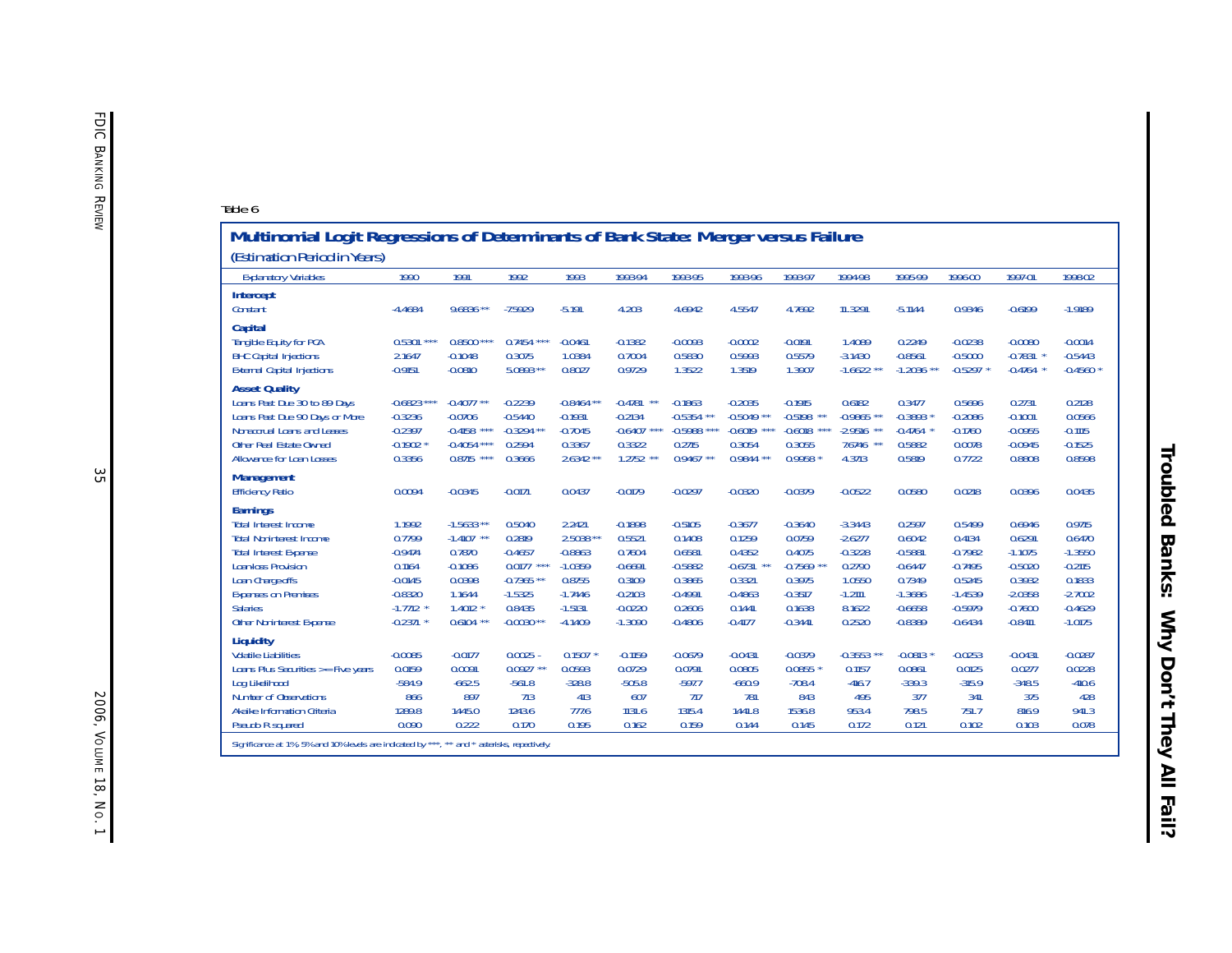Table 6

**Multinomial Logit Regressions of Determinants of Bank State: Merger versus Failure**

(Estimation Period in Years)

| Explanatory Variables | 1990 | 1991 | 1992 | 1993 | 1993-94 | 1993-95 | 1993-96 | 1993-97 | 1994-98 | 1995-99 | 1996-00 | 1997-01 | 1998-02 |
|---|---|---|---|---|---|---|---|---|---|---|---|---|---|
| **Intercept** | | | | | | | | | | | | | |
| Constant | -4.4684 | 9.6836 ** | -7.5929 | -5.191 | 4.203 | 4.6942 | 4.5547 | 4.7692 | 11.3291 | -5.1144 | 0.9346 | -0.6199 | -1.9189 |
| **Capital** | | | | | | | | | | | | | |
| Tangible Equity for PCA | 0.5301 *** | 0.8500 *** | 0.7454 *** | -0.0461 | -0.1382 | -0.0093 | -0.0002 | -0.0191 | 1.4089 | 0.2249 | -0.0238 | -0.0080 | -0.0014 |
| BHC Capital Injections | 2.1647 | -0.1048 | 0.3075 | 1.0384 | 0.7004 | 0.5830 | 0.5993 | 0.5579 | -3.1430 | -0.8561 | -0.5000 | -0.7831 * | -0.5443 |
| External Capital Injections | -0.9151 | -0.0810 | 5.0893 ** | 0.8027 | 0.9729 | 1.3522 | 1.3519 | 1.3907 | -1.6622 ** | -1.2036 ** | -0.5297 * | -0.4764 * | -0.4560 * |
| **Asset Quality** | | | | | | | | | | | | | |
| Loans Past Due 30 to 89 Days | -0.6823 *** | -0.4077 ** | -0.2239 | -0.8464 ** | -0.4781 ** | -0.1863 | -0.2035 | -0.1915 | 0.6182 | 0.3477 | 0.5696 | 0.2731 | 0.2128 |
| Loans Past Due 90 Days or More | -0.3236 | -0.0706 | -0.5440 | -0.1931 | -0.2134 | -0.5354 ** | -0.5049 ** | -0.5198 ** | -0.9865 ** | -0.3893 * | -0.2086 | -0.1001 | 0.0566 |
| Nonaccrual Loans and Leases | -0.2397 | -0.4158 *** | -0.3294 ** | -0.7045 | -0.6407 *** | -0.5988 *** | -0.6019 *** | -0.6018 *** | -2.9516 ** | -0.4764 * | -0.1760 | -0.0955 | -0.1115 |
| Other Real Estate Owned | -0.1902 * | -0.4054 *** | 0.2594 | 0.3367 | 0.3322 | 0.2715 | 0.3054 | 0.3055 | 7.6746 ** | 0.5882 | 0.0078 | -0.0945 | -0.1525 |
| Allowance for Loan Losses | 0.3356 | 0.8715 *** | 0.3666 | 2.6342 ** | 1.2752 ** | 0.9467 ** | 0.9844 ** | 0.9958 * | 4.3713 | 0.5819 | 0.7722 | 0.8808 | 0.8598 |
| **Management** | | | | | | | | | | | | | |
| Efficiency Ratio | 0.0094 | -0.0345 | -0.0171 | 0.0437 | -0.0179 | -0.0297 | -0.0320 | -0.0379 | -0.0522 | 0.0580 | 0.0218 | 0.0396 | 0.0435 |
| **Earnings** | | | | | | | | | | | | | |
| Total Interest Income | 1.1992 | -1.5633 ** | 0.5040 | 2.2421 | -0.1898 | -0.5105 | -0.3677 | -0.3640 | -3.3443 | 0.2597 | 0.5499 | 0.6946 | 0.9715 |
| Total Noninterest Income | 0.7799 | -1.4107 ** | 0.2819 | 2.5038 ** | 0.5521 | 0.1408 | 0.1259 | 0.0759 | -2.6277 | 0.6042 | 0.4134 | 0.6291 | 0.6470 |
| Total Interest Expense | -0.9474 | 0.7870 | -0.4657 | -0.8863 | 0.7604 | 0.6581 | 0.4352 | 0.4075 | -0.3228 | -0.5881 | -0.7982 | -1.1075 | -1.3550 |
| Loan-loss Provision | 0.1164 | -0.1086 | 0.0177 *** | -1.0359 | -0.6691 | -0.5882 | -0.6731 ** | -0.7569 ** | 0.2790 | -0.6447 | -0.7495 | -0.5020 | -0.2115 |
| Loan Charge-offs | -0.0145 | 0.0398 | -0.7365 ** | 0.8755 | 0.3109 | 0.3865 | 0.3321 | 0.3975 | 1.0550 | 0.7349 | 0.5245 | 0.3932 | 0.1833 |
| Expenses on Premises | -0.8320 | 1.1644 | -1.5325 | -1.7446 | -0.2103 | -0.4991 | -0.4863 | -0.3517 | -1.2111 | -1.3686 | -1.4539 | -2.0358 | -2.7002 |
| Salaries | -1.7712 * | 1.4012 * | 0.8435 | -1.5131 | -0.0220 | 0.2606 | 0.1441 | 0.1638 | 8.1622 | -0.6658 | -0.5979 | -0.7600 | -0.4629 |
| Other Noninterest Expense | -0.2371 * | 0.6104 ** | -0.0030 ** | -4.1409 | -1.3090 | -0.4806 | -0.4177 | -0.3441 | 0.2520 | -0.8389 | -0.6434 | -0.8411 | -1.0175 |
| **Liquidity** | | | | | | | | | | | | | |
| Volatile Liabilities | -0.0085 | -0.0177 | 0.0025 - | 0.1507 * | -0.1159 | -0.0679 | -0.0431 | -0.0379 | -0.3553 ** | -0.0813 * | -0.0253 | -0.0431 | -0.0287 |
| Loans Plus Securities >= Five years | 0.0159 | 0.0091 | 0.0927 ** | 0.0593 | 0.0729 | 0.0791 | 0.0805 | 0.0855 * | 0.1157 | 0.0861 | 0.0125 | 0.0277 | 0.0228 |
| Log Likelihood | -584.9 | -662.5 | -561.8 | -328.8 | -505.8 | -597.7 | -660.9 | -708.4 | -416.7 | -339.3 | -315.9 | -348.5 | -410.6 |
| Number of Observations | 866 | 897 | 713 | 413 | 607 | 717 | 781 | 843 | 495 | 377 | 341 | 375 | 428 |
| Akaike Information Criteria | 1289.8 | 1445.0 | 1243.6 | 777.6 | 1131.6 | 1315.4 | 1441.8 | 1536.8 | 953.4 | 798.5 | 751.7 | 816.9 | 941.3 |
| Pseudo R squared | 0.090 | 0.222 | 0.170 | 0.195 | 0.162 | 0.159 | 0.144 | 0.145 | 0.172 | 0.121 | 0.102 | 0.103 | 0.078 |

Significance at 1%, 5% and 10% levels are indicated by ***, ** and * asterisks, respectively.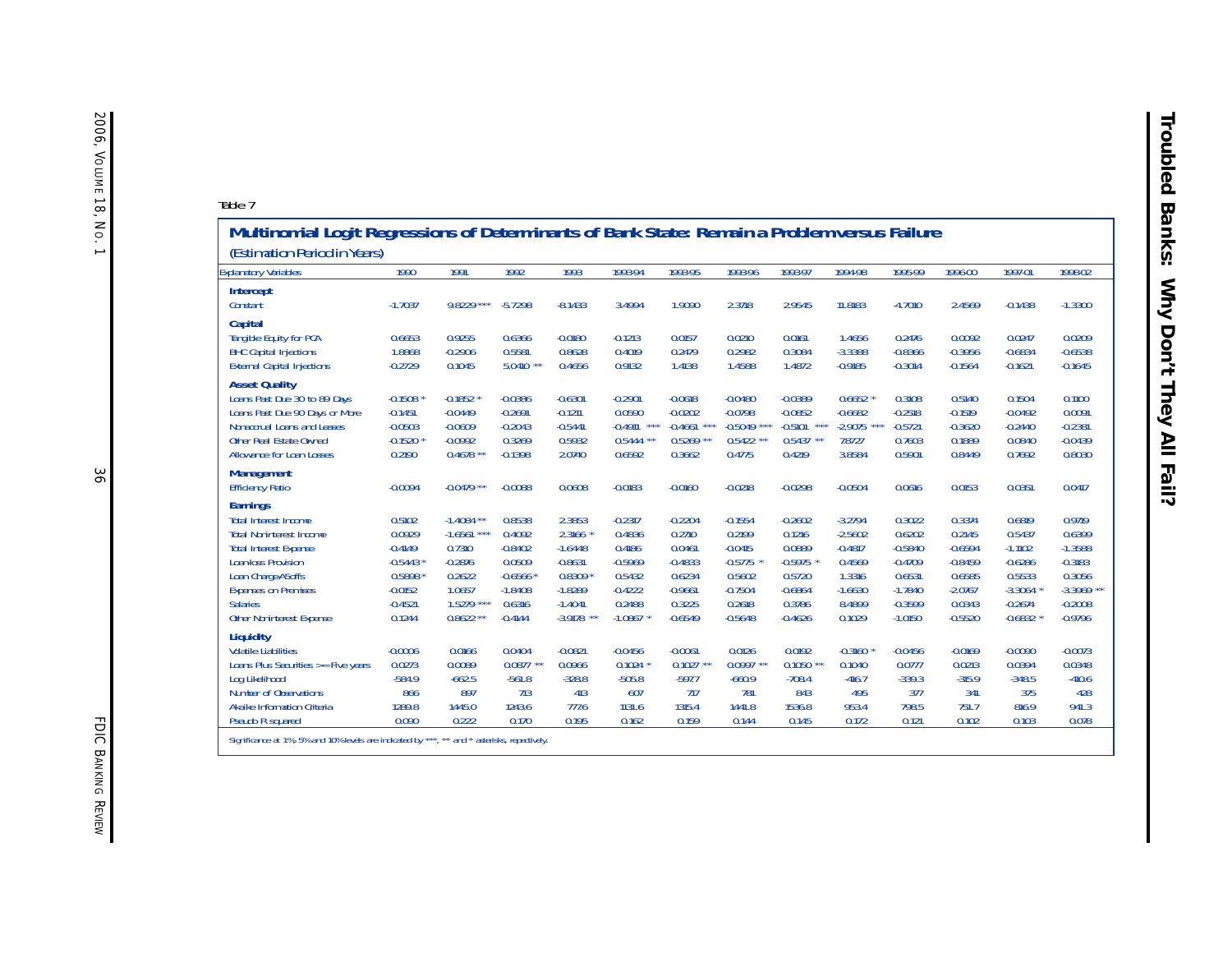Table 7

## Multinomial Logit Regressions of Determinants of Bank State: Remain a Problem versus Failure

*(Estimation Period in Years)*

| Explanatory Variables | 1990 | 1991 | 1992 | 1993 | 1993-94 | 1993-95 | 1993-96 | 1993-97 | 1994-98 | 1995-99 | 1996-00 | 1997-01 | 1998-02 |
|---|---|---|---|---|---|---|---|---|---|---|---|---|---|
| **Intercept** | | | | | | | | | | | | | |
| Constant | -1.7037 | 9.8229 *** | -5.7298 | -8.1433 | 3.4994 | 1.9090 | 2.3718 | 2.9545 | 11.8183 | -4.7010 | 2.4569 | -0.1438 | -1.3300 |
| **Capital** | | | | | | | | | | | | | |
| Tangible Equity for PCA | 0.6653 | 0.9255 | 0.6366 | -0.0180 | -0.1213 | 0.0157 | 0.0210 | 0.0161 | 1.4656 | 0.2476 | 0.0092 | 0.0247 | 0.0209 |
| BHC Capital Injections | 1.8868 | -0.2906 | 0.5581 | 0.8628 | 0.4019 | 0.2479 | 0.2982 | 0.3084 | -3.3388 | -0.8366 | -0.3956 | -0.6834 | -0.6538 |
| External Capital Injections | -0.2729 | 0.1045 | 5.0410 ** | 0.4656 | 0.9132 | 1.4138 | 1.4588 | 1.4872 | -0.9185 | -0.3014 | -0.1564 | -0.1621 | -0.1645 |
| **Asset Quality** | | | | | | | | | | | | | |
| Loans Past Due 30 to 89 Days | -0.1508 * | -0.1852 * | -0.0386 | -0.6301 | -0.2901 | -0.0618 | -0.0480 | -0.0389 | 0.6652 * | 0.3108 | 0.5140 | 0.1504 | 0.1100 |
| Loans Past Due 90 Days or More | -0.1451 | -0.0449 | -0.2691 | -0.1211 | 0.0590 | -0.0202 | -0.0798 | -0.0852 | -0.6682 | -0.2518 | -0.1519 | -0.0492 | 0.0091 |
| Nonaccrual Loans and Leases | -0.0503 | -0.0609 | -0.2043 | -0.5441 | -0.4911 *** | -0.4661 *** | -0.5049 *** | -0.5101 *** | -2.9075 *** | -0.5721 | -0.3620 | -0.2440 | -0.2381 |
| Other Real Estate Owned | -0.1520 * | -0.0992 | 0.3269 | 0.5982 | 0.5444 ** | 0.5269 ** | 0.5422 ** | 0.5437 ** | 7.8727 | 0.7603 | 0.1889 | 0.0840 | -0.0439 |
| Allowance for Loan Losses | 0.2190 | 0.4678 ** | -0.1398 | 2.0740 | 0.6592 | 0.3662 | 0.4775 | 0.4219 | 3.8584 | 0.5901 | 0.8449 | 0.7692 | 0.8030 |
| **Management** | | | | | | | | | | | | | |
| Efficiency Ratio | -0.0094 | -0.0479 ** | -0.0088 | 0.0608 | -0.0183 | -0.0160 | -0.0218 | -0.0298 | -0.0504 | 0.0616 | 0.0153 | 0.0351 | 0.0417 |
| **Earnings** | | | | | | | | | | | | | |
| Total Interest Income | 0.5102 | -1.4084 ** | 0.8538 | 2.3853 | -0.2317 | -0.2204 | -0.1554 | -0.2602 | -3.2794 | 0.3022 | 0.3374 | 0.6819 | 0.9719 |
| Total Noninterest Income | 0.0929 | -1.6561 *** | 0.4092 | 2.3166 * | 0.4836 | 0.2710 | 0.2199 | 0.1216 | -2.5602 | 0.6202 | 0.2145 | 0.5437 | 0.6399 |
| Total Interest Expense | -0.4149 | 0.7310 | -0.8402 | -1.6448 | 0.4186 | 0.0461 | -0.0415 | 0.0889 | -0.4817 | -0.5840 | -0.6594 | -1.1102 | -1.3588 |
| Loan-loss Provision | -0.5443 * | -0.2876 | 0.0509 | -0.8631 | -0.5969 | -0.4833 | -0.5775 * | -0.5975 * | 0.4569 | -0.4709 | -0.8459 | -0.6286 | -0.3183 |
| Loan Charge-offs | 0.5898 * | 0.2622 | -0.6566 * | 0.8309 * | 0.5432 | 0.6234 | 0.5602 | 0.5720 | 1.3316 | 0.6531 | 0.6585 | 0.5533 | 0.3056 |
| Expenses on Premises | -0.0152 | 1.0657 | -1.8408 | -1.8289 | -0.4222 | -0.9661 | -0.7504 | -0.6864 | -1.6630 | -1.7840 | -2.0767 | -3.3064 * | -3.3969 ** |
| Salaries | -0.4521 | 1.5279 *** | 0.6316 | -1.4041 | 0.2488 | 0.3225 | 0.2618 | 0.3786 | 8.4899 | -0.3599 | 0.0343 | -0.2674 | -0.2008 |
| Other Noninterest Expense | 0.1244 | 0.8622 ** | -0.4144 | -3.9178 ** | -1.0867 * | -0.6549 | -0.5648 | -0.4626 | 0.1029 | -1.0150 | -0.5520 | -0.6832 * | -0.9796 |
| **Liquidity** | | | | | | | | | | | | | |
| Volatile Liabilities | -0.0006 | 0.0166 | 0.0404 | -0.0821 | -0.0456 | -0.0061 | 0.0126 | 0.0192 | -0.3160 * | -0.0456 | -0.0169 | -0.0090 | -0.0073 |
| Loans Plus Securities >= Five years | 0.0273 | 0.0089 | 0.0877 ** | 0.0966 | 0.1024 * | 0.1027 ** | 0.0997 ** | 0.1050 ** | 0.1040 | 0.0777 | 0.0213 | 0.0394 | 0.0348 |
| Log Likelihood | -584.9 | -662.5 | -561.8 | -328.8 | -505.8 | -597.7 | -660.9 | -708.4 | -416.7 | -339.3 | -315.9 | -348.5 | -410.6 |
| Number of Observations | 866 | 897 | 713 | 413 | 607 | 717 | 781 | 843 | 495 | 377 | 341 | 375 | 428 |
| Akaike Information Criteria | 1289.8 | 1445.0 | 1243.6 | 777.6 | 1131.6 | 1315.4 | 1441.8 | 1536.8 | 953.4 | 798.5 | 751.7 | 816.9 | 941.3 |
| Pseudo R squared | 0.090 | 0.222 | 0.170 | 0.195 | 0.162 | 0.159 | 0.144 | 0.145 | 0.172 | 0.121 | 0.102 | 0.103 | 0.078 |

Significance at 1%, 5% and 10% levels are indicated by ***, ** and * asterisks, repectively.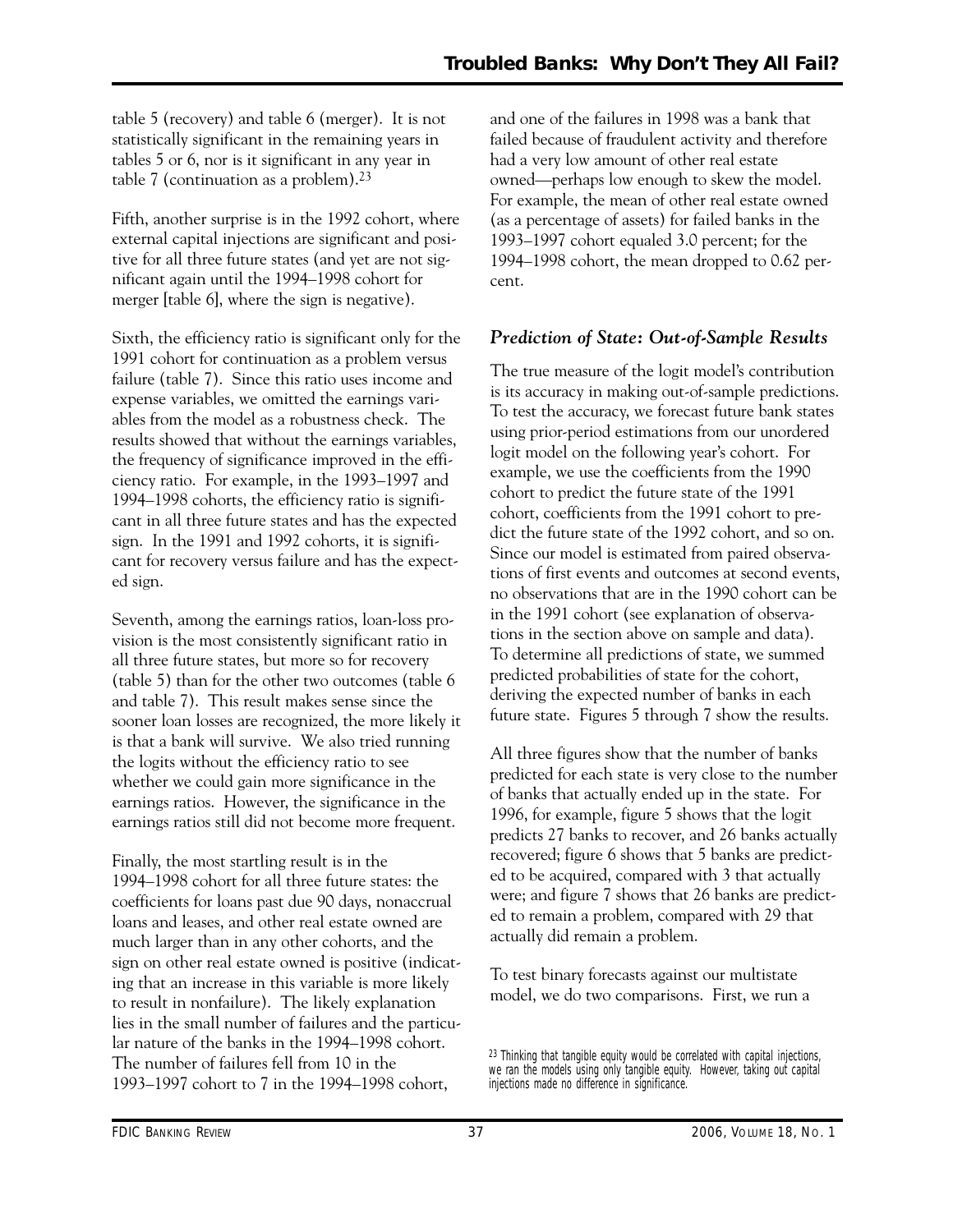table 5 (recovery) and table 6 (merger). It is not statistically significant in the remaining years in tables 5 or 6, nor is it significant in any year in table 7 (continuation as a problem).[23]

Fifth, another surprise is in the 1992 cohort, where external capital injections are significant and positive for all three future states (and yet are not significant again until the 1994–1998 cohort for merger [table 6], where the sign is negative).

Sixth, the efficiency ratio is significant only for the 1991 cohort for continuation as a problem versus failure (table 7). Since this ratio uses income and expense variables, we omitted the earnings variables from the model as a robustness check. The results showed that without the earnings variables, the frequency of significance improved in the efficiency ratio. For example, in the 1993–1997 and 1994–1998 cohorts, the efficiency ratio is significant in all three future states and has the expected sign. In the 1991 and 1992 cohorts, it is significant for recovery versus failure and has the expected sign.

Seventh, among the earnings ratios, loan-loss provision is the most consistently significant ratio in all three future states, but more so for recovery (table 5) than for the other two outcomes (table 6 and table 7). This result makes sense since the sooner loan losses are recognized, the more likely it is that a bank will survive. We also tried running the logits without the efficiency ratio to see whether we could gain more significance in the earnings ratios. However, the significance in the earnings ratios still did not become more frequent.

Finally, the most startling result is in the 1994–1998 cohort for all three future states: the coefficients for loans past due 90 days, nonaccrual loans and leases, and other real estate owned are much larger than in any other cohorts, and the sign on other real estate owned is positive (indicating that an increase in this variable is more likely to result in nonfailure). The likely explanation lies in the small number of failures and the particular nature of the banks in the 1994–1998 cohort. The number of failures fell from 10 in the 1993–1997 cohort to 7 in the 1994–1998 cohort, and one of the failures in 1998 was a bank that failed because of fraudulent activity and therefore had a very low amount of other real estate owned—perhaps low enough to skew the model. For example, the mean of other real estate owned (as a percentage of assets) for failed banks in the 1993–1997 cohort equaled 3.0 percent; for the 1994–1998 cohort, the mean dropped to 0.62 percent.

### *Prediction of State: Out-of-Sample Results*

The true measure of the logit model's contribution is its accuracy in making out-of-sample predictions. To test the accuracy, we forecast future bank states using prior-period estimations from our unordered logit model on the following year's cohort. For example, we use the coefficients from the 1990 cohort to predict the future state of the 1991 cohort, coefficients from the 1991 cohort to predict the future state of the 1992 cohort, and so on. Since our model is estimated from paired observations of first events and outcomes at second events, no observations that are in the 1990 cohort can be in the 1991 cohort (see explanation of observations in the section above on sample and data). To determine all predictions of state, we summed predicted probabilities of state for the cohort, deriving the expected number of banks in each future state. Figures 5 through 7 show the results.

All three figures show that the number of banks predicted for each state is very close to the number of banks that actually ended up in the state. For 1996, for example, figure 5 shows that the logit predicts 27 banks to recover, and 26 banks actually recovered; figure 6 shows that 5 banks are predicted to be acquired, compared with 3 that actually were; and figure 7 shows that 26 banks are predicted to remain a problem, compared with 29 that actually did remain a problem.

To test binary forecasts against our multistate model, we do two comparisons. First, we run a

[23] Thinking that tangible equity would be correlated with capital injections, we ran the models using only tangible equity. However, taking out capital injections made no difference in significance.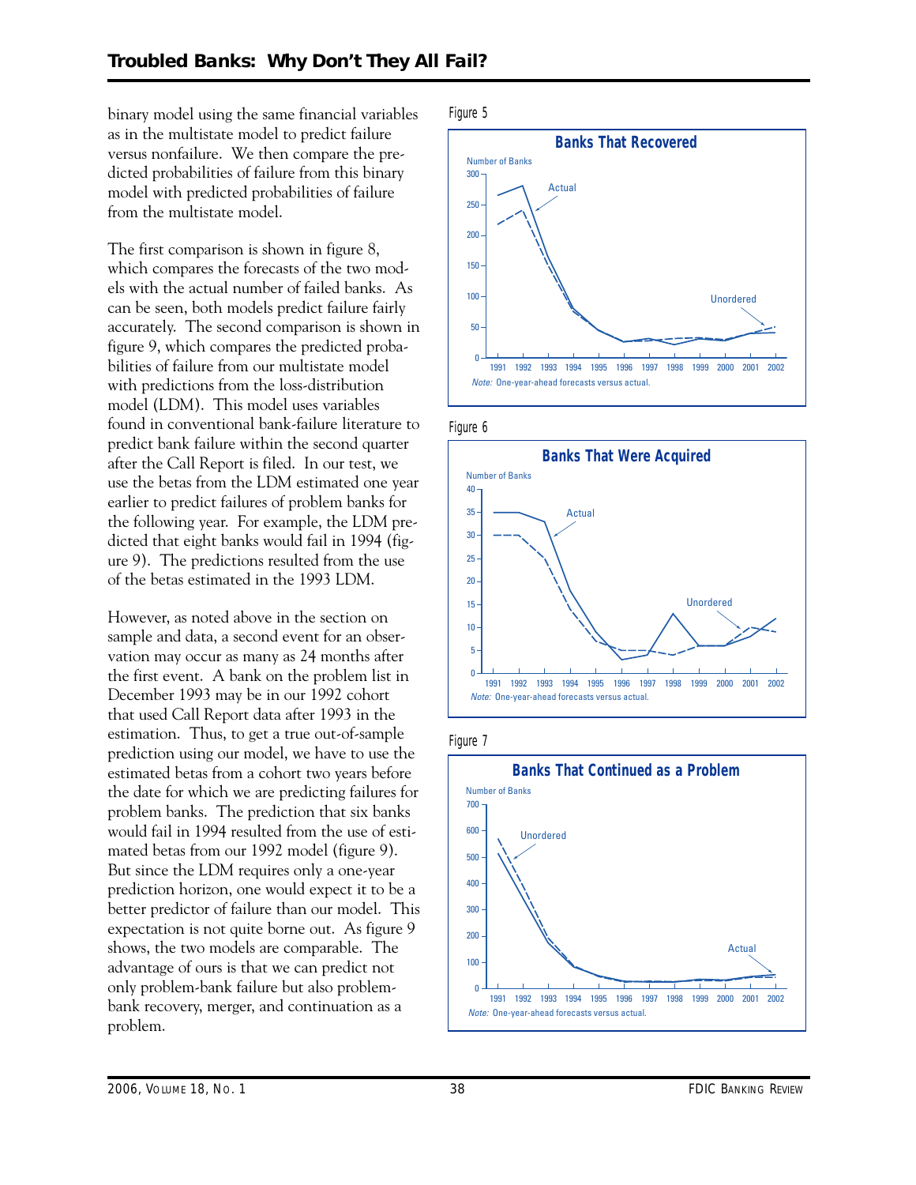binary model using the same financial variables as in the multistate model to predict failure versus nonfailure. We then compare the predicted probabilities of failure from this binary model with predicted probabilities of failure from the multistate model.

The first comparison is shown in figure 8, which compares the forecasts of the two models with the actual number of failed banks. As can be seen, both models predict failure fairly accurately. The second comparison is shown in figure 9, which compares the predicted probabilities of failure from our multistate model with predictions from the loss-distribution model (LDM). This model uses variables found in conventional bank-failure literature to predict bank failure within the second quarter after the Call Report is filed. In our test, we use the betas from the LDM estimated one year earlier to predict failures of problem banks for the following year. For example, the LDM predicted that eight banks would fail in 1994 (figure 9). The predictions resulted from the use of the betas estimated in the 1993 LDM.

However, as noted above in the section on sample and data, a second event for an observation may occur as many as 24 months after the first event. A bank on the problem list in December 1993 may be in our 1992 cohort that used Call Report data after 1993 in the estimation. Thus, to get a true out-of-sample prediction using our model, we have to use the estimated betas from a cohort two years before the date for which we are predicting failures for problem banks. The prediction that six banks would fail in 1994 resulted from the use of estimated betas from our 1992 model (figure 9). But since the LDM requires only a one-year prediction horizon, one would expect it to be a better predictor of failure than our model. This expectation is not quite borne out. As figure 9 shows, the two models are comparable. The advantage of ours is that we can predict not only problem-bank failure but also problem-bank recovery, merger, and continuation as a problem.

Figure 5

**Banks That Recovered**

Number of Banks

*Note:* One-year-ahead forecasts versus actual.

Figure 6

**Banks That Were Acquired**

Number of Banks

*Note:* One-year-ahead forecasts versus actual.

Figure 7

**Banks That Continued as a Problem**

Number of Banks

*Note:* One-year-ahead forecasts versus actual.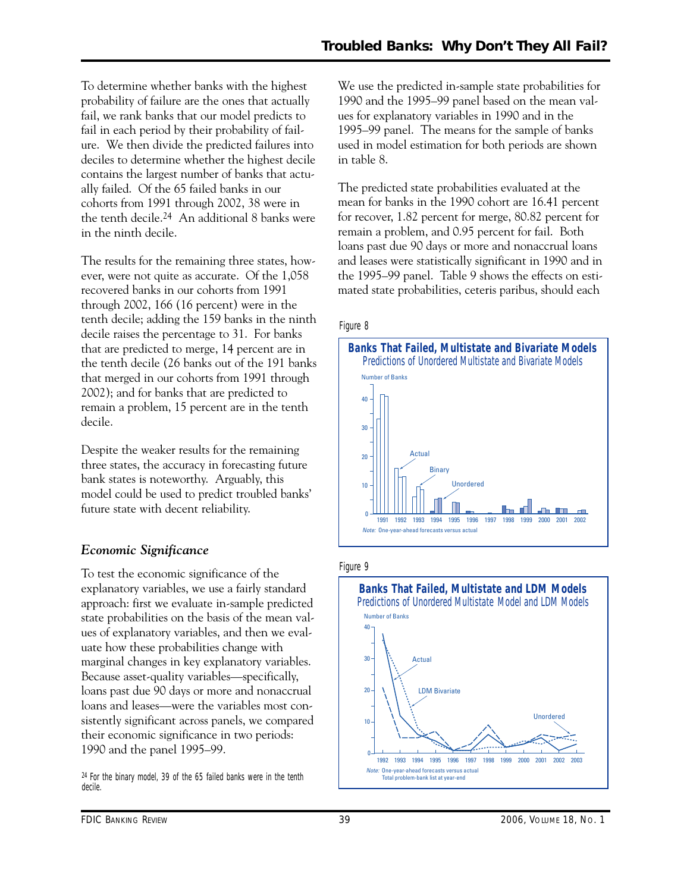To determine whether banks with the highest probability of failure are the ones that actually fail, we rank banks that our model predicts to fail in each period by their probability of failure. We then divide the predicted failures into deciles to determine whether the highest decile contains the largest number of banks that actually failed. Of the 65 failed banks in our cohorts from 1991 through 2002, 38 were in the tenth decile.[24] An additional 8 banks were in the ninth decile.

The results for the remaining three states, however, were not quite as accurate. Of the 1,058 recovered banks in our cohorts from 1991 through 2002, 166 (16 percent) were in the tenth decile; adding the 159 banks in the ninth decile raises the percentage to 31. For banks that are predicted to merge, 14 percent are in the tenth decile (26 banks out of the 191 banks that merged in our cohorts from 1991 through 2002); and for banks that are predicted to remain a problem, 15 percent are in the tenth decile.

Despite the weaker results for the remaining three states, the accuracy in forecasting future bank states is noteworthy. Arguably, this model could be used to predict troubled banks' future state with decent reliability.

### *Economic Significance*

To test the economic significance of the explanatory variables, we use a fairly standard approach: first we evaluate in-sample predicted state probabilities on the basis of the mean values of explanatory variables, and then we evaluate how these probabilities change with marginal changes in key explanatory variables. Because asset-quality variables—specifically, loans past due 90 days or more and nonaccrual loans and leases—were the variables most consistently significant across panels, we compared their economic significance in two periods: 1990 and the panel 1995–99.

[24] For the binary model, 39 of the 65 failed banks were in the tenth decile.

We use the predicted in-sample state probabilities for 1990 and the 1995–99 panel based on the mean values for explanatory variables in 1990 and in the 1995–99 panel. The means for the sample of banks used in model estimation for both periods are shown in table 8.

The predicted state probabilities evaluated at the mean for banks in the 1990 cohort are 16.41 percent for recover, 1.82 percent for merge, 80.82 percent for remain a problem, and 0.95 percent for fail. Both loans past due 90 days or more and nonaccrual loans and leases were statistically significant in 1990 and in the 1995–99 panel. Table 9 shows the effects on estimated state probabilities, ceteris paribus, should each

Figure 8

**Banks That Failed, Multistate and Bivariate Models**
Predictions of Unordered Multistate and Bivariate Models

*Note:* One-year-ahead forecasts versus actual

Figure 9

**Banks That Failed, Multistate and LDM Models**
Predictions of Unordered Multistate Model and LDM Models

*Note:* One-year-ahead forecasts versus actual
Total problem-bank list at year-end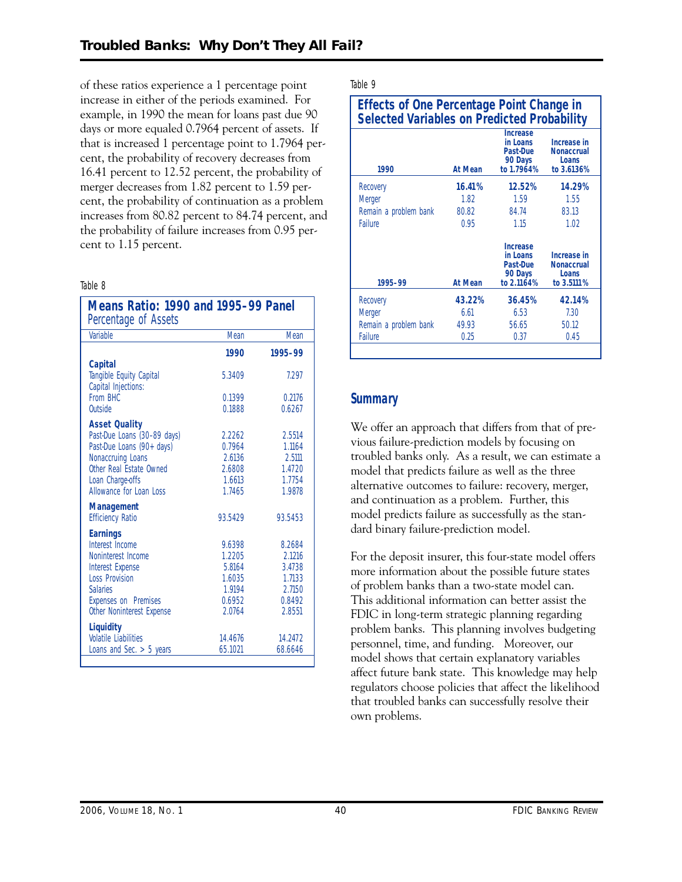of these ratios experience a 1 percentage point increase in either of the periods examined. For example, in 1990 the mean for loans past due 90 days or more equaled 0.7964 percent of assets. If that is increased 1 percentage point to 1.7964 percent, the probability of recovery decreases from 16.41 percent to 12.52 percent, the probability of merger decreases from 1.82 percent to 1.59 percent, the probability of continuation as a problem increases from 80.82 percent to 84.74 percent, and the probability of failure increases from 0.95 percent to 1.15 percent.

Table 8

**Means Ratio: 1990 and 1995–99 Panel**
Percentage of Assets

| Variable | Mean 1990 | Mean 1995–99 |
|---|---|---|
| **Capital** | | |
| Tangible Equity Capital | 5.3409 | 7.297 |
| Capital Injections: | | |
| From BHC | 0.1399 | 0.2176 |
| Outside | 0.1888 | 0.6267 |
| **Asset Quality** | | |
| Past-Due Loans (30–89 days) | 2.2262 | 2.5514 |
| Past-Due Loans (90+ days) | 0.7964 | 1.1164 |
| Nonaccruing Loans | 2.6136 | 2.5111 |
| Other Real Estate Owned | 2.6808 | 1.4720 |
| Loan Charge-offs | 1.6613 | 1.7754 |
| Allowance for Loan Loss | 1.7465 | 1.9878 |
| **Management** | | |
| Efficiency Ratio | 93.5429 | 93.5453 |
| **Earnings** | | |
| Interest Income | 9.6398 | 8.2684 |
| Noninterest Income | 1.2205 | 2.1216 |
| Interest Expense | 5.8164 | 3.4738 |
| Loss Provision | 1.6035 | 1.7133 |
| Salaries | 1.9194 | 2.7150 |
| Expenses on Premises | 0.6952 | 0.8492 |
| Other Noninterest Expense | 2.0764 | 2.8551 |
| **Liquidity** | | |
| Volatile Liabilities | 14.4676 | 14.2472 |
| Loans and Sec. > 5 years | 65.1021 | 68.6646 |

Table 9

**Effects of One Percentage Point Change in Selected Variables on Predicted Probability**

| 1990 | At Mean | Increase in Loans Past-Due 90 Days to 1.7964% | Increase in Nonaccrual Loans to 3.6136% |
|---|---|---|---|
| Recovery | **16.41%** | **12.52%** | **14.29%** |
| Merger | 1.82 | 1.59 | 1.55 |
| Remain a problem bank | 80.82 | 84.74 | 83.13 |
| Failure | 0.95 | 1.15 | 1.02 |
| **1995–99** | **At Mean** | **Increase in Loans Past-Due 90 Days to 2.1164%** | **Increase in Nonaccrual Loans to 3.5111%** |
| Recovery | **43.22%** | **36.45%** | **42.14%** |
| Merger | 6.61 | 6.53 | 7.30 |
| Remain a problem bank | 49.93 | 56.65 | 50.12 |
| Failure | 0.25 | 0.37 | 0.45 |

## Summary

We offer an approach that differs from that of previous failure-prediction models by focusing on troubled banks only. As a result, we can estimate a model that predicts failure as well as the three alternative outcomes to failure: recovery, merger, and continuation as a problem. Further, this model predicts failure as successfully as the standard binary failure-prediction model.

For the deposit insurer, this four-state model offers more information about the possible future states of problem banks than a two-state model can. This additional information can better assist the FDIC in long-term strategic planning regarding problem banks. This planning involves budgeting personnel, time, and funding. Moreover, our model shows that certain explanatory variables affect future bank state. This knowledge may help regulators choose policies that affect the likelihood that troubled banks can successfully resolve their own problems.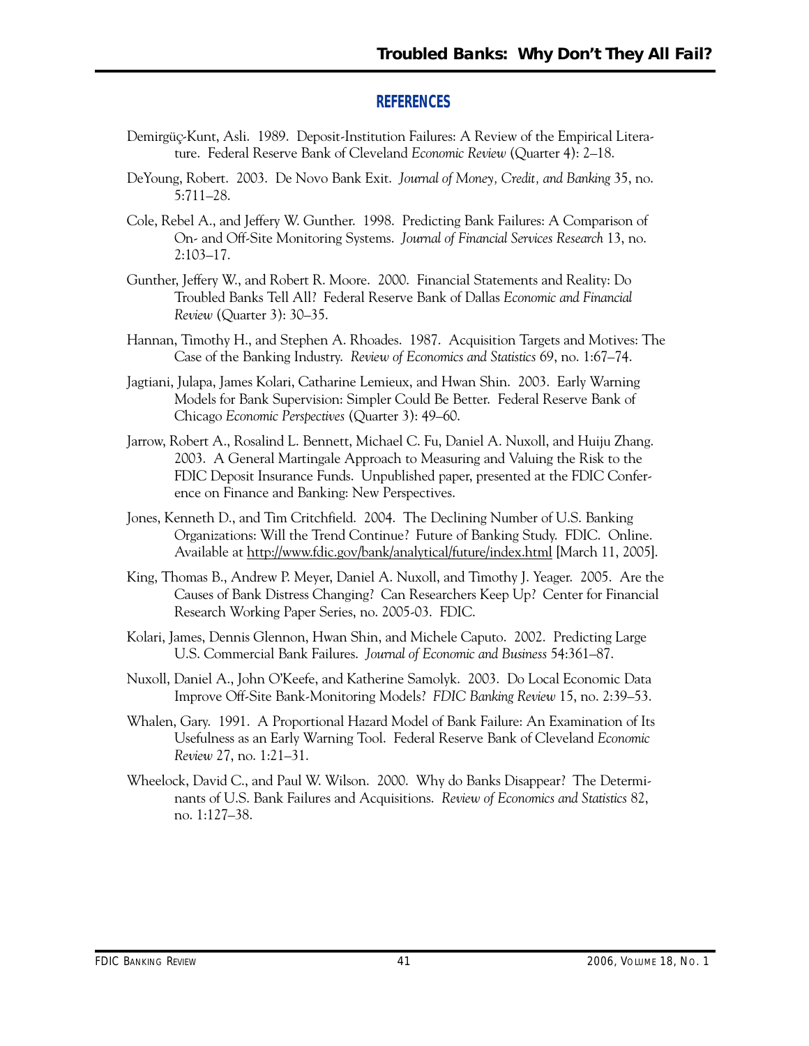## REFERENCES

Demirgüç-Kunt, Asli. 1989. Deposit-Institution Failures: A Review of the Empirical Literature. Federal Reserve Bank of Cleveland *Economic Review* (Quarter 4): 2–18.

DeYoung, Robert. 2003. De Novo Bank Exit. *Journal of Money, Credit, and Banking* 35, no. 5:711–28.

Cole, Rebel A., and Jeffery W. Gunther. 1998. Predicting Bank Failures: A Comparison of On- and Off-Site Monitoring Systems. *Journal of Financial Services Research* 13, no. 2:103–17.

Gunther, Jeffery W., and Robert R. Moore. 2000. Financial Statements and Reality: Do Troubled Banks Tell All? Federal Reserve Bank of Dallas *Economic and Financial Review* (Quarter 3): 30–35.

Hannan, Timothy H., and Stephen A. Rhoades. 1987. Acquisition Targets and Motives: The Case of the Banking Industry. *Review of Economics and Statistics* 69, no. 1:67–74.

Jagtiani, Julapa, James Kolari, Catharine Lemieux, and Hwan Shin. 2003. Early Warning Models for Bank Supervision: Simpler Could Be Better. Federal Reserve Bank of Chicago *Economic Perspectives* (Quarter 3): 49–60.

Jarrow, Robert A., Rosalind L. Bennett, Michael C. Fu, Daniel A. Nuxoll, and Huiju Zhang. 2003. A General Martingale Approach to Measuring and Valuing the Risk to the FDIC Deposit Insurance Funds. Unpublished paper, presented at the FDIC Conference on Finance and Banking: New Perspectives.

Jones, Kenneth D., and Tim Critchfield. 2004. The Declining Number of U.S. Banking Organizations: Will the Trend Continue? Future of Banking Study. FDIC. Online. Available at http://www.fdic.gov/bank/analytical/future/index.html [March 11, 2005].

King, Thomas B., Andrew P. Meyer, Daniel A. Nuxoll, and Timothy J. Yeager. 2005. Are the Causes of Bank Distress Changing? Can Researchers Keep Up? Center for Financial Research Working Paper Series, no. 2005-03. FDIC.

Kolari, James, Dennis Glennon, Hwan Shin, and Michele Caputo. 2002. Predicting Large U.S. Commercial Bank Failures. *Journal of Economic and Business* 54:361–87.

Nuxoll, Daniel A., John O'Keefe, and Katherine Samolyk. 2003. Do Local Economic Data Improve Off-Site Bank-Monitoring Models? *FDIC Banking Review* 15, no. 2:39–53.

Whalen, Gary. 1991. A Proportional Hazard Model of Bank Failure: An Examination of Its Usefulness as an Early Warning Tool. Federal Reserve Bank of Cleveland *Economic Review* 27, no. 1:21–31.

Wheelock, David C., and Paul W. Wilson. 2000. Why do Banks Disappear? The Determinants of U.S. Bank Failures and Acquisitions. *Review of Economics and Statistics* 82, no. 1:127–38.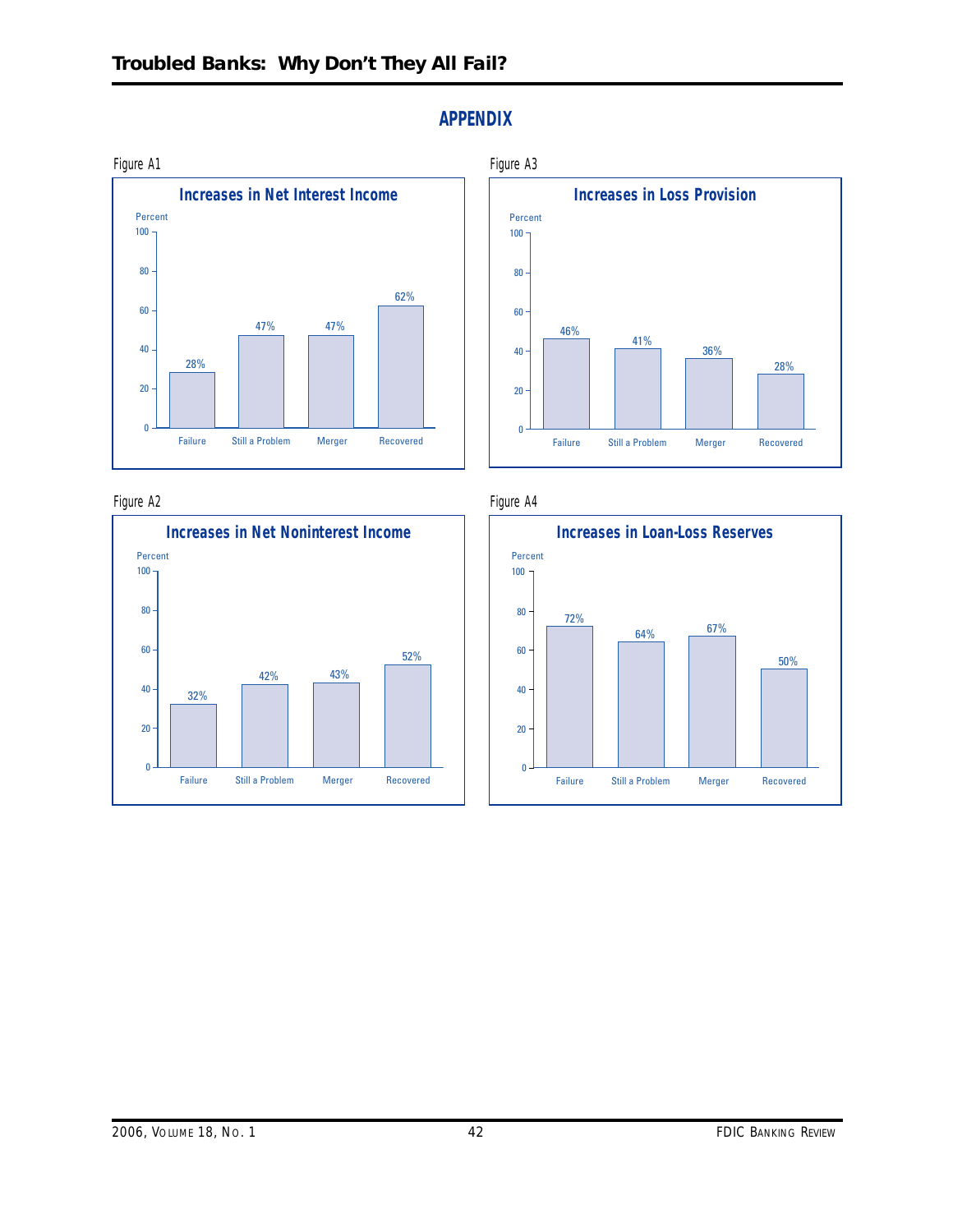## APPENDIX

Figure A1

**Increases in Net Interest Income**

| | Percent |
|---|---|
| Failure | 28% |
| Still a Problem | 47% |
| Merger | 47% |
| Recovered | 62% |

Figure A2

**Increases in Net Noninterest Income**

| | Percent |
|---|---|
| Failure | 32% |
| Still a Problem | 42% |
| Merger | 43% |
| Recovered | 52% |

Figure A3

**Increases in Loss Provision**

| | Percent |
|---|---|
| Failure | 46% |
| Still a Problem | 41% |
| Merger | 36% |
| Recovered | 28% |

Figure A4

**Increases in Loan-Loss Reserves**

| | Percent |
|---|---|
| Failure | 72% |
| Still a Problem | 64% |
| Merger | 67% |
| Recovered | 50% |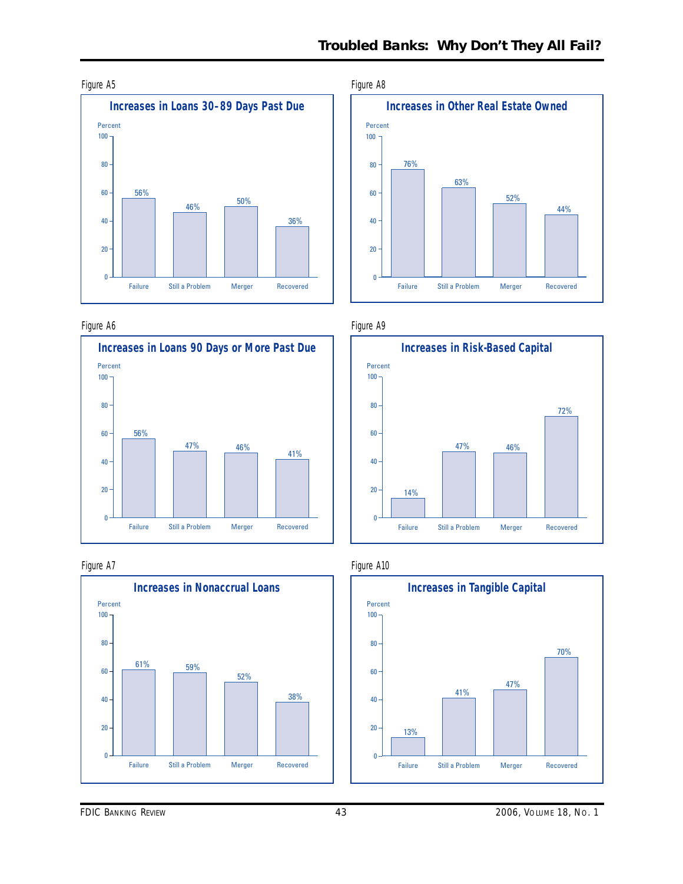Figure A5

**Increases in Loans 30-89 Days Past Due**

| | Failure | Still a Problem | Merger | Recovered |
|---|---|---|---|---|
| Percent | 56% | 46% | 50% | 36% |

Figure A8

**Increases in Other Real Estate Owned**

| | Failure | Still a Problem | Merger | Recovered |
|---|---|---|---|---|
| Percent | 76% | 63% | 52% | 44% |

Figure A6

**Increases in Loans 90 Days or More Past Due**

| | Failure | Still a Problem | Merger | Recovered |
|---|---|---|---|---|
| Percent | 56% | 47% | 46% | 41% |

Figure A9

**Increases in Risk-Based Capital**

| | Failure | Still a Problem | Merger | Recovered |
|---|---|---|---|---|
| Percent | 14% | 47% | 46% | 72% |

Figure A7

**Increases in Nonaccrual Loans**

| | Failure | Still a Problem | Merger | Recovered |
|---|---|---|---|---|
| Percent | 61% | 59% | 52% | 38% |

Figure A10

**Increases in Tangible Capital**

| | Failure | Still a Problem | Merger | Recovered |
|---|---|---|---|---|
| Percent | 13% | 41% | 47% | 70% |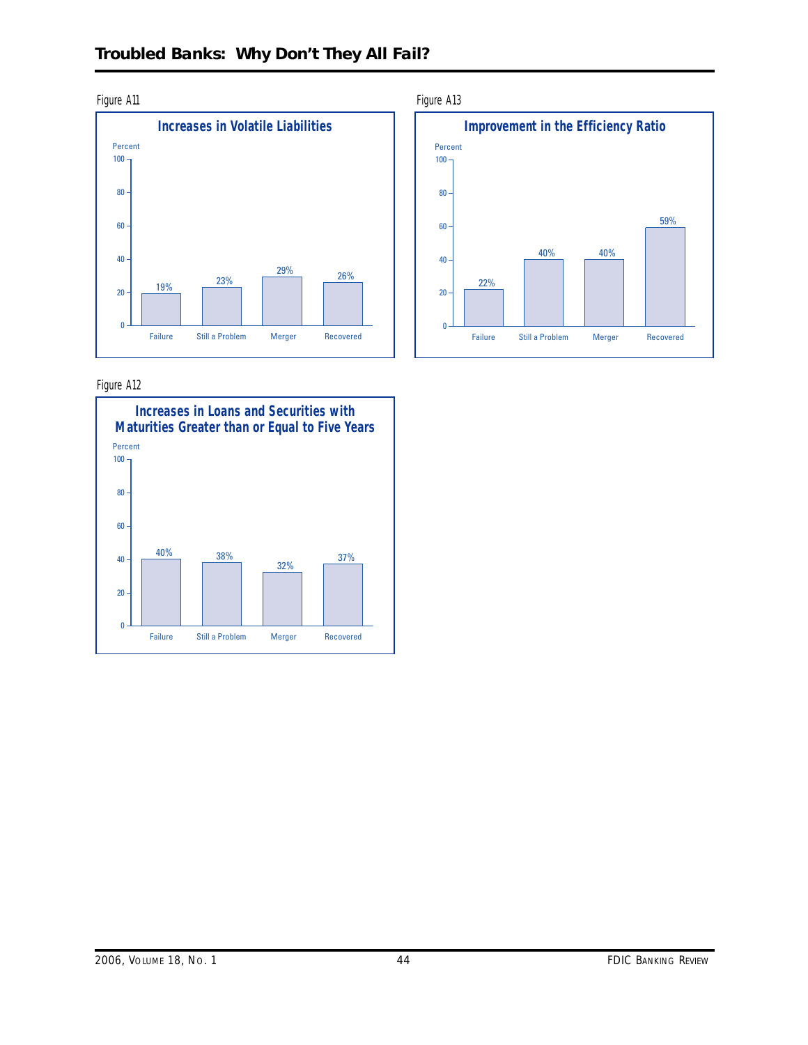Figure A11

**Increases in Volatile Liabilities**

Percent

100
80
60
40
20
0

19%
23%
29%
26%

Failure
Still a Problem
Merger
Recovered

Figure A13

**Improvement in the Efficiency Ratio**

Percent

100
80
60
40
20
0

22%
40%
40%
59%

Failure
Still a Problem
Merger
Recovered

Figure A12

**Increases in Loans and Securities with Maturities Greater than or Equal to Five Years**

Percent

100
80
60
40
20
0

40%
38%
32%
37%

Failure
Still a Problem
Merger
Recovered